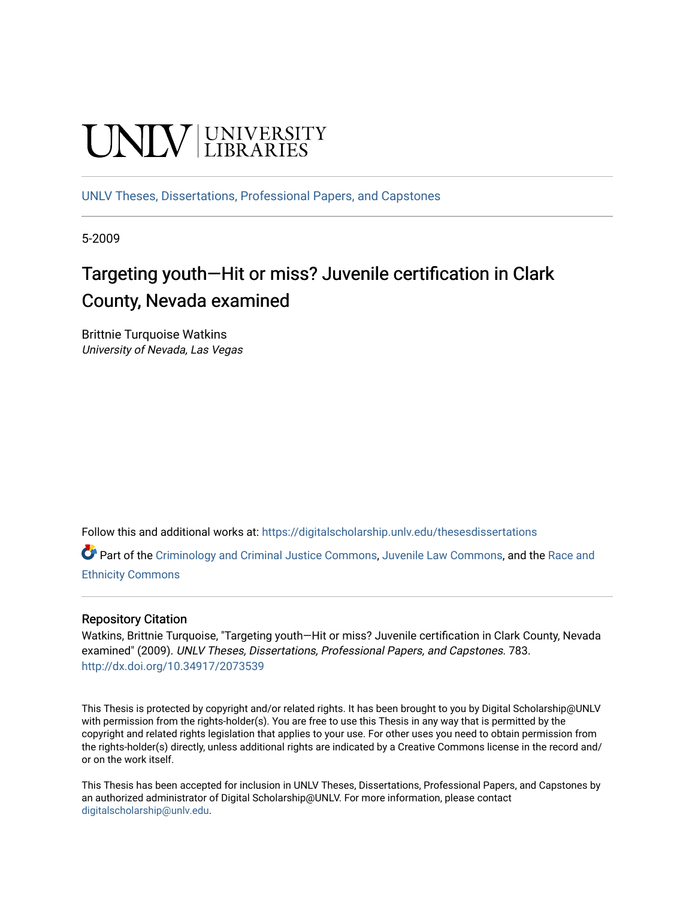UNLV | UNIVERSITY LIBRARIES

UNLV Theses, Dissertations, Professional Papers, and Capstones

5-2009

# Targeting youth—Hit or miss? Juvenile certification in Clark County, Nevada examined

Brittnie Turquoise Watkins
*University of Nevada, Las Vegas*

Follow this and additional works at: https://digitalscholarship.unlv.edu/thesesdissertations

Part of the Criminology and Criminal Justice Commons, Juvenile Law Commons, and the Race and Ethnicity Commons

## Repository Citation

Watkins, Brittnie Turquoise, "Targeting youth—Hit or miss? Juvenile certification in Clark County, Nevada examined" (2009). *UNLV Theses, Dissertations, Professional Papers, and Capstones*. 783.
http://dx.doi.org/10.34917/2073539

This Thesis is protected by copyright and/or related rights. It has been brought to you by Digital Scholarship@UNLV with permission from the rights-holder(s). You are free to use this Thesis in any way that is permitted by the copyright and related rights legislation that applies to your use. For other uses you need to obtain permission from the rights-holder(s) directly, unless additional rights are indicated by a Creative Commons license in the record and/or on the work itself.

This Thesis has been accepted for inclusion in UNLV Theses, Dissertations, Professional Papers, and Capstones by an authorized administrator of Digital Scholarship@UNLV. For more information, please contact digitalscholarship@unlv.edu.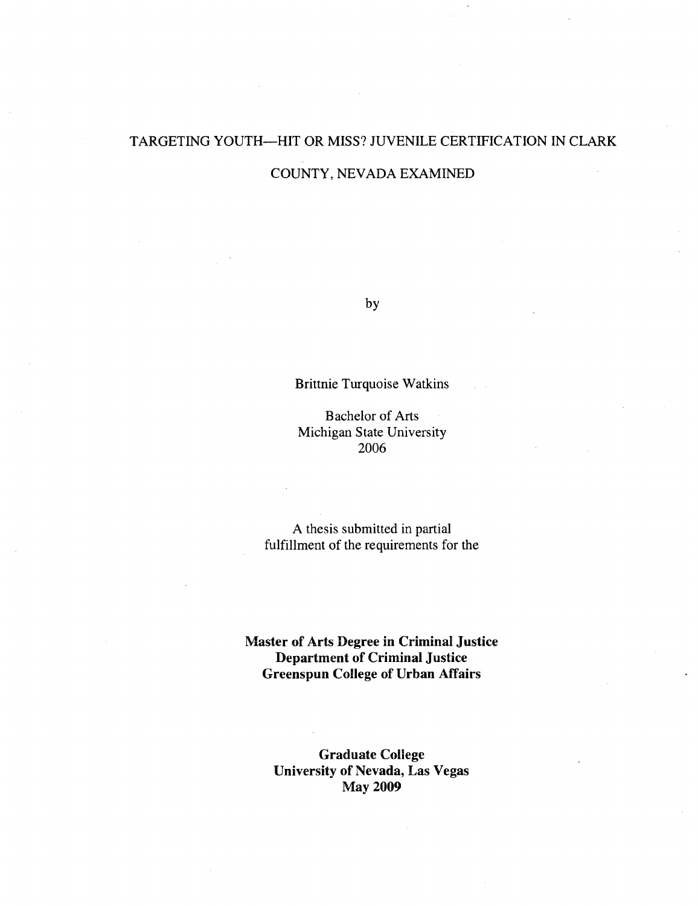# TARGETING YOUTH—HIT OR MISS? JUVENILE CERTIFICATION IN CLARK COUNTY, NEVADA EXAMINED

by

Brittnie Turquoise Watkins

Bachelor of Arts
Michigan State University
2006

A thesis submitted in partial
fulfillment of the requirements for the

**Master of Arts Degree in Criminal Justice**
**Department of Criminal Justice**
**Greenspun College of Urban Affairs**

**Graduate College**
**University of Nevada, Las Vegas**
**May 2009**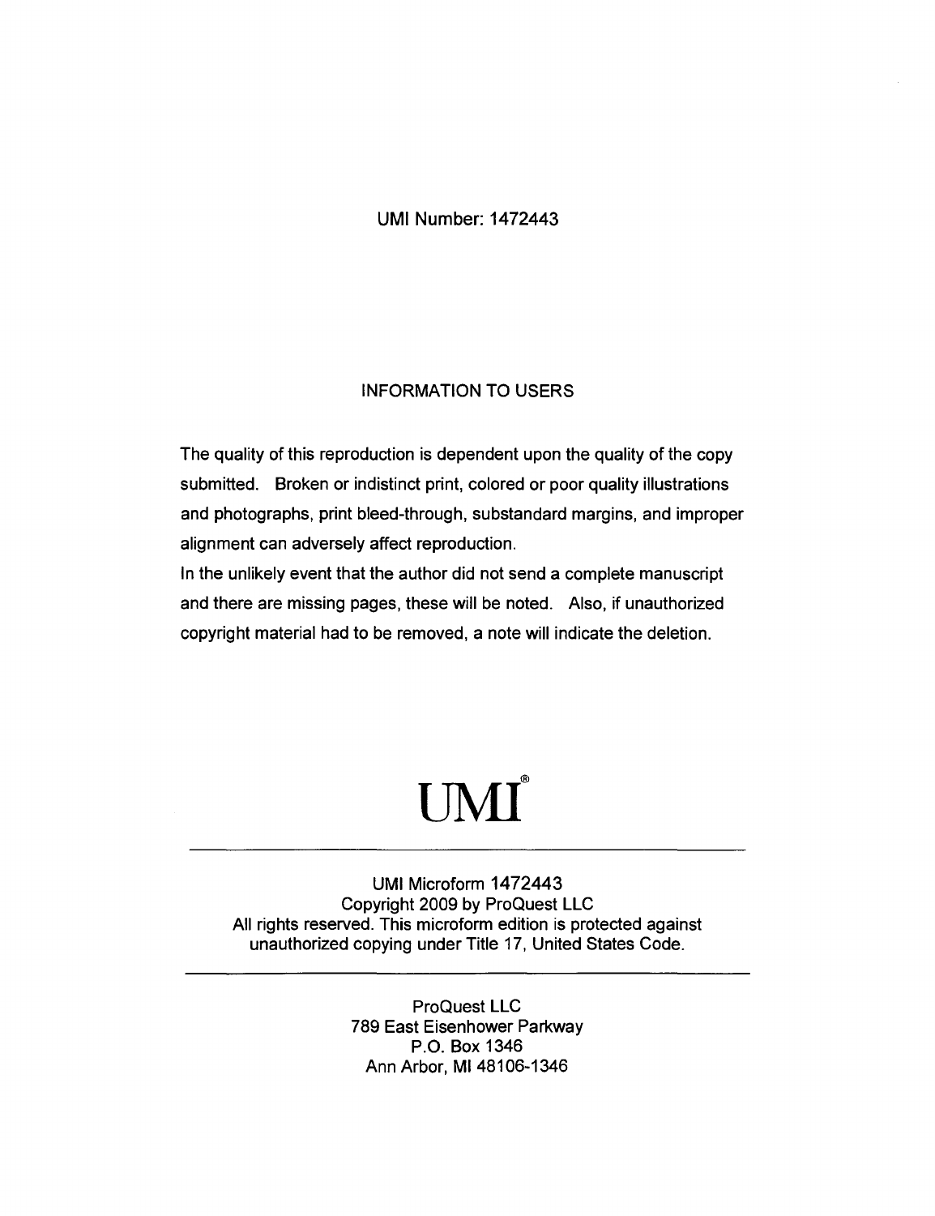UMI Number: 1472443

## INFORMATION TO USERS

The quality of this reproduction is dependent upon the quality of the copy submitted. Broken or indistinct print, colored or poor quality illustrations and photographs, print bleed-through, substandard margins, and improper alignment can adversely affect reproduction.

In the unlikely event that the author did not send a complete manuscript and there are missing pages, these will be noted. Also, if unauthorized copyright material had to be removed, a note will indicate the deletion.

# UMI®

---

UMI Microform 1472443
Copyright 2009 by ProQuest LLC
All rights reserved. This microform edition is protected against unauthorized copying under Title 17, United States Code.

---

ProQuest LLC
789 East Eisenhower Parkway
P.O. Box 1346
Ann Arbor, MI 48106-1346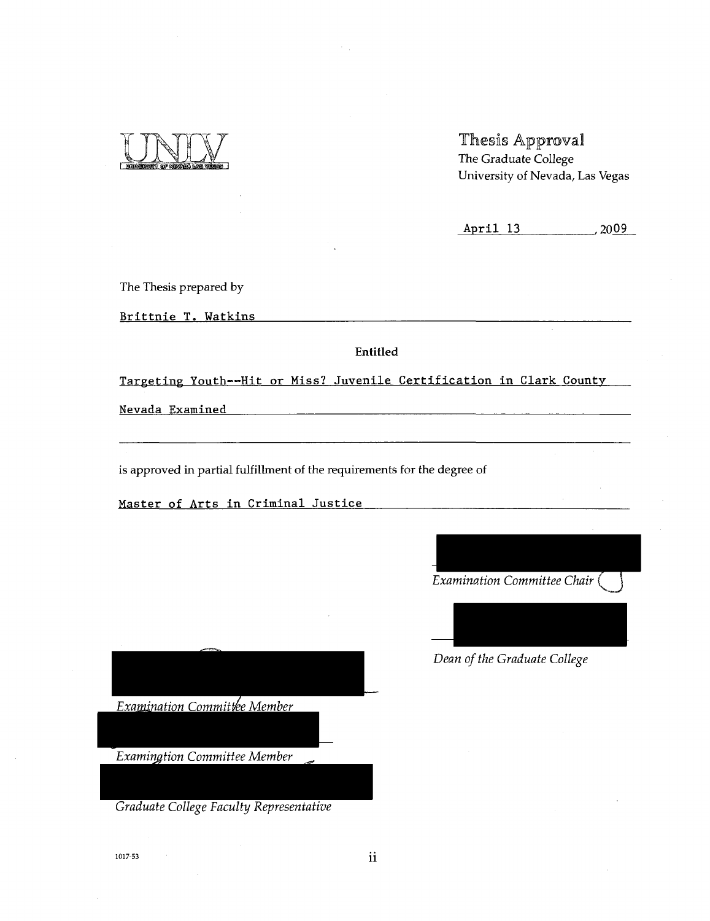# Thesis Approval

The Graduate College
University of Nevada, Las Vegas

April 13, 2009

The Thesis prepared by

Brittnie T. Watkins

**Entitled**

Targeting Youth--Hit or Miss? Juvenile Certification in Clark County Nevada Examined

is approved in partial fulfillment of the requirements for the degree of

Master of Arts in Criminal Justice

*Examination Committee Chair*

*Dean of the Graduate College*

*Examination Committee Member*

*Examination Committee Member*

*Graduate College Faculty Representative*

1017-53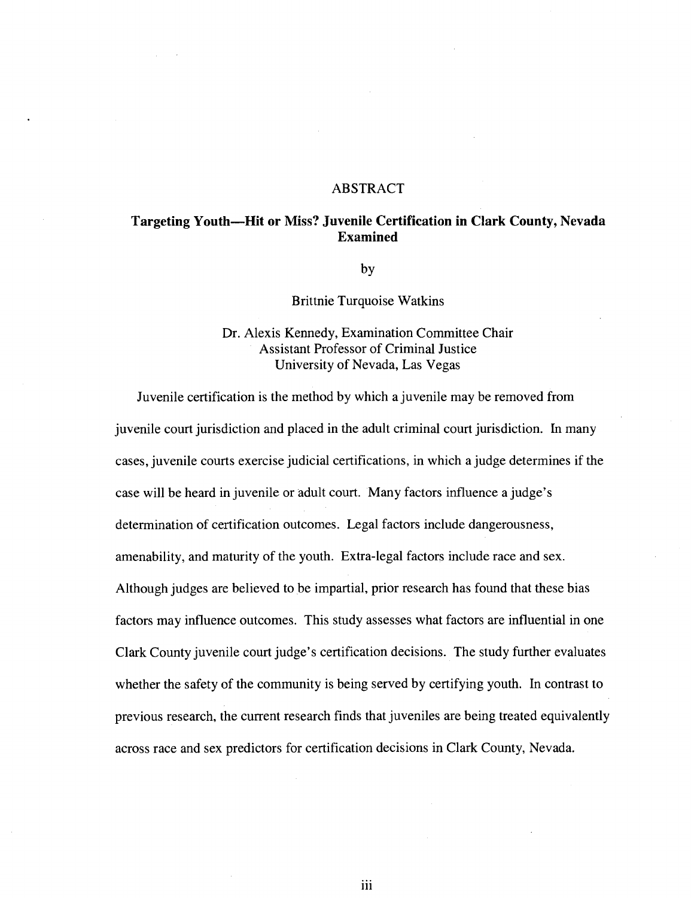# ABSTRACT

## Targeting Youth—Hit or Miss? Juvenile Certification in Clark County, Nevada Examined

by

Brittnie Turquoise Watkins

Dr. Alexis Kennedy, Examination Committee Chair
Assistant Professor of Criminal Justice
University of Nevada, Las Vegas

Juvenile certification is the method by which a juvenile may be removed from juvenile court jurisdiction and placed in the adult criminal court jurisdiction. In many cases, juvenile courts exercise judicial certifications, in which a judge determines if the case will be heard in juvenile or adult court. Many factors influence a judge's determination of certification outcomes. Legal factors include dangerousness, amenability, and maturity of the youth. Extra-legal factors include race and sex. Although judges are believed to be impartial, prior research has found that these bias factors may influence outcomes. This study assesses what factors are influential in one Clark County juvenile court judge's certification decisions. The study further evaluates whether the safety of the community is being served by certifying youth. In contrast to previous research, the current research finds that juveniles are being treated equivalently across race and sex predictors for certification decisions in Clark County, Nevada.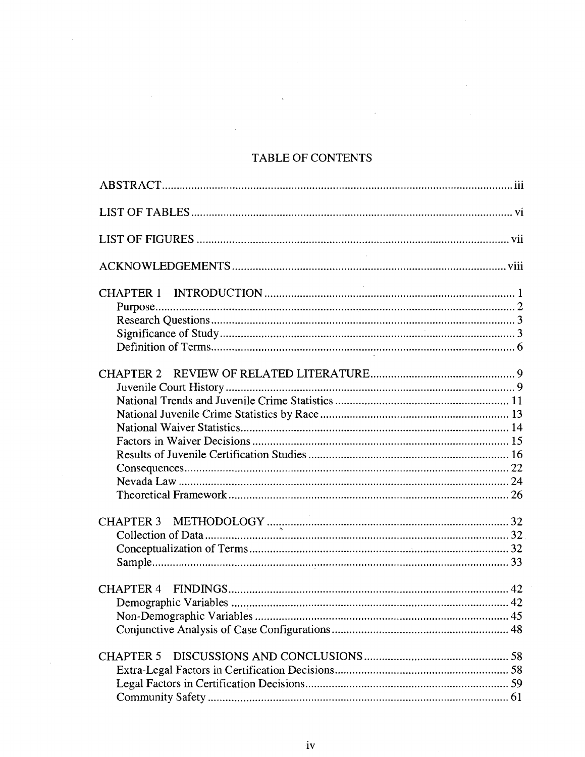# TABLE OF CONTENTS

ABSTRACT .......... iii

LIST OF TABLES .......... vi

LIST OF FIGURES .......... vii

ACKNOWLEDGEMENTS .......... viii

CHAPTER 1 INTRODUCTION .......... 1
- Purpose .......... 2
- Research Questions .......... 3
- Significance of Study .......... 3
- Definition of Terms .......... 6

CHAPTER 2 REVIEW OF RELATED LITERATURE .......... 9
- Juvenile Court History .......... 9
- National Trends and Juvenile Crime Statistics .......... 11
- National Juvenile Crime Statistics by Race .......... 13
- National Waiver Statistics .......... 14
- Factors in Waiver Decisions .......... 15
- Results of Juvenile Certification Studies .......... 16
- Consequences .......... 22
- Nevada Law .......... 24
- Theoretical Framework .......... 26

CHAPTER 3 METHODOLOGY .......... 32
- Collection of Data .......... 32
- Conceptualization of Terms .......... 32
- Sample .......... 33

CHAPTER 4 FINDINGS .......... 42
- Demographic Variables .......... 42
- Non-Demographic Variables .......... 45
- Conjunctive Analysis of Case Configurations .......... 48

CHAPTER 5 DISCUSSIONS AND CONCLUSIONS .......... 58
- Extra-Legal Factors in Certification Decisions .......... 58
- Legal Factors in Certification Decisions .......... 59
- Community Safety .......... 61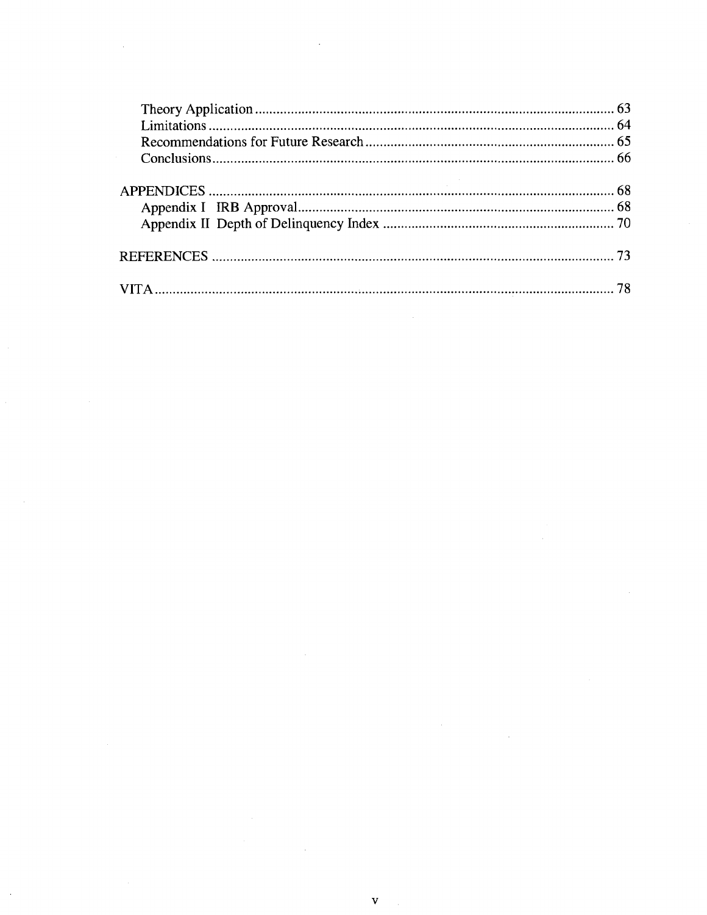Theory Application ........................................................................................................ 63
Limitations ..................................................................................................................... 64
Recommendations for Future Research ........................................................................ 65
Conclusions .................................................................................................................... 66

APPENDICES ....................................................................................................................... 68
Appendix I IRB Approval ............................................................................................... 68
Appendix II Depth of Delinquency Index ...................................................................... 70

REFERENCES ..................................................................................................................... 73

VITA ..................................................................................................................................... 78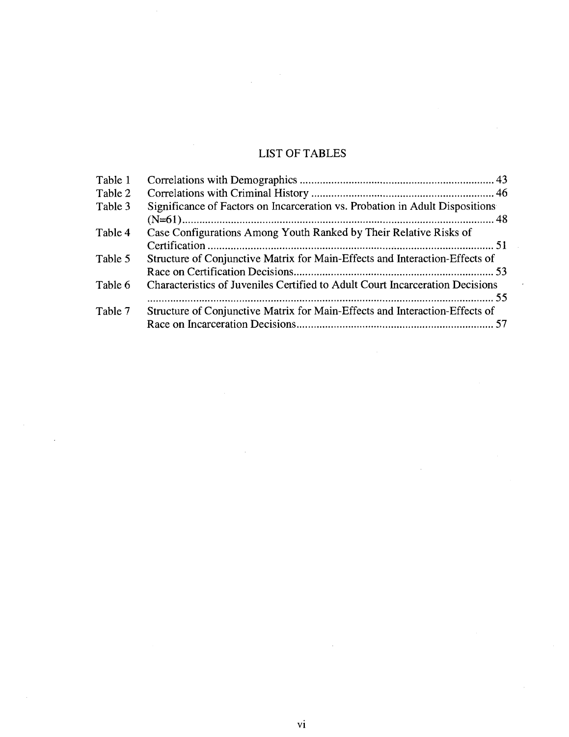## LIST OF TABLES

| | | |
|---|---|---|
| Table 1 | Correlations with Demographics | 43 |
| Table 2 | Correlations with Criminal History | 46 |
| Table 3 | Significance of Factors on Incarceration vs. Probation in Adult Dispositions (N=61) | 48 |
| Table 4 | Case Configurations Among Youth Ranked by Their Relative Risks of Certification | 51 |
| Table 5 | Structure of Conjunctive Matrix for Main-Effects and Interaction-Effects of Race on Certification Decisions | 53 |
| Table 6 | Characteristics of Juveniles Certified to Adult Court Incarceration Decisions | 55 |
| Table 7 | Structure of Conjunctive Matrix for Main-Effects and Interaction-Effects of Race on Incarceration Decisions | 57 |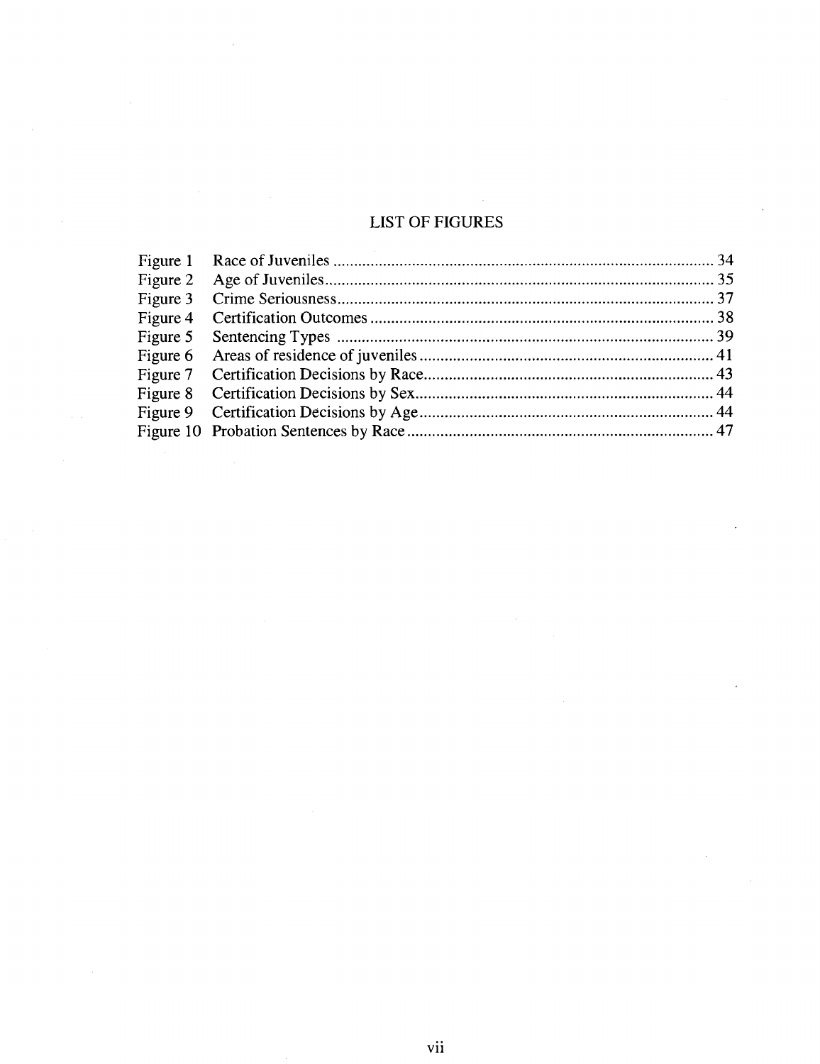# LIST OF FIGURES

| | | |
|---|---|---|
| Figure 1 | Race of Juveniles | 34 |
| Figure 2 | Age of Juveniles | 35 |
| Figure 3 | Crime Seriousness | 37 |
| Figure 4 | Certification Outcomes | 38 |
| Figure 5 | Sentencing Types | 39 |
| Figure 6 | Areas of residence of juveniles | 41 |
| Figure 7 | Certification Decisions by Race | 43 |
| Figure 8 | Certification Decisions by Sex | 44 |
| Figure 9 | Certification Decisions by Age | 44 |
| Figure 10 | Probation Sentences by Race | 47 |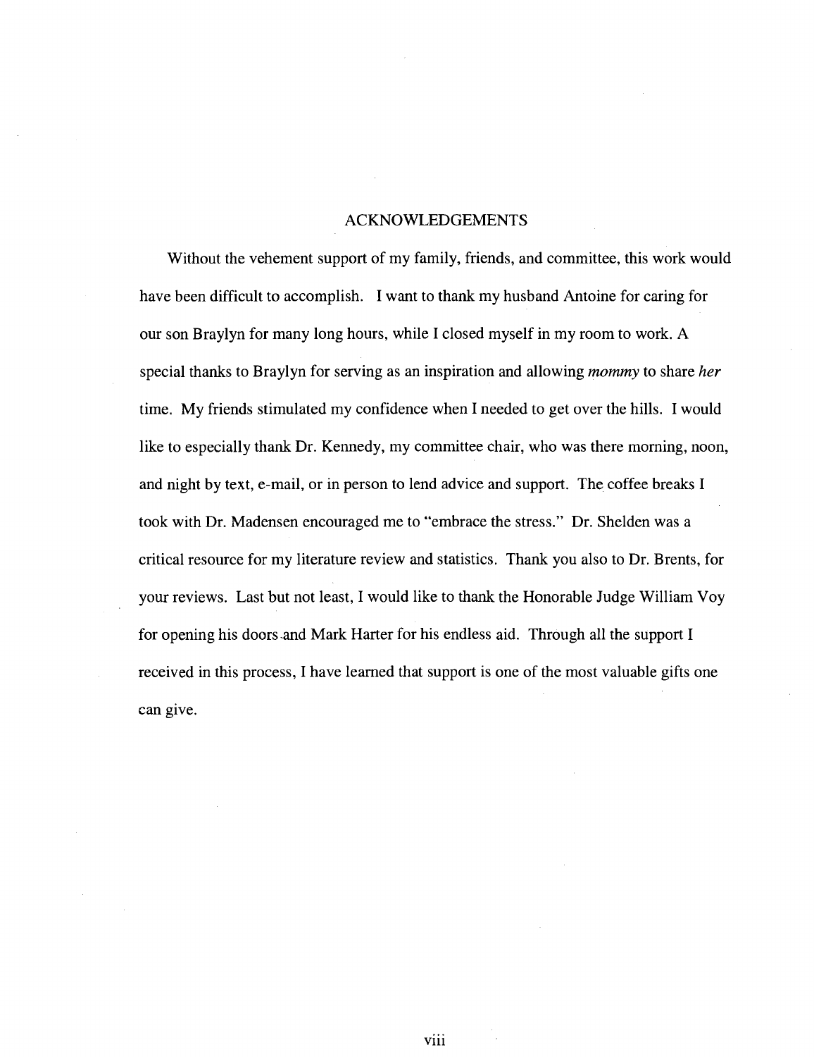# ACKNOWLEDGEMENTS

Without the vehement support of my family, friends, and committee, this work would have been difficult to accomplish. I want to thank my husband Antoine for caring for our son Braylyn for many long hours, while I closed myself in my room to work. A special thanks to Braylyn for serving as an inspiration and allowing *mommy* to share *her* time. My friends stimulated my confidence when I needed to get over the hills. I would like to especially thank Dr. Kennedy, my committee chair, who was there morning, noon, and night by text, e-mail, or in person to lend advice and support. The coffee breaks I took with Dr. Madensen encouraged me to "embrace the stress." Dr. Shelden was a critical resource for my literature review and statistics. Thank you also to Dr. Brents, for your reviews. Last but not least, I would like to thank the Honorable Judge William Voy for opening his doors and Mark Harter for his endless aid. Through all the support I received in this process, I have learned that support is one of the most valuable gifts one can give.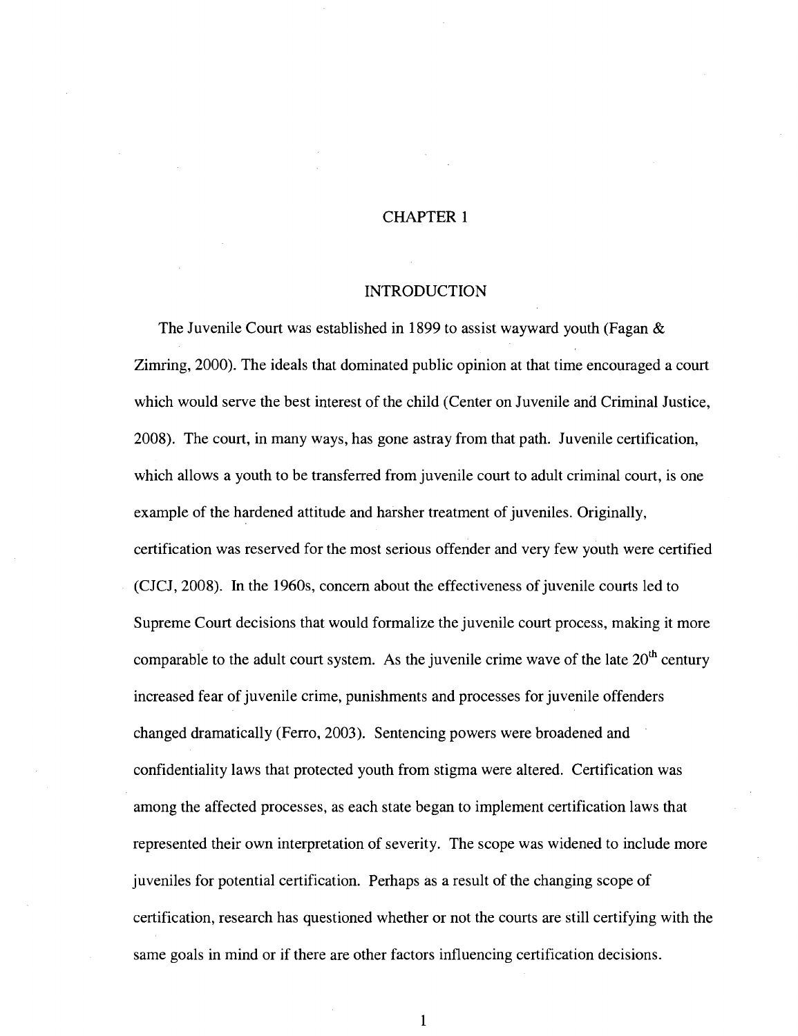# CHAPTER 1

## INTRODUCTION

The Juvenile Court was established in 1899 to assist wayward youth (Fagan & Zimring, 2000). The ideals that dominated public opinion at that time encouraged a court which would serve the best interest of the child (Center on Juvenile and Criminal Justice, 2008). The court, in many ways, has gone astray from that path. Juvenile certification, which allows a youth to be transferred from juvenile court to adult criminal court, is one example of the hardened attitude and harsher treatment of juveniles. Originally, certification was reserved for the most serious offender and very few youth were certified (CJCJ, 2008). In the 1960s, concern about the effectiveness of juvenile courts led to Supreme Court decisions that would formalize the juvenile court process, making it more comparable to the adult court system. As the juvenile crime wave of the late 20th century increased fear of juvenile crime, punishments and processes for juvenile offenders changed dramatically (Ferro, 2003). Sentencing powers were broadened and confidentiality laws that protected youth from stigma were altered. Certification was among the affected processes, as each state began to implement certification laws that represented their own interpretation of severity. The scope was widened to include more juveniles for potential certification. Perhaps as a result of the changing scope of certification, research has questioned whether or not the courts are still certifying with the same goals in mind or if there are other factors influencing certification decisions.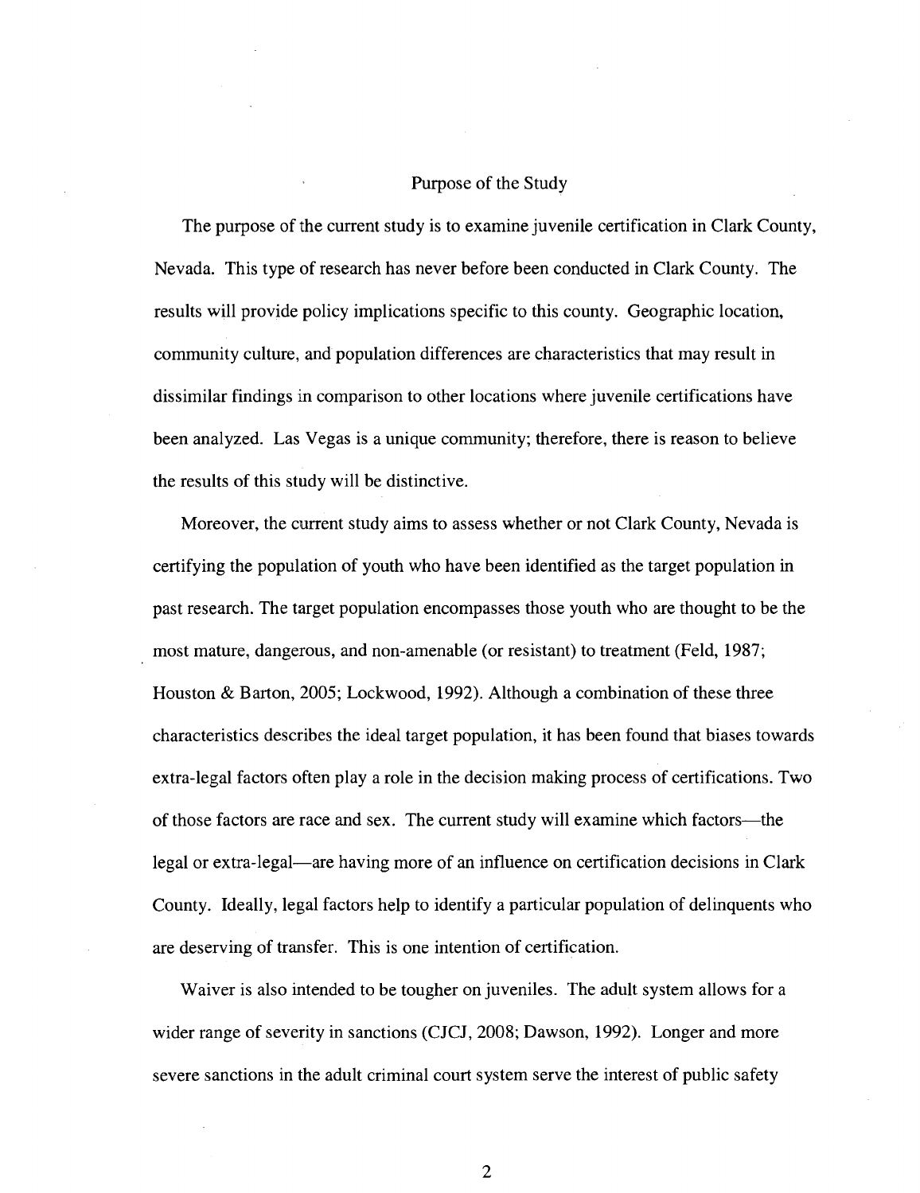## Purpose of the Study

The purpose of the current study is to examine juvenile certification in Clark County, Nevada. This type of research has never before been conducted in Clark County. The results will provide policy implications specific to this county. Geographic location, community culture, and population differences are characteristics that may result in dissimilar findings in comparison to other locations where juvenile certifications have been analyzed. Las Vegas is a unique community; therefore, there is reason to believe the results of this study will be distinctive.

Moreover, the current study aims to assess whether or not Clark County, Nevada is certifying the population of youth who have been identified as the target population in past research. The target population encompasses those youth who are thought to be the most mature, dangerous, and non-amenable (or resistant) to treatment (Feld, 1987; Houston & Barton, 2005; Lockwood, 1992). Although a combination of these three characteristics describes the ideal target population, it has been found that biases towards extra-legal factors often play a role in the decision making process of certifications. Two of those factors are race and sex. The current study will examine which factors—the legal or extra-legal—are having more of an influence on certification decisions in Clark County. Ideally, legal factors help to identify a particular population of delinquents who are deserving of transfer. This is one intention of certification.

Waiver is also intended to be tougher on juveniles. The adult system allows for a wider range of severity in sanctions (CJCJ, 2008; Dawson, 1992). Longer and more severe sanctions in the adult criminal court system serve the interest of public safety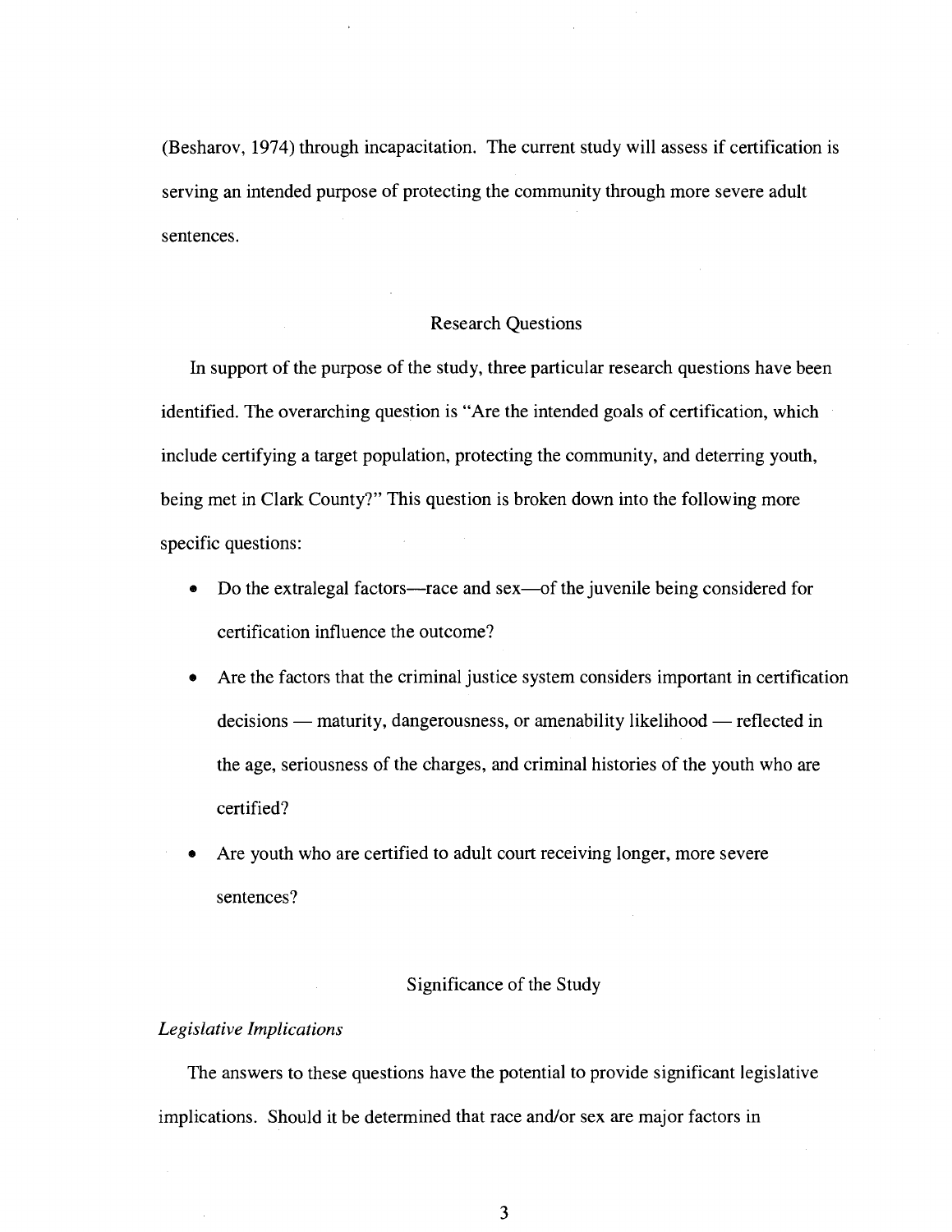(Besharov, 1974) through incapacitation. The current study will assess if certification is serving an intended purpose of protecting the community through more severe adult sentences.

## Research Questions

In support of the purpose of the study, three particular research questions have been identified. The overarching question is "Are the intended goals of certification, which include certifying a target population, protecting the community, and deterring youth, being met in Clark County?" This question is broken down into the following more specific questions:

- Do the extralegal factors—race and sex—of the juvenile being considered for certification influence the outcome?
- Are the factors that the criminal justice system considers important in certification decisions — maturity, dangerousness, or amenability likelihood — reflected in the age, seriousness of the charges, and criminal histories of the youth who are certified?
- Are youth who are certified to adult court receiving longer, more severe sentences?

## Significance of the Study

### *Legislative Implications*

The answers to these questions have the potential to provide significant legislative implications. Should it be determined that race and/or sex are major factors in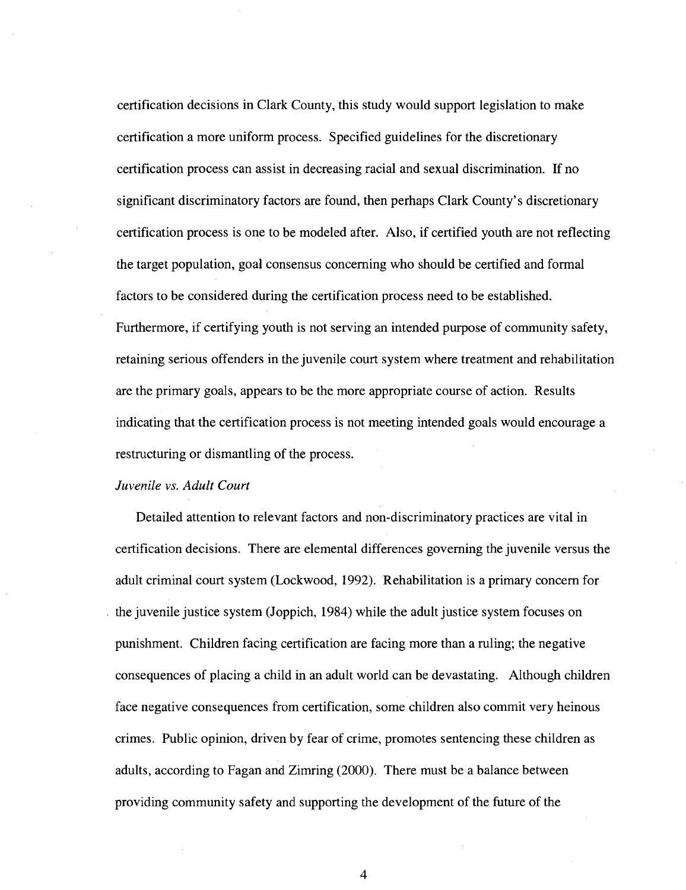certification decisions in Clark County, this study would support legislation to make certification a more uniform process. Specified guidelines for the discretionary certification process can assist in decreasing racial and sexual discrimination. If no significant discriminatory factors are found, then perhaps Clark County's discretionary certification process is one to be modeled after. Also, if certified youth are not reflecting the target population, goal consensus concerning who should be certified and formal factors to be considered during the certification process need to be established. Furthermore, if certifying youth is not serving an intended purpose of community safety, retaining serious offenders in the juvenile court system where treatment and rehabilitation are the primary goals, appears to be the more appropriate course of action. Results indicating that the certification process is not meeting intended goals would encourage a restructuring or dismantling of the process.

*Juvenile vs. Adult Court*

Detailed attention to relevant factors and non-discriminatory practices are vital in certification decisions. There are elemental differences governing the juvenile versus the adult criminal court system (Lockwood, 1992). Rehabilitation is a primary concern for the juvenile justice system (Joppich, 1984) while the adult justice system focuses on punishment. Children facing certification are facing more than a ruling; the negative consequences of placing a child in an adult world can be devastating. Although children face negative consequences from certification, some children also commit very heinous crimes. Public opinion, driven by fear of crime, promotes sentencing these children as adults, according to Fagan and Zimring (2000). There must be a balance between providing community safety and supporting the development of the future of the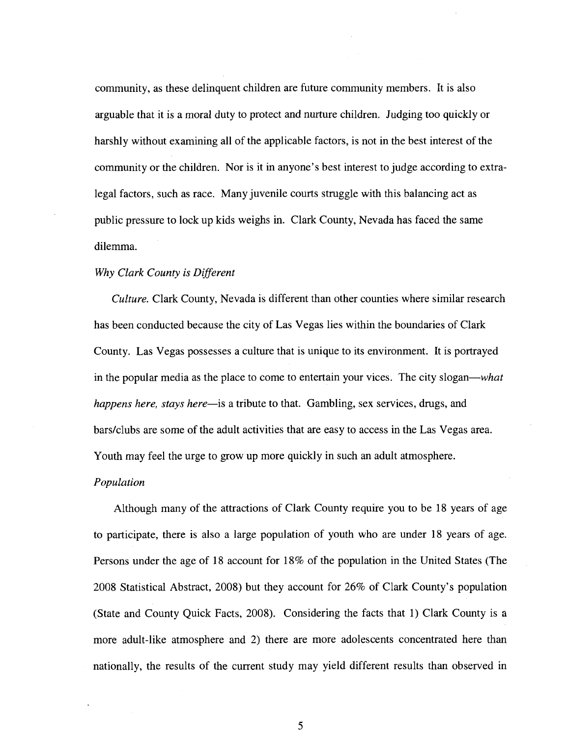community, as these delinquent children are future community members. It is also arguable that it is a moral duty to protect and nurture children. Judging too quickly or harshly without examining all of the applicable factors, is not in the best interest of the community or the children. Nor is it in anyone's best interest to judge according to extra-legal factors, such as race. Many juvenile courts struggle with this balancing act as public pressure to lock up kids weighs in. Clark County, Nevada has faced the same dilemma.

*Why Clark County is Different*

*Culture.* Clark County, Nevada is different than other counties where similar research has been conducted because the city of Las Vegas lies within the boundaries of Clark County. Las Vegas possesses a culture that is unique to its environment. It is portrayed in the popular media as the place to come to entertain your vices. The city slogan—*what happens here, stays here*—is a tribute to that. Gambling, sex services, drugs, and bars/clubs are some of the adult activities that are easy to access in the Las Vegas area. Youth may feel the urge to grow up more quickly in such an adult atmosphere.

*Population*

Although many of the attractions of Clark County require you to be 18 years of age to participate, there is also a large population of youth who are under 18 years of age. Persons under the age of 18 account for 18% of the population in the United States (The 2008 Statistical Abstract, 2008) but they account for 26% of Clark County's population (State and County Quick Facts, 2008). Considering the facts that 1) Clark County is a more adult-like atmosphere and 2) there are more adolescents concentrated here than nationally, the results of the current study may yield different results than observed in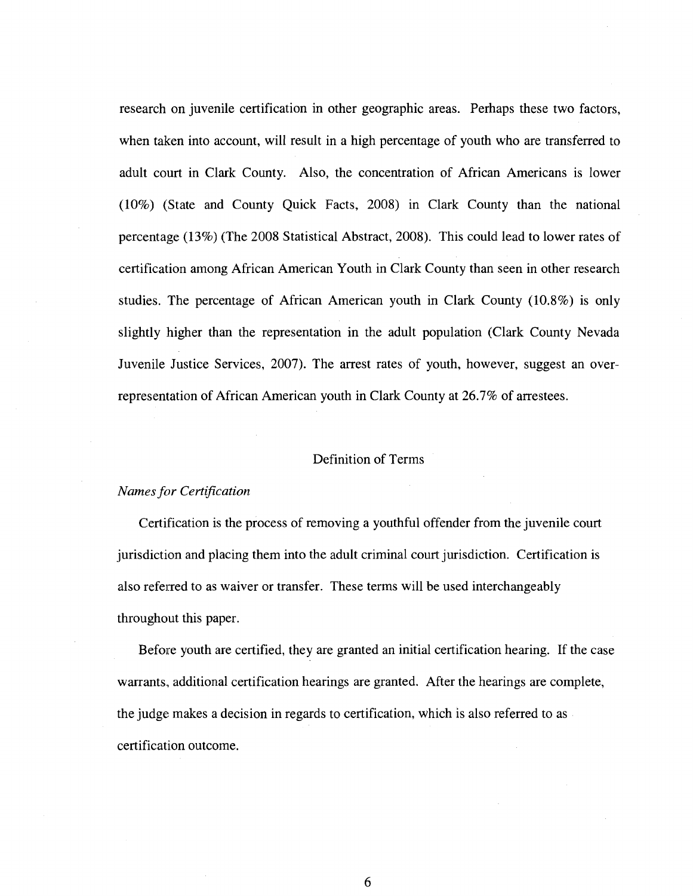research on juvenile certification in other geographic areas. Perhaps these two factors, when taken into account, will result in a high percentage of youth who are transferred to adult court in Clark County. Also, the concentration of African Americans is lower (10%) (State and County Quick Facts, 2008) in Clark County than the national percentage (13%) (The 2008 Statistical Abstract, 2008). This could lead to lower rates of certification among African American Youth in Clark County than seen in other research studies. The percentage of African American youth in Clark County (10.8%) is only slightly higher than the representation in the adult population (Clark County Nevada Juvenile Justice Services, 2007). The arrest rates of youth, however, suggest an over-representation of African American youth in Clark County at 26.7% of arrestees.

## Definition of Terms

### *Names for Certification*

Certification is the process of removing a youthful offender from the juvenile court jurisdiction and placing them into the adult criminal court jurisdiction. Certification is also referred to as waiver or transfer. These terms will be used interchangeably throughout this paper.

Before youth are certified, they are granted an initial certification hearing. If the case warrants, additional certification hearings are granted. After the hearings are complete, the judge makes a decision in regards to certification, which is also referred to as certification outcome.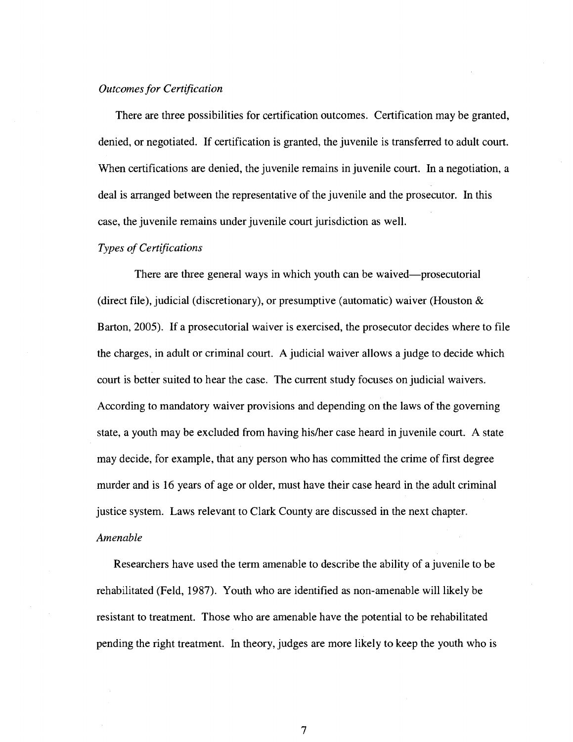*Outcomes for Certification*

There are three possibilities for certification outcomes. Certification may be granted, denied, or negotiated. If certification is granted, the juvenile is transferred to adult court. When certifications are denied, the juvenile remains in juvenile court. In a negotiation, a deal is arranged between the representative of the juvenile and the prosecutor. In this case, the juvenile remains under juvenile court jurisdiction as well.

*Types of Certifications*

There are three general ways in which youth can be waived—prosecutorial (direct file), judicial (discretionary), or presumptive (automatic) waiver (Houston & Barton, 2005). If a prosecutorial waiver is exercised, the prosecutor decides where to file the charges, in adult or criminal court. A judicial waiver allows a judge to decide which court is better suited to hear the case. The current study focuses on judicial waivers. According to mandatory waiver provisions and depending on the laws of the governing state, a youth may be excluded from having his/her case heard in juvenile court. A state may decide, for example, that any person who has committed the crime of first degree murder and is 16 years of age or older, must have their case heard in the adult criminal justice system. Laws relevant to Clark County are discussed in the next chapter.

*Amenable*

Researchers have used the term amenable to describe the ability of a juvenile to be rehabilitated (Feld, 1987). Youth who are identified as non-amenable will likely be resistant to treatment. Those who are amenable have the potential to be rehabilitated pending the right treatment. In theory, judges are more likely to keep the youth who is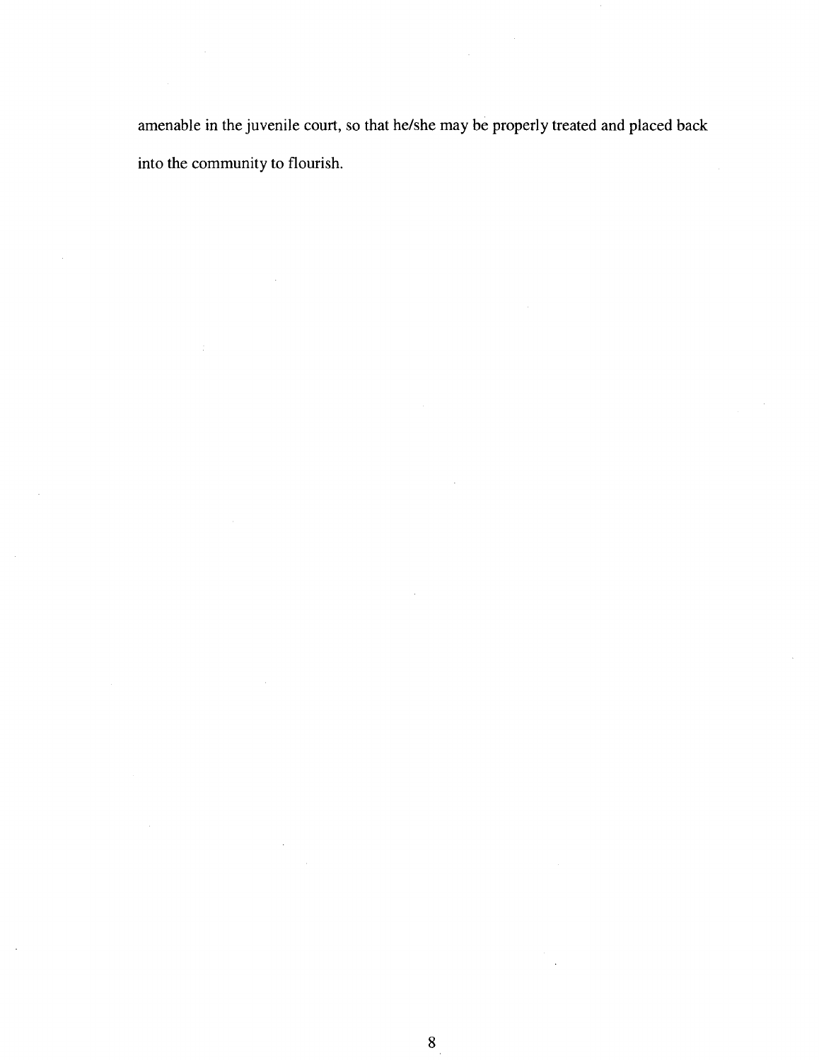amenable in the juvenile court, so that he/she may be properly treated and placed back into the community to flourish.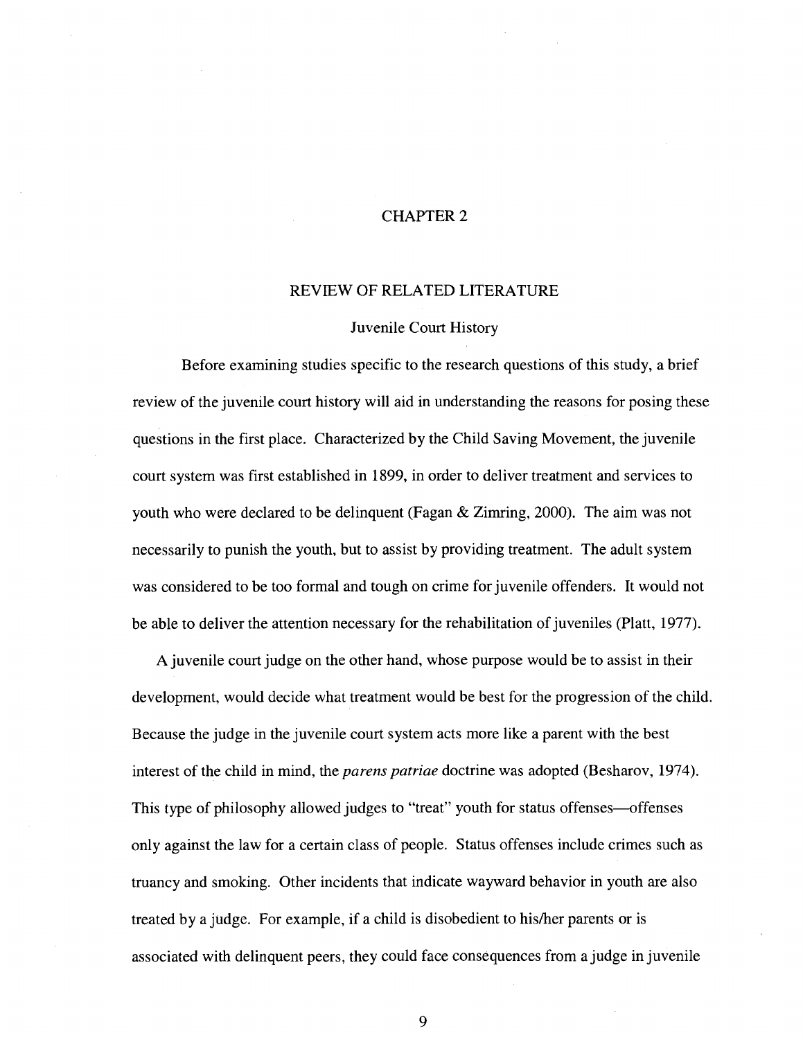# CHAPTER 2

## REVIEW OF RELATED LITERATURE

### Juvenile Court History

Before examining studies specific to the research questions of this study, a brief review of the juvenile court history will aid in understanding the reasons for posing these questions in the first place. Characterized by the Child Saving Movement, the juvenile court system was first established in 1899, in order to deliver treatment and services to youth who were declared to be delinquent (Fagan & Zimring, 2000). The aim was not necessarily to punish the youth, but to assist by providing treatment. The adult system was considered to be too formal and tough on crime for juvenile offenders. It would not be able to deliver the attention necessary for the rehabilitation of juveniles (Platt, 1977).

A juvenile court judge on the other hand, whose purpose would be to assist in their development, would decide what treatment would be best for the progression of the child. Because the judge in the juvenile court system acts more like a parent with the best interest of the child in mind, the *parens patriae* doctrine was adopted (Besharov, 1974). This type of philosophy allowed judges to "treat" youth for status offenses—offenses only against the law for a certain class of people. Status offenses include crimes such as truancy and smoking. Other incidents that indicate wayward behavior in youth are also treated by a judge. For example, if a child is disobedient to his/her parents or is associated with delinquent peers, they could face consequences from a judge in juvenile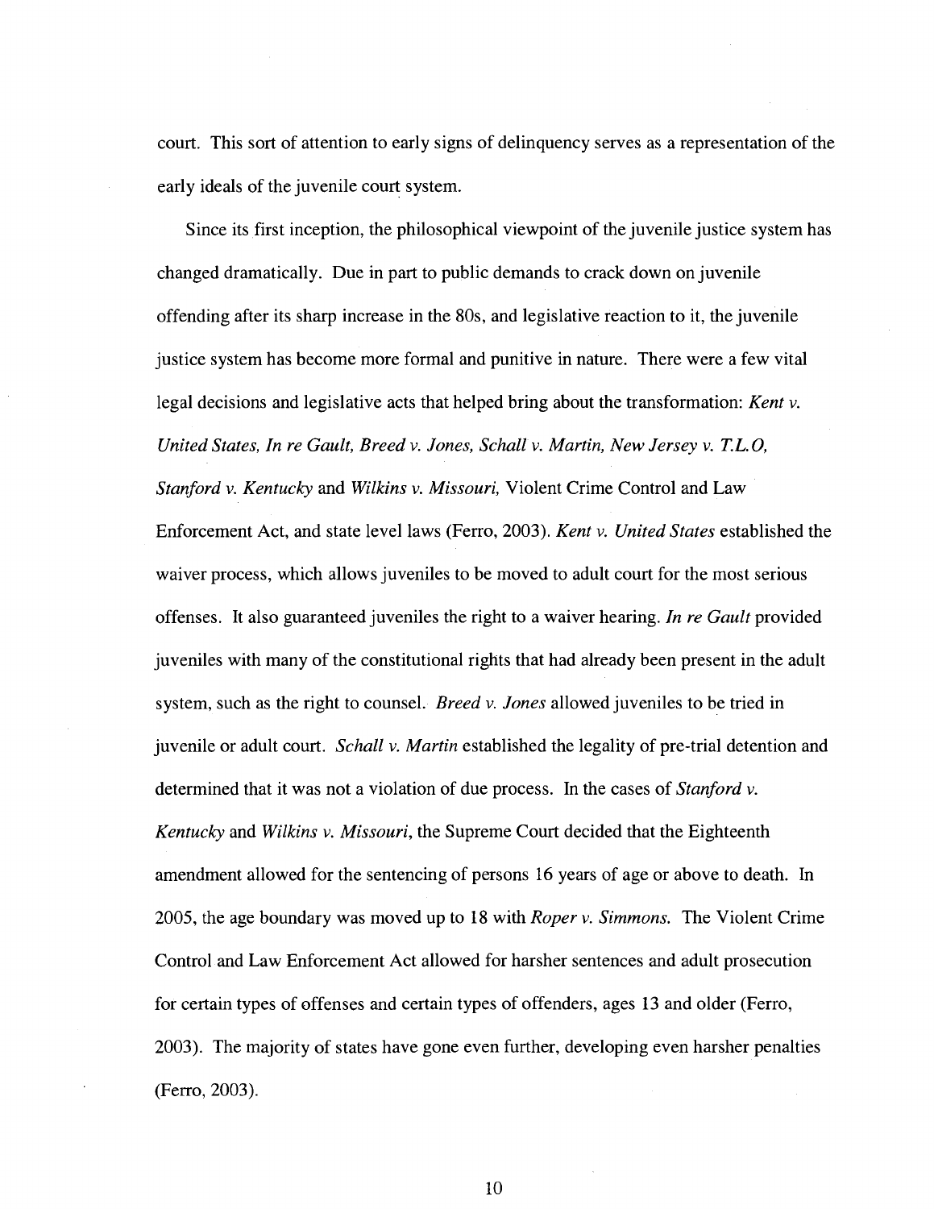court. This sort of attention to early signs of delinquency serves as a representation of the early ideals of the juvenile court system.

Since its first inception, the philosophical viewpoint of the juvenile justice system has changed dramatically. Due in part to public demands to crack down on juvenile offending after its sharp increase in the 80s, and legislative reaction to it, the juvenile justice system has become more formal and punitive in nature. There were a few vital legal decisions and legislative acts that helped bring about the transformation: *Kent v. United States, In re Gault, Breed v. Jones, Schall v. Martin, New Jersey v. T.L.O, Stanford v. Kentucky* and *Wilkins v. Missouri,* Violent Crime Control and Law Enforcement Act, and state level laws (Ferro, 2003). *Kent v. United States* established the waiver process, which allows juveniles to be moved to adult court for the most serious offenses. It also guaranteed juveniles the right to a waiver hearing. *In re Gault* provided juveniles with many of the constitutional rights that had already been present in the adult system, such as the right to counsel. *Breed v. Jones* allowed juveniles to be tried in juvenile or adult court. *Schall v. Martin* established the legality of pre-trial detention and determined that it was not a violation of due process. In the cases of *Stanford v. Kentucky* and *Wilkins v. Missouri*, the Supreme Court decided that the Eighteenth amendment allowed for the sentencing of persons 16 years of age or above to death. In 2005, the age boundary was moved up to 18 with *Roper v. Simmons.* The Violent Crime Control and Law Enforcement Act allowed for harsher sentences and adult prosecution for certain types of offenses and certain types of offenders, ages 13 and older (Ferro, 2003). The majority of states have gone even further, developing even harsher penalties (Ferro, 2003).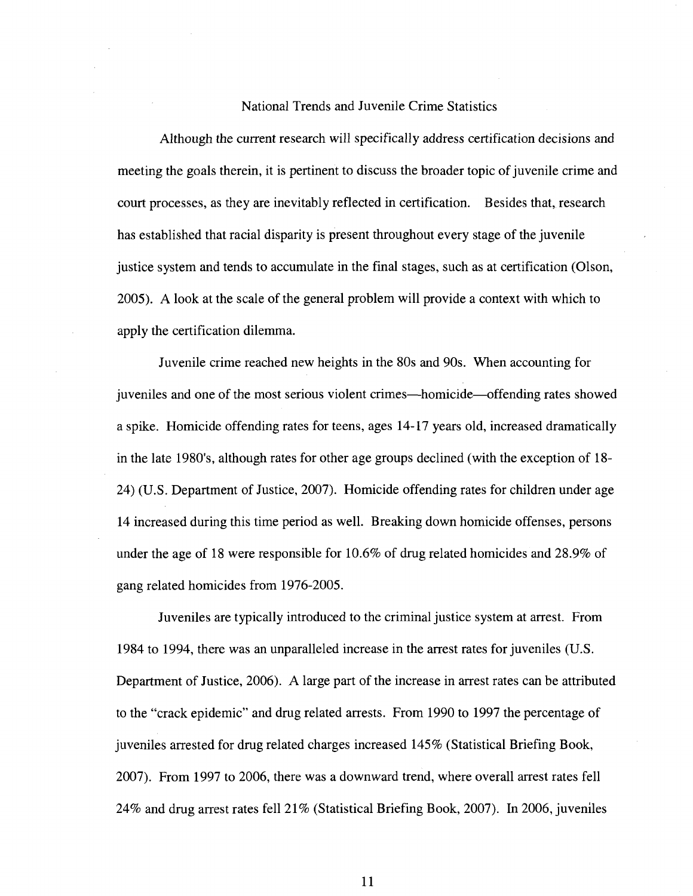## National Trends and Juvenile Crime Statistics

Although the current research will specifically address certification decisions and meeting the goals therein, it is pertinent to discuss the broader topic of juvenile crime and court processes, as they are inevitably reflected in certification. Besides that, research has established that racial disparity is present throughout every stage of the juvenile justice system and tends to accumulate in the final stages, such as at certification (Olson, 2005). A look at the scale of the general problem will provide a context with which to apply the certification dilemma.

Juvenile crime reached new heights in the 80s and 90s. When accounting for juveniles and one of the most serious violent crimes—homicide—offending rates showed a spike. Homicide offending rates for teens, ages 14-17 years old, increased dramatically in the late 1980's, although rates for other age groups declined (with the exception of 18-24) (U.S. Department of Justice, 2007). Homicide offending rates for children under age 14 increased during this time period as well. Breaking down homicide offenses, persons under the age of 18 were responsible for 10.6% of drug related homicides and 28.9% of gang related homicides from 1976-2005.

Juveniles are typically introduced to the criminal justice system at arrest. From 1984 to 1994, there was an unparalleled increase in the arrest rates for juveniles (U.S. Department of Justice, 2006). A large part of the increase in arrest rates can be attributed to the "crack epidemic" and drug related arrests. From 1990 to 1997 the percentage of juveniles arrested for drug related charges increased 145% (Statistical Briefing Book, 2007). From 1997 to 2006, there was a downward trend, where overall arrest rates fell 24% and drug arrest rates fell 21% (Statistical Briefing Book, 2007). In 2006, juveniles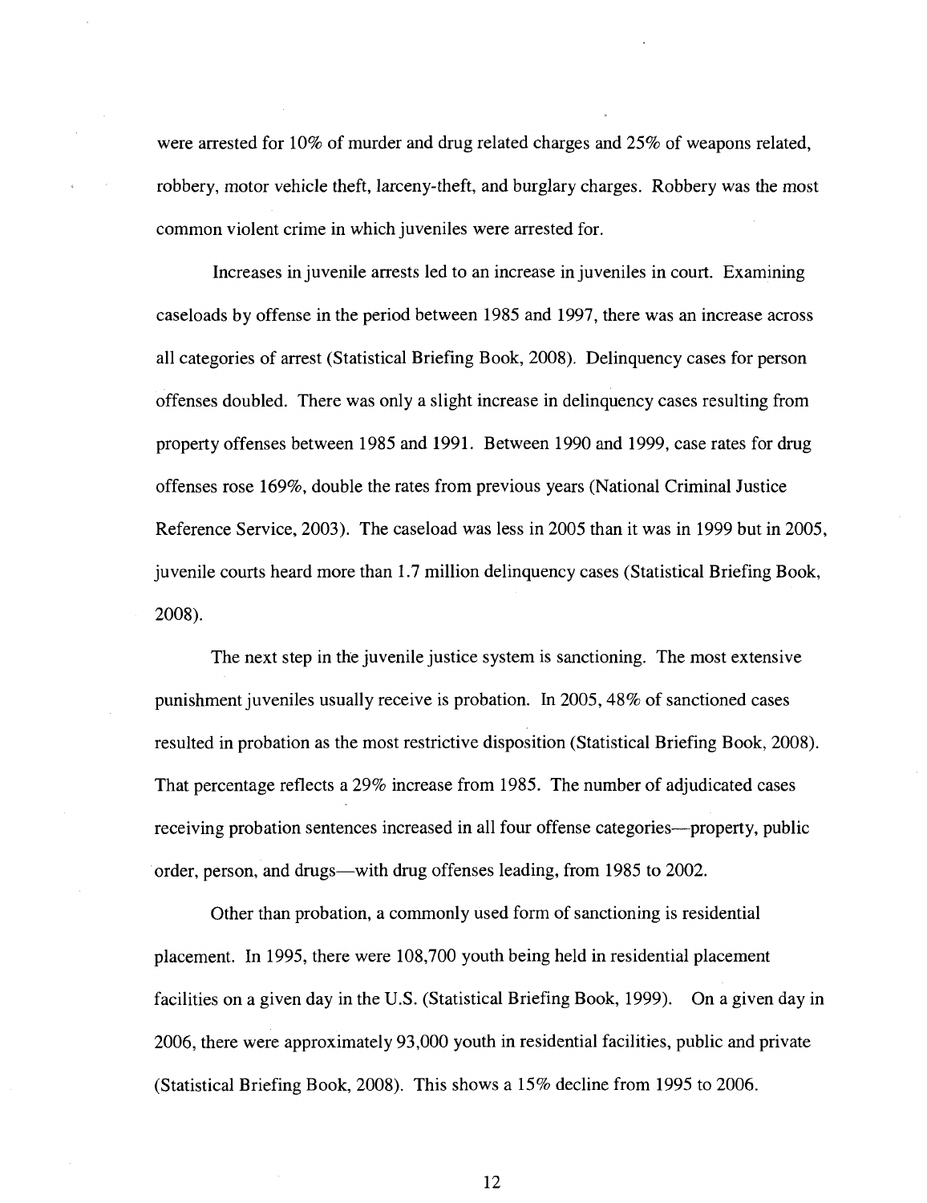were arrested for 10% of murder and drug related charges and 25% of weapons related, robbery, motor vehicle theft, larceny-theft, and burglary charges. Robbery was the most common violent crime in which juveniles were arrested for.

Increases in juvenile arrests led to an increase in juveniles in court. Examining caseloads by offense in the period between 1985 and 1997, there was an increase across all categories of arrest (Statistical Briefing Book, 2008). Delinquency cases for person offenses doubled. There was only a slight increase in delinquency cases resulting from property offenses between 1985 and 1991. Between 1990 and 1999, case rates for drug offenses rose 169%, double the rates from previous years (National Criminal Justice Reference Service, 2003). The caseload was less in 2005 than it was in 1999 but in 2005, juvenile courts heard more than 1.7 million delinquency cases (Statistical Briefing Book, 2008).

The next step in the juvenile justice system is sanctioning. The most extensive punishment juveniles usually receive is probation. In 2005, 48% of sanctioned cases resulted in probation as the most restrictive disposition (Statistical Briefing Book, 2008). That percentage reflects a 29% increase from 1985. The number of adjudicated cases receiving probation sentences increased in all four offense categories—property, public order, person, and drugs—with drug offenses leading, from 1985 to 2002.

Other than probation, a commonly used form of sanctioning is residential placement. In 1995, there were 108,700 youth being held in residential placement facilities on a given day in the U.S. (Statistical Briefing Book, 1999). On a given day in 2006, there were approximately 93,000 youth in residential facilities, public and private (Statistical Briefing Book, 2008). This shows a 15% decline from 1995 to 2006.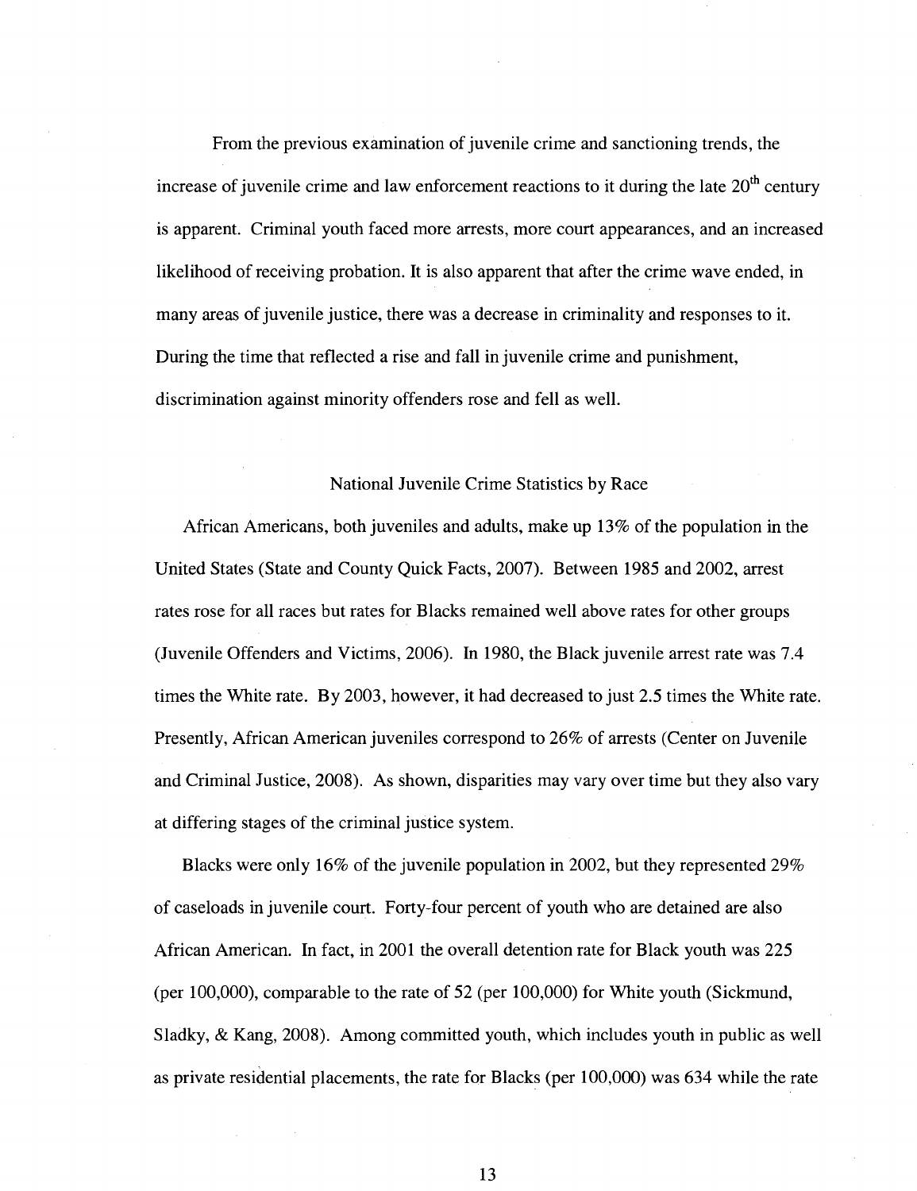From the previous examination of juvenile crime and sanctioning trends, the increase of juvenile crime and law enforcement reactions to it during the late 20th century is apparent. Criminal youth faced more arrests, more court appearances, and an increased likelihood of receiving probation. It is also apparent that after the crime wave ended, in many areas of juvenile justice, there was a decrease in criminality and responses to it. During the time that reflected a rise and fall in juvenile crime and punishment, discrimination against minority offenders rose and fell as well.

## National Juvenile Crime Statistics by Race

African Americans, both juveniles and adults, make up 13% of the population in the United States (State and County Quick Facts, 2007). Between 1985 and 2002, arrest rates rose for all races but rates for Blacks remained well above rates for other groups (Juvenile Offenders and Victims, 2006). In 1980, the Black juvenile arrest rate was 7.4 times the White rate. By 2003, however, it had decreased to just 2.5 times the White rate. Presently, African American juveniles correspond to 26% of arrests (Center on Juvenile and Criminal Justice, 2008). As shown, disparities may vary over time but they also vary at differing stages of the criminal justice system.

Blacks were only 16% of the juvenile population in 2002, but they represented 29% of caseloads in juvenile court. Forty-four percent of youth who are detained are also African American. In fact, in 2001 the overall detention rate for Black youth was 225 (per 100,000), comparable to the rate of 52 (per 100,000) for White youth (Sickmund, Sladky, & Kang, 2008). Among committed youth, which includes youth in public as well as private residential placements, the rate for Blacks (per 100,000) was 634 while the rate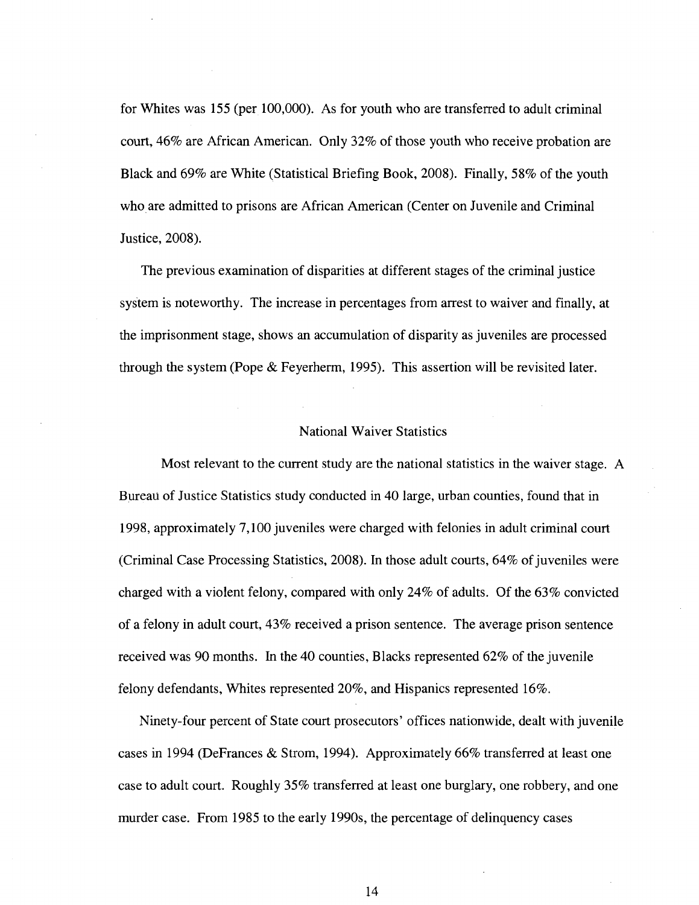for Whites was 155 (per 100,000). As for youth who are transferred to adult criminal court, 46% are African American. Only 32% of those youth who receive probation are Black and 69% are White (Statistical Briefing Book, 2008). Finally, 58% of the youth who are admitted to prisons are African American (Center on Juvenile and Criminal Justice, 2008).

The previous examination of disparities at different stages of the criminal justice system is noteworthy. The increase in percentages from arrest to waiver and finally, at the imprisonment stage, shows an accumulation of disparity as juveniles are processed through the system (Pope & Feyerherm, 1995). This assertion will be revisited later.

## National Waiver Statistics

Most relevant to the current study are the national statistics in the waiver stage. A Bureau of Justice Statistics study conducted in 40 large, urban counties, found that in 1998, approximately 7,100 juveniles were charged with felonies in adult criminal court (Criminal Case Processing Statistics, 2008). In those adult courts, 64% of juveniles were charged with a violent felony, compared with only 24% of adults. Of the 63% convicted of a felony in adult court, 43% received a prison sentence. The average prison sentence received was 90 months. In the 40 counties, Blacks represented 62% of the juvenile felony defendants, Whites represented 20%, and Hispanics represented 16%.

Ninety-four percent of State court prosecutors' offices nationwide, dealt with juvenile cases in 1994 (DeFrances & Strom, 1994). Approximately 66% transferred at least one case to adult court. Roughly 35% transferred at least one burglary, one robbery, and one murder case. From 1985 to the early 1990s, the percentage of delinquency cases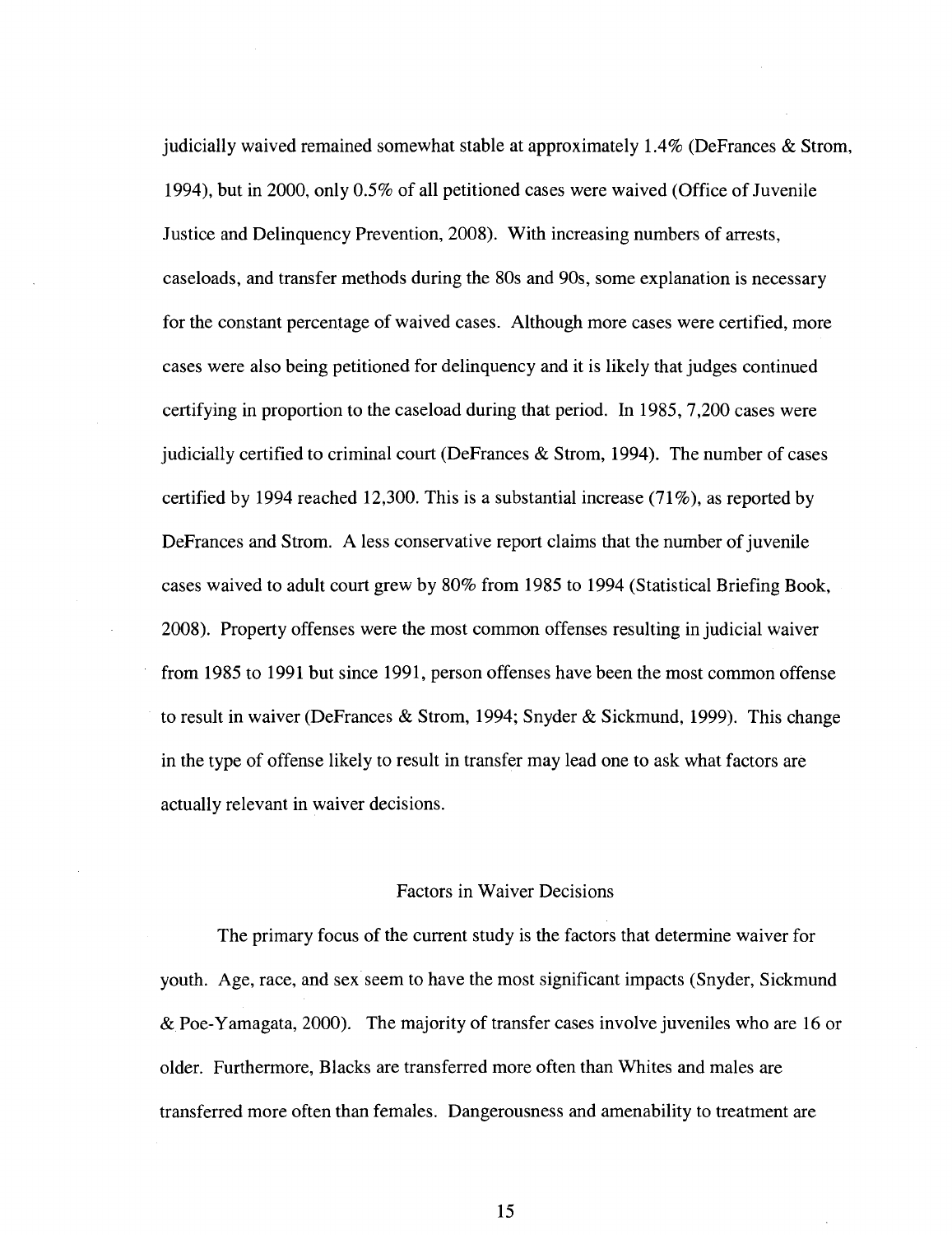judicially waived remained somewhat stable at approximately 1.4% (DeFrances & Strom, 1994), but in 2000, only 0.5% of all petitioned cases were waived (Office of Juvenile Justice and Delinquency Prevention, 2008). With increasing numbers of arrests, caseloads, and transfer methods during the 80s and 90s, some explanation is necessary for the constant percentage of waived cases. Although more cases were certified, more cases were also being petitioned for delinquency and it is likely that judges continued certifying in proportion to the caseload during that period. In 1985, 7,200 cases were judicially certified to criminal court (DeFrances & Strom, 1994). The number of cases certified by 1994 reached 12,300. This is a substantial increase (71%), as reported by DeFrances and Strom. A less conservative report claims that the number of juvenile cases waived to adult court grew by 80% from 1985 to 1994 (Statistical Briefing Book, 2008). Property offenses were the most common offenses resulting in judicial waiver from 1985 to 1991 but since 1991, person offenses have been the most common offense to result in waiver (DeFrances & Strom, 1994; Snyder & Sickmund, 1999). This change in the type of offense likely to result in transfer may lead one to ask what factors are actually relevant in waiver decisions.

## Factors in Waiver Decisions

The primary focus of the current study is the factors that determine waiver for youth. Age, race, and sex seem to have the most significant impacts (Snyder, Sickmund & Poe-Yamagata, 2000). The majority of transfer cases involve juveniles who are 16 or older. Furthermore, Blacks are transferred more often than Whites and males are transferred more often than females. Dangerousness and amenability to treatment are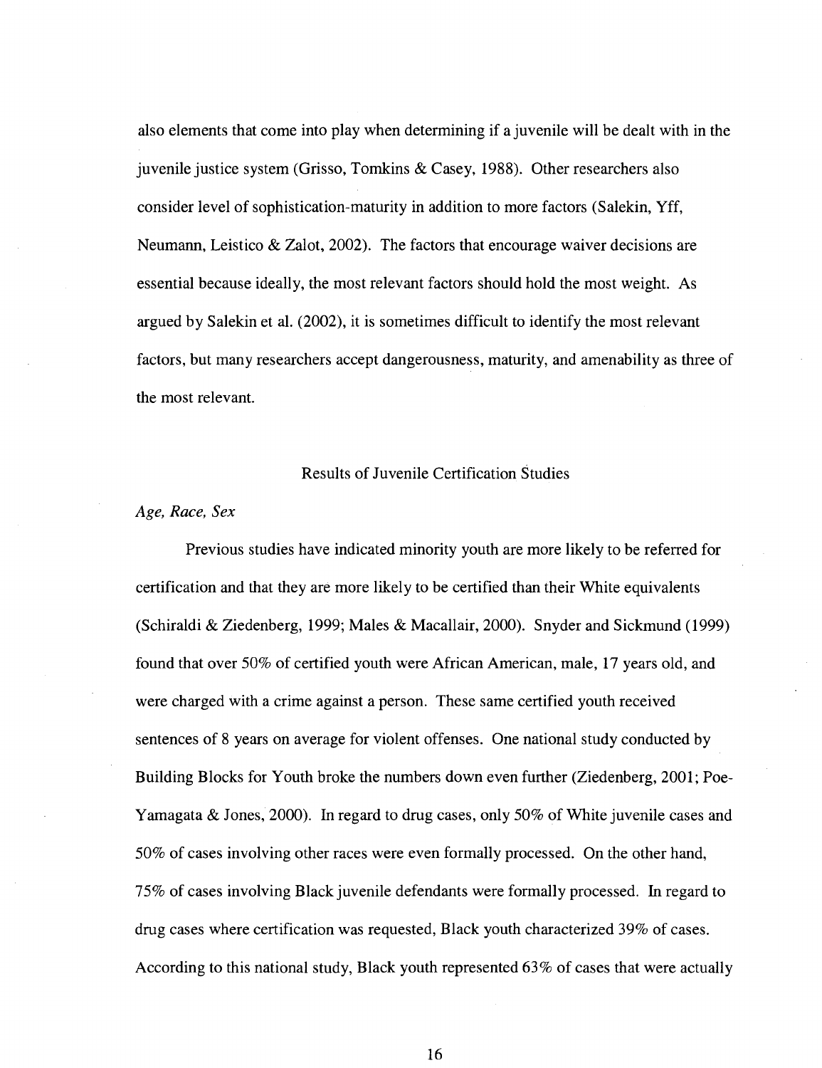also elements that come into play when determining if a juvenile will be dealt with in the juvenile justice system (Grisso, Tomkins & Casey, 1988). Other researchers also consider level of sophistication-maturity in addition to more factors (Salekin, Yff, Neumann, Leistico & Zalot, 2002). The factors that encourage waiver decisions are essential because ideally, the most relevant factors should hold the most weight. As argued by Salekin et al. (2002), it is sometimes difficult to identify the most relevant factors, but many researchers accept dangerousness, maturity, and amenability as three of the most relevant.

## Results of Juvenile Certification Studies

### *Age, Race, Sex*

Previous studies have indicated minority youth are more likely to be referred for certification and that they are more likely to be certified than their White equivalents (Schiraldi & Ziedenberg, 1999; Males & Macallair, 2000). Snyder and Sickmund (1999) found that over 50% of certified youth were African American, male, 17 years old, and were charged with a crime against a person. These same certified youth received sentences of 8 years on average for violent offenses. One national study conducted by Building Blocks for Youth broke the numbers down even further (Ziedenberg, 2001; Poe-Yamagata & Jones, 2000). In regard to drug cases, only 50% of White juvenile cases and 50% of cases involving other races were even formally processed. On the other hand, 75% of cases involving Black juvenile defendants were formally processed. In regard to drug cases where certification was requested, Black youth characterized 39% of cases. According to this national study, Black youth represented 63% of cases that were actually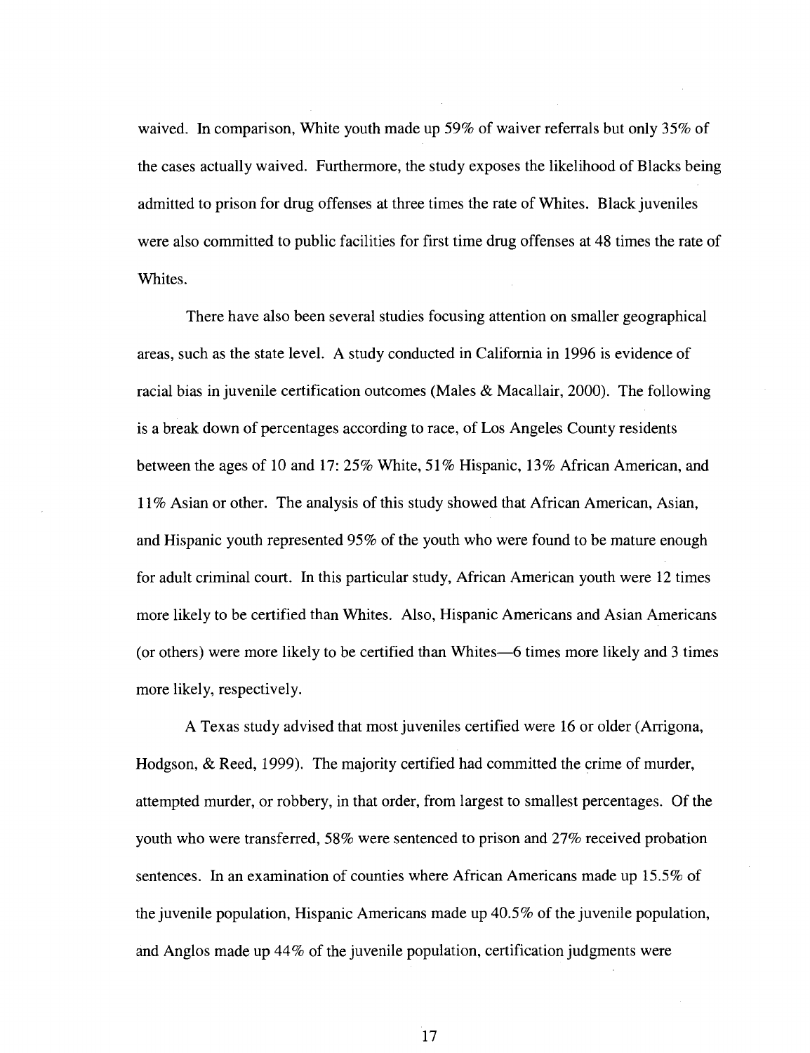waived. In comparison, White youth made up 59% of waiver referrals but only 35% of the cases actually waived. Furthermore, the study exposes the likelihood of Blacks being admitted to prison for drug offenses at three times the rate of Whites. Black juveniles were also committed to public facilities for first time drug offenses at 48 times the rate of Whites.

There have also been several studies focusing attention on smaller geographical areas, such as the state level. A study conducted in California in 1996 is evidence of racial bias in juvenile certification outcomes (Males & Macallair, 2000). The following is a break down of percentages according to race, of Los Angeles County residents between the ages of 10 and 17: 25% White, 51% Hispanic, 13% African American, and 11% Asian or other. The analysis of this study showed that African American, Asian, and Hispanic youth represented 95% of the youth who were found to be mature enough for adult criminal court. In this particular study, African American youth were 12 times more likely to be certified than Whites. Also, Hispanic Americans and Asian Americans (or others) were more likely to be certified than Whites—6 times more likely and 3 times more likely, respectively.

A Texas study advised that most juveniles certified were 16 or older (Arrigona, Hodgson, & Reed, 1999). The majority certified had committed the crime of murder, attempted murder, or robbery, in that order, from largest to smallest percentages. Of the youth who were transferred, 58% were sentenced to prison and 27% received probation sentences. In an examination of counties where African Americans made up 15.5% of the juvenile population, Hispanic Americans made up 40.5% of the juvenile population, and Anglos made up 44% of the juvenile population, certification judgments were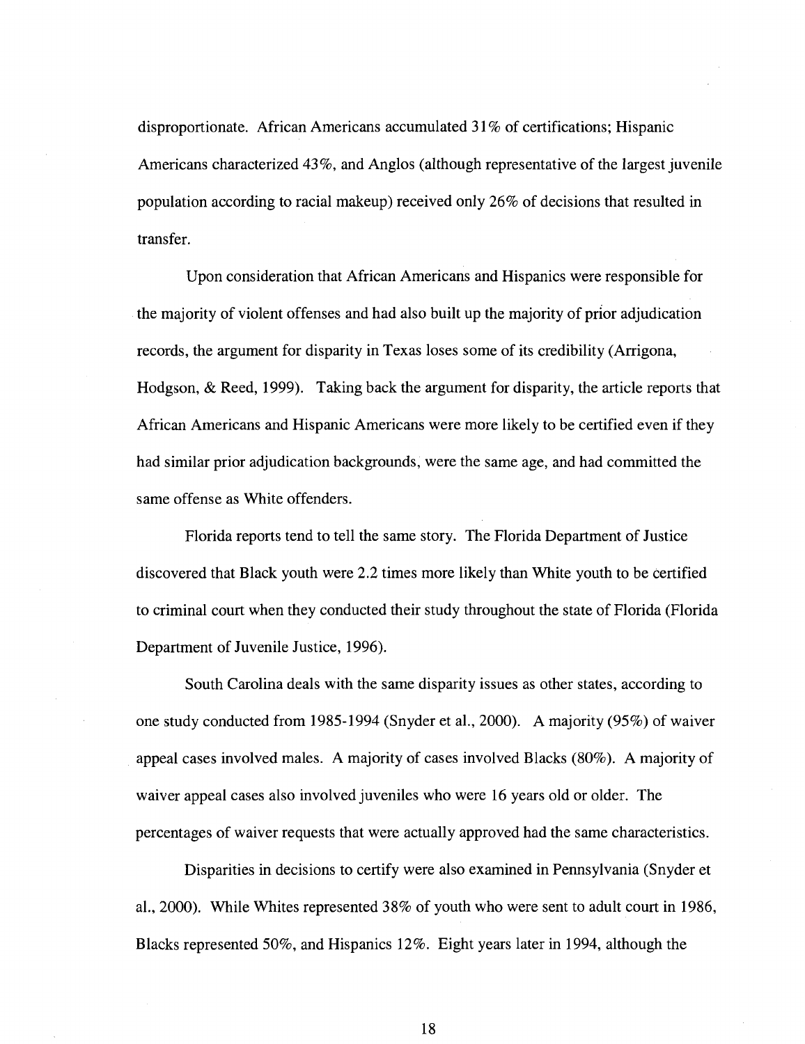disproportionate. African Americans accumulated 31% of certifications; Hispanic Americans characterized 43%, and Anglos (although representative of the largest juvenile population according to racial makeup) received only 26% of decisions that resulted in transfer.

Upon consideration that African Americans and Hispanics were responsible for the majority of violent offenses and had also built up the majority of prior adjudication records, the argument for disparity in Texas loses some of its credibility (Arrigona, Hodgson, & Reed, 1999). Taking back the argument for disparity, the article reports that African Americans and Hispanic Americans were more likely to be certified even if they had similar prior adjudication backgrounds, were the same age, and had committed the same offense as White offenders.

Florida reports tend to tell the same story. The Florida Department of Justice discovered that Black youth were 2.2 times more likely than White youth to be certified to criminal court when they conducted their study throughout the state of Florida (Florida Department of Juvenile Justice, 1996).

South Carolina deals with the same disparity issues as other states, according to one study conducted from 1985-1994 (Snyder et al., 2000). A majority (95%) of waiver appeal cases involved males. A majority of cases involved Blacks (80%). A majority of waiver appeal cases also involved juveniles who were 16 years old or older. The percentages of waiver requests that were actually approved had the same characteristics.

Disparities in decisions to certify were also examined in Pennsylvania (Snyder et al., 2000). While Whites represented 38% of youth who were sent to adult court in 1986, Blacks represented 50%, and Hispanics 12%. Eight years later in 1994, although the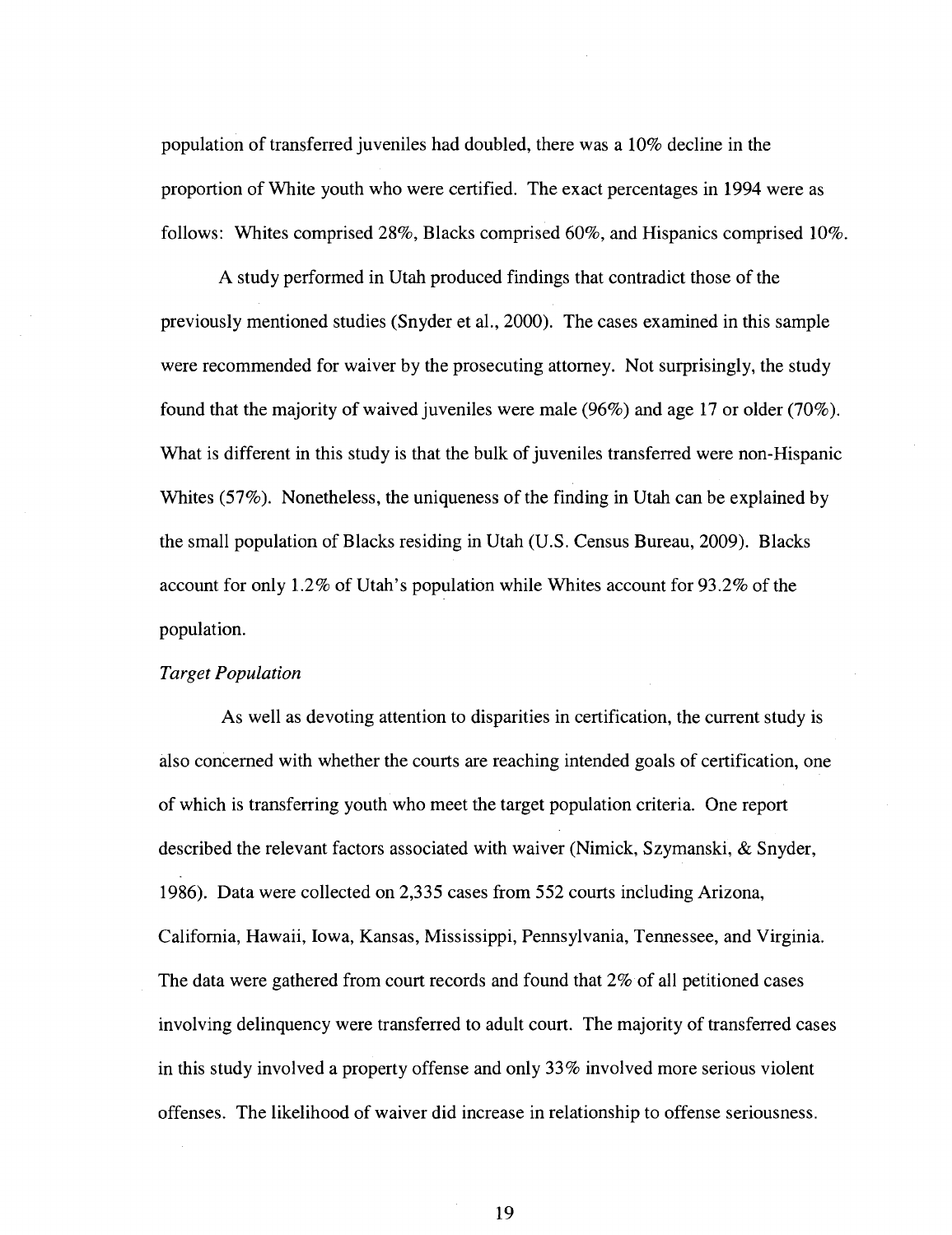population of transferred juveniles had doubled, there was a 10% decline in the proportion of White youth who were certified. The exact percentages in 1994 were as follows: Whites comprised 28%, Blacks comprised 60%, and Hispanics comprised 10%.

A study performed in Utah produced findings that contradict those of the previously mentioned studies (Snyder et al., 2000). The cases examined in this sample were recommended for waiver by the prosecuting attorney. Not surprisingly, the study found that the majority of waived juveniles were male (96%) and age 17 or older (70%). What is different in this study is that the bulk of juveniles transferred were non-Hispanic Whites (57%). Nonetheless, the uniqueness of the finding in Utah can be explained by the small population of Blacks residing in Utah (U.S. Census Bureau, 2009). Blacks account for only 1.2% of Utah's population while Whites account for 93.2% of the population.

*Target Population*

As well as devoting attention to disparities in certification, the current study is also concerned with whether the courts are reaching intended goals of certification, one of which is transferring youth who meet the target population criteria. One report described the relevant factors associated with waiver (Nimick, Szymanski, & Snyder, 1986). Data were collected on 2,335 cases from 552 courts including Arizona, California, Hawaii, Iowa, Kansas, Mississippi, Pennsylvania, Tennessee, and Virginia. The data were gathered from court records and found that 2% of all petitioned cases involving delinquency were transferred to adult court. The majority of transferred cases in this study involved a property offense and only 33% involved more serious violent offenses. The likelihood of waiver did increase in relationship to offense seriousness.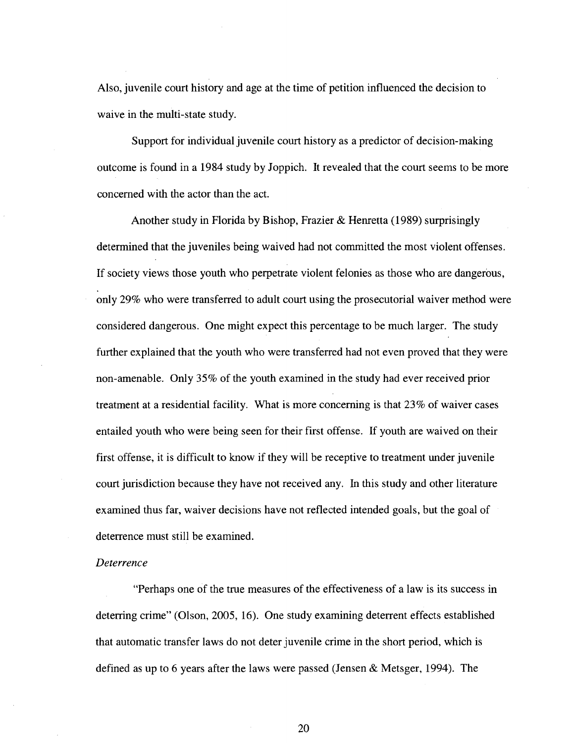Also, juvenile court history and age at the time of petition influenced the decision to waive in the multi-state study.

Support for individual juvenile court history as a predictor of decision-making outcome is found in a 1984 study by Joppich. It revealed that the court seems to be more concerned with the actor than the act.

Another study in Florida by Bishop, Frazier & Henretta (1989) surprisingly determined that the juveniles being waived had not committed the most violent offenses. If society views those youth who perpetrate violent felonies as those who are dangerous, only 29% who were transferred to adult court using the prosecutorial waiver method were considered dangerous. One might expect this percentage to be much larger. The study further explained that the youth who were transferred had not even proved that they were non-amenable. Only 35% of the youth examined in the study had ever received prior treatment at a residential facility. What is more concerning is that 23% of waiver cases entailed youth who were being seen for their first offense. If youth are waived on their first offense, it is difficult to know if they will be receptive to treatment under juvenile court jurisdiction because they have not received any. In this study and other literature examined thus far, waiver decisions have not reflected intended goals, but the goal of deterrence must still be examined.

*Deterrence*

"Perhaps one of the true measures of the effectiveness of a law is its success in deterring crime" (Olson, 2005, 16). One study examining deterrent effects established that automatic transfer laws do not deter juvenile crime in the short period, which is defined as up to 6 years after the laws were passed (Jensen & Metsger, 1994). The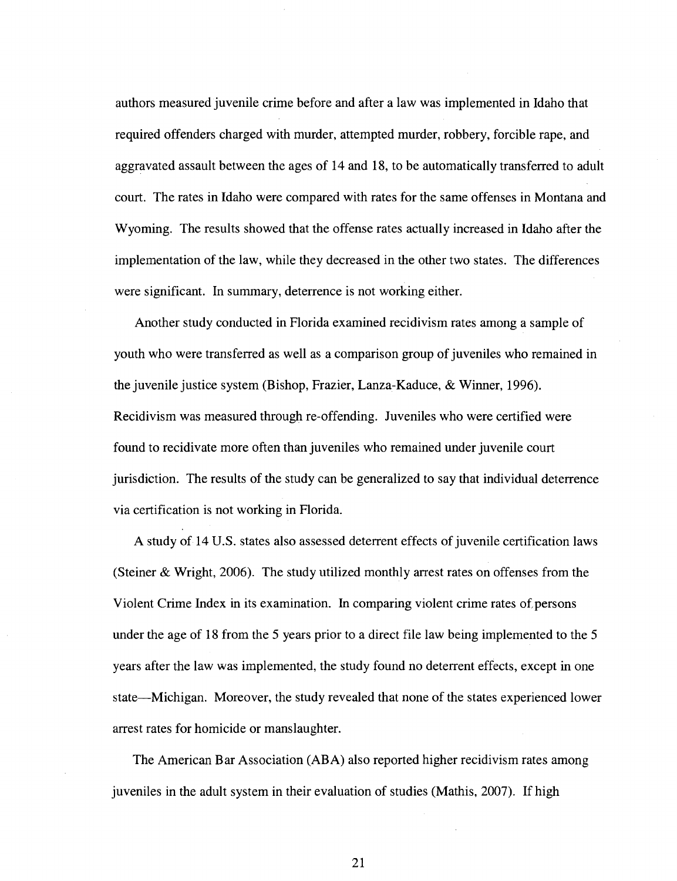authors measured juvenile crime before and after a law was implemented in Idaho that required offenders charged with murder, attempted murder, robbery, forcible rape, and aggravated assault between the ages of 14 and 18, to be automatically transferred to adult court. The rates in Idaho were compared with rates for the same offenses in Montana and Wyoming. The results showed that the offense rates actually increased in Idaho after the implementation of the law, while they decreased in the other two states. The differences were significant. In summary, deterrence is not working either.

Another study conducted in Florida examined recidivism rates among a sample of youth who were transferred as well as a comparison group of juveniles who remained in the juvenile justice system (Bishop, Frazier, Lanza-Kaduce, & Winner, 1996). Recidivism was measured through re-offending. Juveniles who were certified were found to recidivate more often than juveniles who remained under juvenile court jurisdiction. The results of the study can be generalized to say that individual deterrence via certification is not working in Florida.

A study of 14 U.S. states also assessed deterrent effects of juvenile certification laws (Steiner & Wright, 2006). The study utilized monthly arrest rates on offenses from the Violent Crime Index in its examination. In comparing violent crime rates of persons under the age of 18 from the 5 years prior to a direct file law being implemented to the 5 years after the law was implemented, the study found no deterrent effects, except in one state—Michigan. Moreover, the study revealed that none of the states experienced lower arrest rates for homicide or manslaughter.

The American Bar Association (ABA) also reported higher recidivism rates among juveniles in the adult system in their evaluation of studies (Mathis, 2007). If high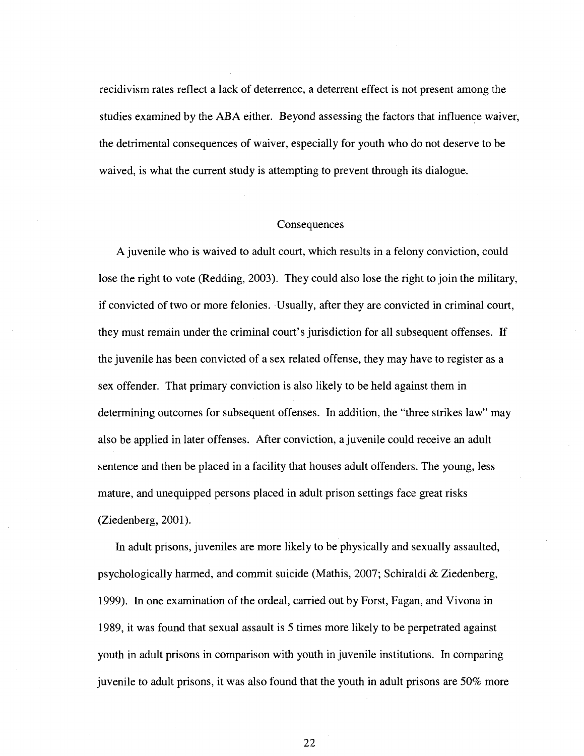recidivism rates reflect a lack of deterrence, a deterrent effect is not present among the studies examined by the ABA either. Beyond assessing the factors that influence waiver, the detrimental consequences of waiver, especially for youth who do not deserve to be waived, is what the current study is attempting to prevent through its dialogue.

## Consequences

A juvenile who is waived to adult court, which results in a felony conviction, could lose the right to vote (Redding, 2003). They could also lose the right to join the military, if convicted of two or more felonies. Usually, after they are convicted in criminal court, they must remain under the criminal court's jurisdiction for all subsequent offenses. If the juvenile has been convicted of a sex related offense, they may have to register as a sex offender. That primary conviction is also likely to be held against them in determining outcomes for subsequent offenses. In addition, the "three strikes law" may also be applied in later offenses. After conviction, a juvenile could receive an adult sentence and then be placed in a facility that houses adult offenders. The young, less mature, and unequipped persons placed in adult prison settings face great risks (Ziedenberg, 2001).

In adult prisons, juveniles are more likely to be physically and sexually assaulted, psychologically harmed, and commit suicide (Mathis, 2007; Schiraldi & Ziedenberg, 1999). In one examination of the ordeal, carried out by Forst, Fagan, and Vivona in 1989, it was found that sexual assault is 5 times more likely to be perpetrated against youth in adult prisons in comparison with youth in juvenile institutions. In comparing juvenile to adult prisons, it was also found that the youth in adult prisons are 50% more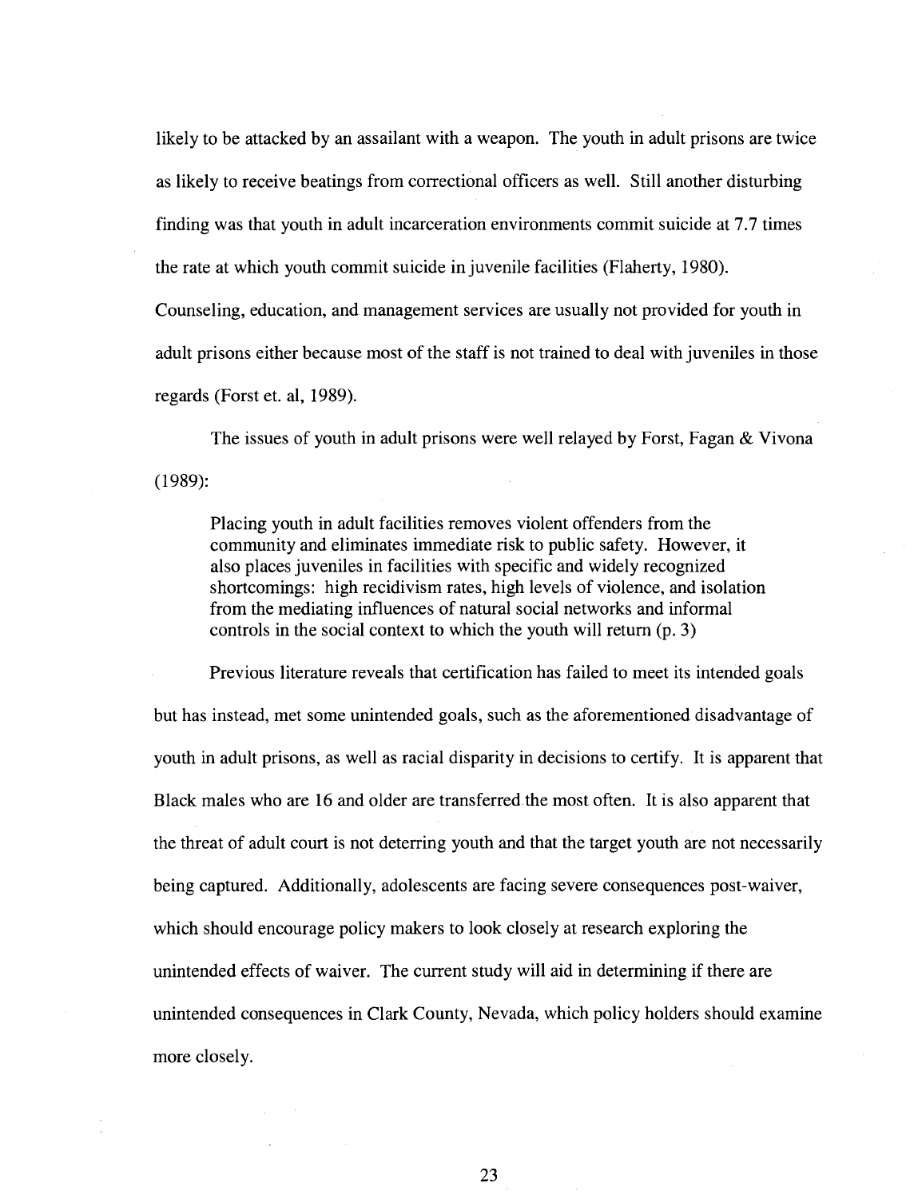likely to be attacked by an assailant with a weapon. The youth in adult prisons are twice as likely to receive beatings from correctional officers as well. Still another disturbing finding was that youth in adult incarceration environments commit suicide at 7.7 times the rate at which youth commit suicide in juvenile facilities (Flaherty, 1980). Counseling, education, and management services are usually not provided for youth in adult prisons either because most of the staff is not trained to deal with juveniles in those regards (Forst et. al, 1989).

The issues of youth in adult prisons were well relayed by Forst, Fagan & Vivona (1989):

> Placing youth in adult facilities removes violent offenders from the community and eliminates immediate risk to public safety. However, it also places juveniles in facilities with specific and widely recognized shortcomings: high recidivism rates, high levels of violence, and isolation from the mediating influences of natural social networks and informal controls in the social context to which the youth will return (p. 3)

Previous literature reveals that certification has failed to meet its intended goals but has instead, met some unintended goals, such as the aforementioned disadvantage of youth in adult prisons, as well as racial disparity in decisions to certify. It is apparent that Black males who are 16 and older are transferred the most often. It is also apparent that the threat of adult court is not deterring youth and that the target youth are not necessarily being captured. Additionally, adolescents are facing severe consequences post-waiver, which should encourage policy makers to look closely at research exploring the unintended effects of waiver. The current study will aid in determining if there are unintended consequences in Clark County, Nevada, which policy holders should examine more closely.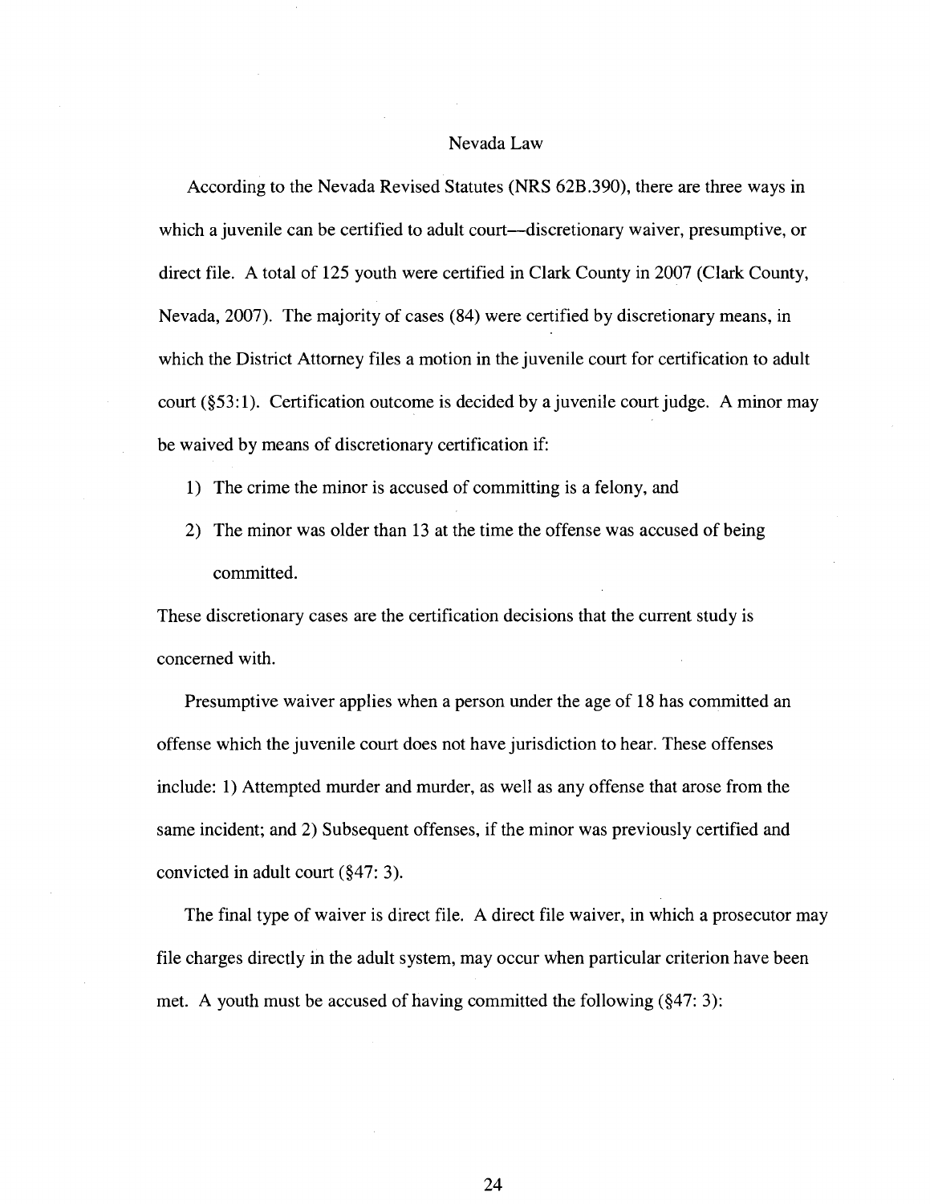## Nevada Law

According to the Nevada Revised Statutes (NRS 62B.390), there are three ways in which a juvenile can be certified to adult court—discretionary waiver, presumptive, or direct file. A total of 125 youth were certified in Clark County in 2007 (Clark County, Nevada, 2007). The majority of cases (84) were certified by discretionary means, in which the District Attorney files a motion in the juvenile court for certification to adult court (§53:1). Certification outcome is decided by a juvenile court judge. A minor may be waived by means of discretionary certification if:

1) The crime the minor is accused of committing is a felony, and
2) The minor was older than 13 at the time the offense was accused of being committed.

These discretionary cases are the certification decisions that the current study is concerned with.

Presumptive waiver applies when a person under the age of 18 has committed an offense which the juvenile court does not have jurisdiction to hear. These offenses include: 1) Attempted murder and murder, as well as any offense that arose from the same incident; and 2) Subsequent offenses, if the minor was previously certified and convicted in adult court (§47: 3).

The final type of waiver is direct file. A direct file waiver, in which a prosecutor may file charges directly in the adult system, may occur when particular criterion have been met. A youth must be accused of having committed the following (§47: 3):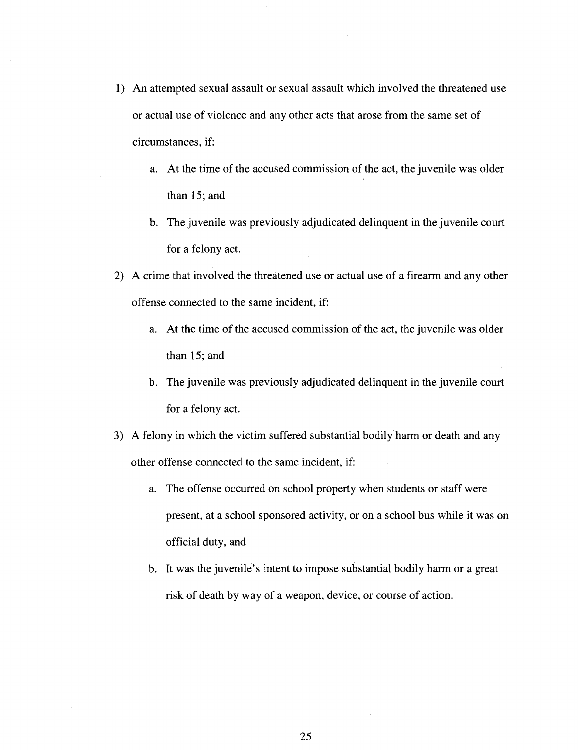1) An attempted sexual assault or sexual assault which involved the threatened use or actual use of violence and any other acts that arose from the same set of circumstances, if:
    a. At the time of the accused commission of the act, the juvenile was older than 15; and
    b. The juvenile was previously adjudicated delinquent in the juvenile court for a felony act.
2) A crime that involved the threatened use or actual use of a firearm and any other offense connected to the same incident, if:
    a. At the time of the accused commission of the act, the juvenile was older than 15; and
    b. The juvenile was previously adjudicated delinquent in the juvenile court for a felony act.
3) A felony in which the victim suffered substantial bodily harm or death and any other offense connected to the same incident, if:
    a. The offense occurred on school property when students or staff were present, at a school sponsored activity, or on a school bus while it was on official duty, and
    b. It was the juvenile's intent to impose substantial bodily harm or a great risk of death by way of a weapon, device, or course of action.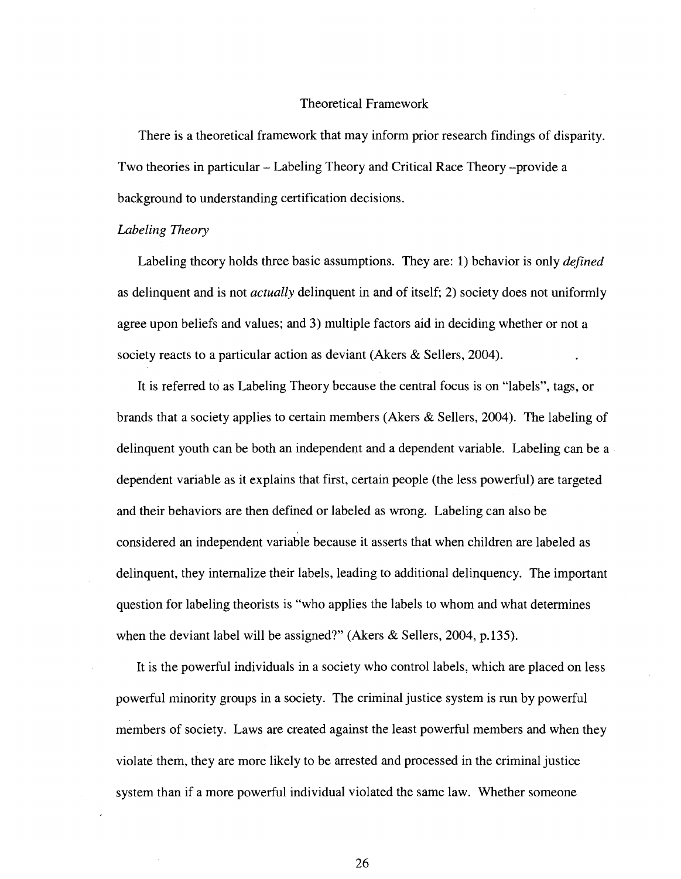## Theoretical Framework

There is a theoretical framework that may inform prior research findings of disparity. Two theories in particular – Labeling Theory and Critical Race Theory –provide a background to understanding certification decisions.

### *Labeling Theory*

Labeling theory holds three basic assumptions. They are: 1) behavior is only *defined* as delinquent and is not *actually* delinquent in and of itself; 2) society does not uniformly agree upon beliefs and values; and 3) multiple factors aid in deciding whether or not a society reacts to a particular action as deviant (Akers & Sellers, 2004).

It is referred to as Labeling Theory because the central focus is on "labels", tags, or brands that a society applies to certain members (Akers & Sellers, 2004). The labeling of delinquent youth can be both an independent and a dependent variable. Labeling can be a dependent variable as it explains that first, certain people (the less powerful) are targeted and their behaviors are then defined or labeled as wrong. Labeling can also be considered an independent variable because it asserts that when children are labeled as delinquent, they internalize their labels, leading to additional delinquency. The important question for labeling theorists is "who applies the labels to whom and what determines when the deviant label will be assigned?" (Akers & Sellers, 2004, p.135).

It is the powerful individuals in a society who control labels, which are placed on less powerful minority groups in a society. The criminal justice system is run by powerful members of society. Laws are created against the least powerful members and when they violate them, they are more likely to be arrested and processed in the criminal justice system than if a more powerful individual violated the same law. Whether someone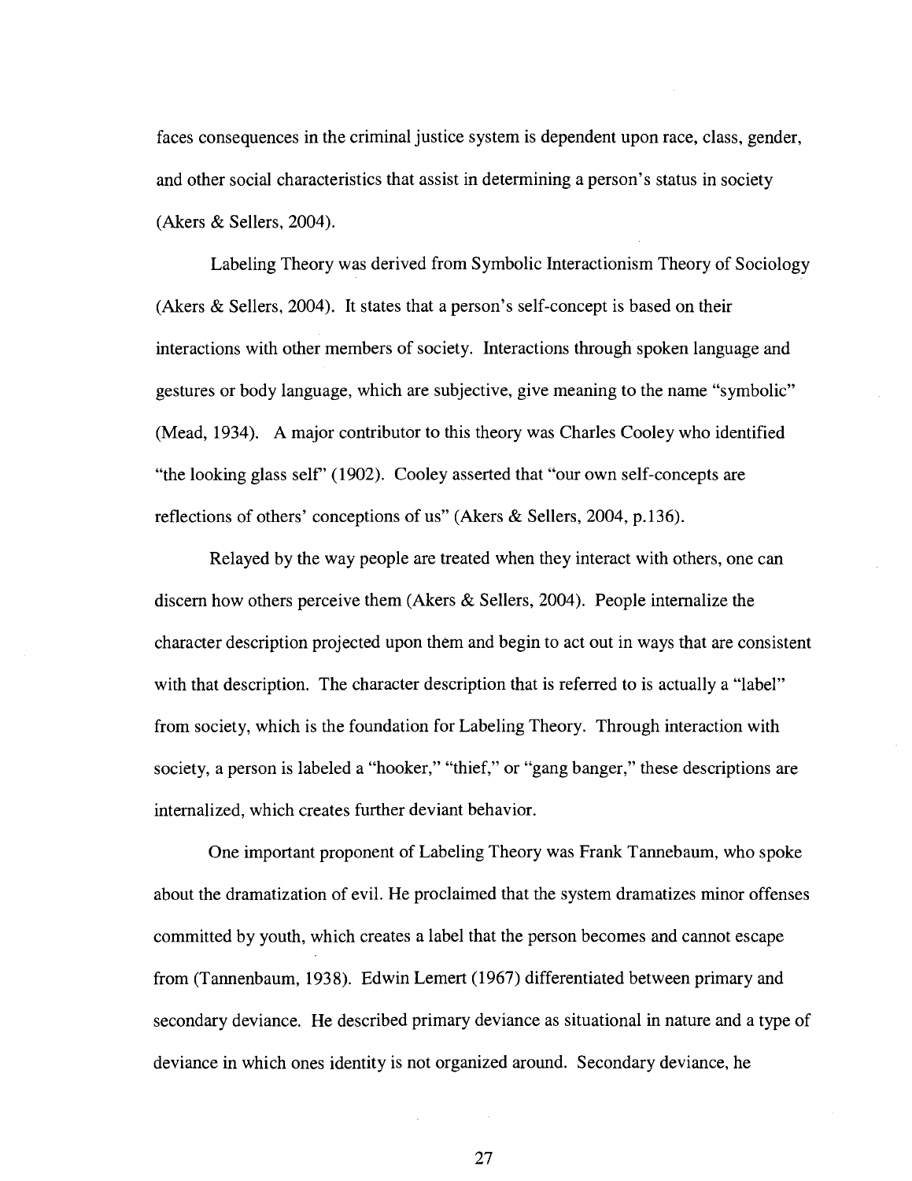faces consequences in the criminal justice system is dependent upon race, class, gender, and other social characteristics that assist in determining a person's status in society (Akers & Sellers, 2004).

Labeling Theory was derived from Symbolic Interactionism Theory of Sociology (Akers & Sellers, 2004). It states that a person's self-concept is based on their interactions with other members of society. Interactions through spoken language and gestures or body language, which are subjective, give meaning to the name "symbolic" (Mead, 1934). A major contributor to this theory was Charles Cooley who identified "the looking glass self" (1902). Cooley asserted that "our own self-concepts are reflections of others' conceptions of us" (Akers & Sellers, 2004, p.136).

Relayed by the way people are treated when they interact with others, one can discern how others perceive them (Akers & Sellers, 2004). People internalize the character description projected upon them and begin to act out in ways that are consistent with that description. The character description that is referred to is actually a "label" from society, which is the foundation for Labeling Theory. Through interaction with society, a person is labeled a "hooker," "thief," or "gang banger," these descriptions are internalized, which creates further deviant behavior.

One important proponent of Labeling Theory was Frank Tannebaum, who spoke about the dramatization of evil. He proclaimed that the system dramatizes minor offenses committed by youth, which creates a label that the person becomes and cannot escape from (Tannenbaum, 1938). Edwin Lemert (1967) differentiated between primary and secondary deviance. He described primary deviance as situational in nature and a type of deviance in which ones identity is not organized around. Secondary deviance, he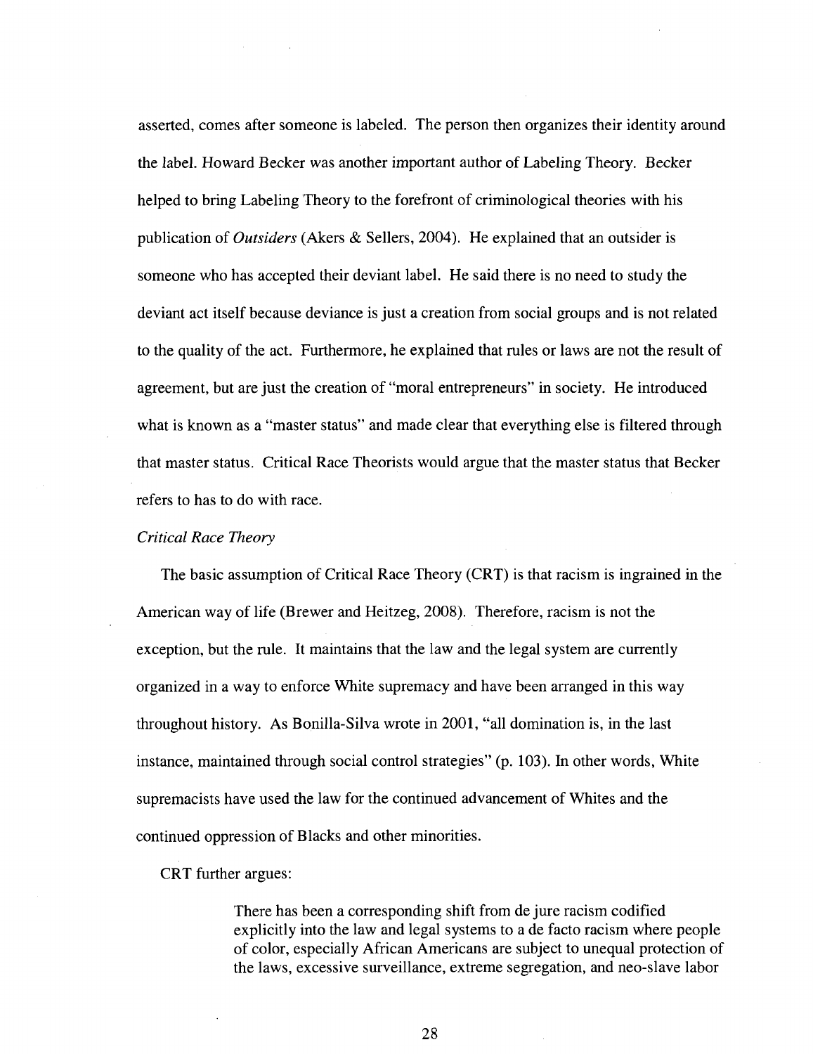asserted, comes after someone is labeled. The person then organizes their identity around the label. Howard Becker was another important author of Labeling Theory. Becker helped to bring Labeling Theory to the forefront of criminological theories with his publication of *Outsiders* (Akers & Sellers, 2004). He explained that an outsider is someone who has accepted their deviant label. He said there is no need to study the deviant act itself because deviance is just a creation from social groups and is not related to the quality of the act. Furthermore, he explained that rules or laws are not the result of agreement, but are just the creation of "moral entrepreneurs" in society. He introduced what is known as a "master status" and made clear that everything else is filtered through that master status. Critical Race Theorists would argue that the master status that Becker refers to has to do with race.

*Critical Race Theory*

The basic assumption of Critical Race Theory (CRT) is that racism is ingrained in the American way of life (Brewer and Heitzeg, 2008). Therefore, racism is not the exception, but the rule. It maintains that the law and the legal system are currently organized in a way to enforce White supremacy and have been arranged in this way throughout history. As Bonilla-Silva wrote in 2001, "all domination is, in the last instance, maintained through social control strategies" (p. 103). In other words, White supremacists have used the law for the continued advancement of Whites and the continued oppression of Blacks and other minorities.

CRT further argues:

> There has been a corresponding shift from de jure racism codified explicitly into the law and legal systems to a de facto racism where people of color, especially African Americans are subject to unequal protection of the laws, excessive surveillance, extreme segregation, and neo-slave labor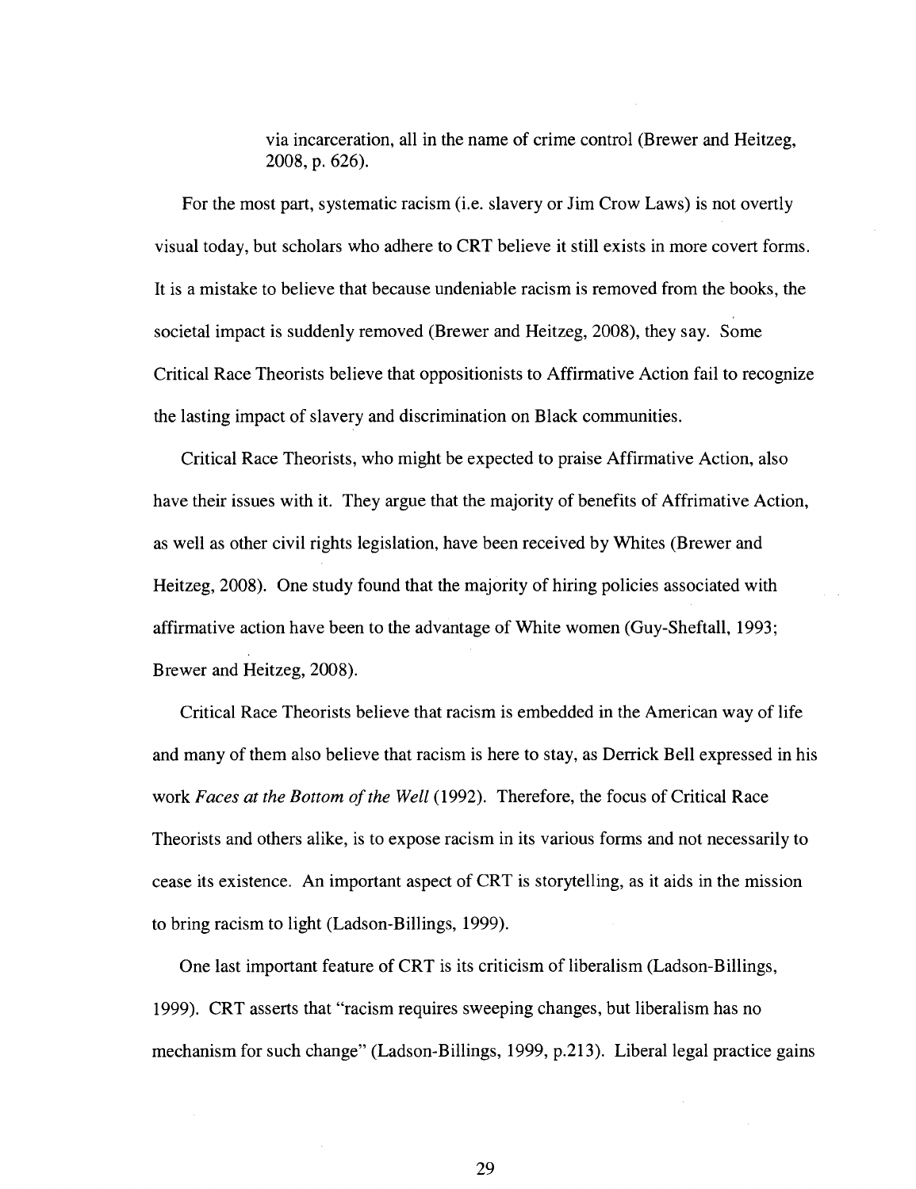via incarceration, all in the name of crime control (Brewer and Heitzeg, 2008, p. 626).

For the most part, systematic racism (i.e. slavery or Jim Crow Laws) is not overtly visual today, but scholars who adhere to CRT believe it still exists in more covert forms. It is a mistake to believe that because undeniable racism is removed from the books, the societal impact is suddenly removed (Brewer and Heitzeg, 2008), they say. Some Critical Race Theorists believe that oppositionists to Affirmative Action fail to recognize the lasting impact of slavery and discrimination on Black communities.

Critical Race Theorists, who might be expected to praise Affirmative Action, also have their issues with it. They argue that the majority of benefits of Affrimative Action, as well as other civil rights legislation, have been received by Whites (Brewer and Heitzeg, 2008). One study found that the majority of hiring policies associated with affirmative action have been to the advantage of White women (Guy-Sheftall, 1993; Brewer and Heitzeg, 2008).

Critical Race Theorists believe that racism is embedded in the American way of life and many of them also believe that racism is here to stay, as Derrick Bell expressed in his work *Faces at the Bottom of the Well* (1992). Therefore, the focus of Critical Race Theorists and others alike, is to expose racism in its various forms and not necessarily to cease its existence. An important aspect of CRT is storytelling, as it aids in the mission to bring racism to light (Ladson-Billings, 1999).

One last important feature of CRT is its criticism of liberalism (Ladson-Billings, 1999). CRT asserts that "racism requires sweeping changes, but liberalism has no mechanism for such change" (Ladson-Billings, 1999, p.213). Liberal legal practice gains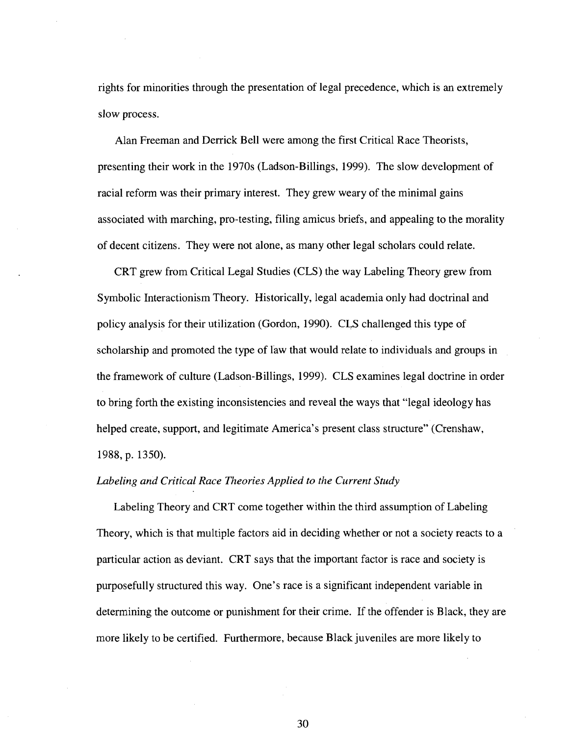rights for minorities through the presentation of legal precedence, which is an extremely slow process.

Alan Freeman and Derrick Bell were among the first Critical Race Theorists, presenting their work in the 1970s (Ladson-Billings, 1999). The slow development of racial reform was their primary interest. They grew weary of the minimal gains associated with marching, pro-testing, filing amicus briefs, and appealing to the morality of decent citizens. They were not alone, as many other legal scholars could relate.

CRT grew from Critical Legal Studies (CLS) the way Labeling Theory grew from Symbolic Interactionism Theory. Historically, legal academia only had doctrinal and policy analysis for their utilization (Gordon, 1990). CLS challenged this type of scholarship and promoted the type of law that would relate to individuals and groups in the framework of culture (Ladson-Billings, 1999). CLS examines legal doctrine in order to bring forth the existing inconsistencies and reveal the ways that "legal ideology has helped create, support, and legitimate America's present class structure" (Crenshaw, 1988, p. 1350).

*Labeling and Critical Race Theories Applied to the Current Study*

Labeling Theory and CRT come together within the third assumption of Labeling Theory, which is that multiple factors aid in deciding whether or not a society reacts to a particular action as deviant. CRT says that the important factor is race and society is purposefully structured this way. One's race is a significant independent variable in determining the outcome or punishment for their crime. If the offender is Black, they are more likely to be certified. Furthermore, because Black juveniles are more likely to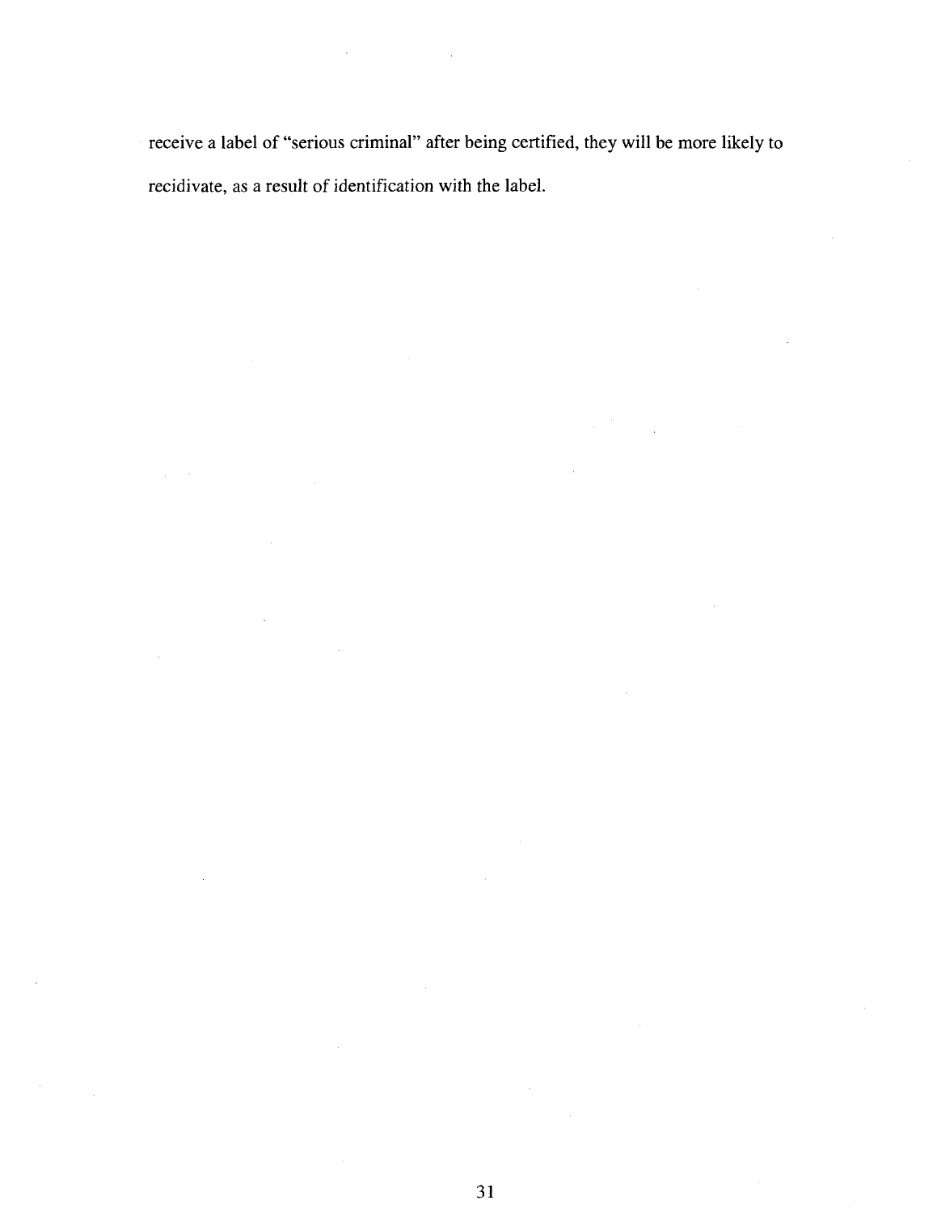receive a label of "serious criminal" after being certified, they will be more likely to recidivate, as a result of identification with the label.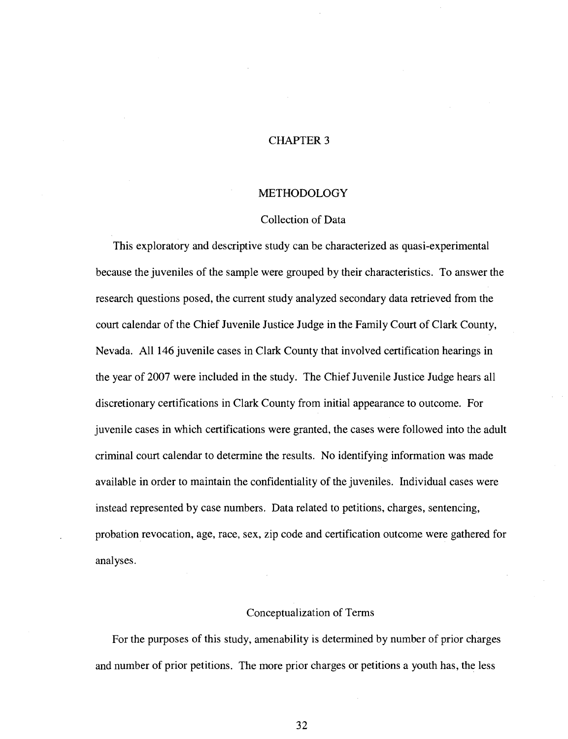# CHAPTER 3

# METHODOLOGY

## Collection of Data

This exploratory and descriptive study can be characterized as quasi-experimental because the juveniles of the sample were grouped by their characteristics. To answer the research questions posed, the current study analyzed secondary data retrieved from the court calendar of the Chief Juvenile Justice Judge in the Family Court of Clark County, Nevada. All 146 juvenile cases in Clark County that involved certification hearings in the year of 2007 were included in the study. The Chief Juvenile Justice Judge hears all discretionary certifications in Clark County from initial appearance to outcome. For juvenile cases in which certifications were granted, the cases were followed into the adult criminal court calendar to determine the results. No identifying information was made available in order to maintain the confidentiality of the juveniles. Individual cases were instead represented by case numbers. Data related to petitions, charges, sentencing, probation revocation, age, race, sex, zip code and certification outcome were gathered for analyses.

## Conceptualization of Terms

For the purposes of this study, amenability is determined by number of prior charges and number of prior petitions. The more prior charges or petitions a youth has, the less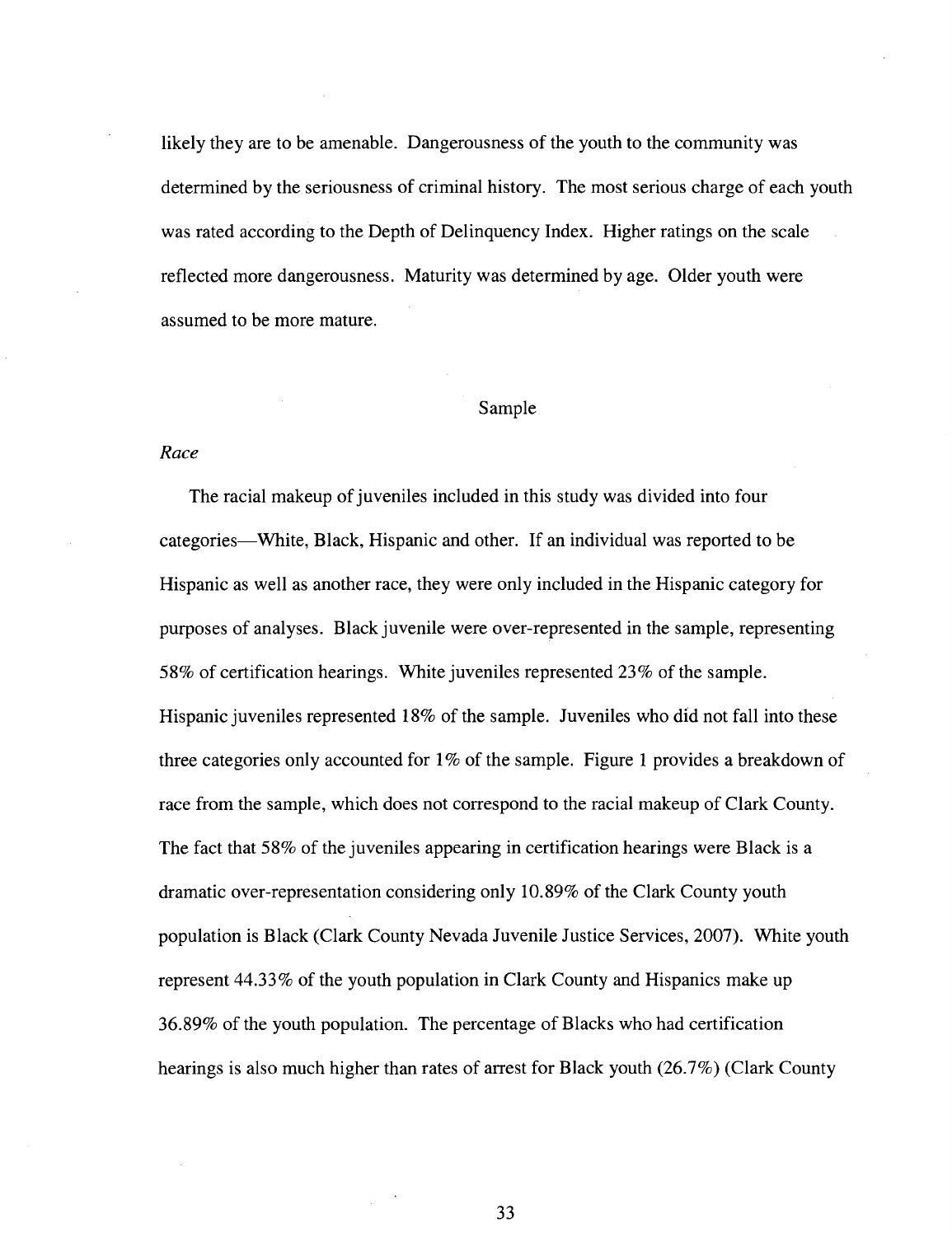likely they are to be amenable. Dangerousness of the youth to the community was determined by the seriousness of criminal history. The most serious charge of each youth was rated according to the Depth of Delinquency Index. Higher ratings on the scale reflected more dangerousness. Maturity was determined by age. Older youth were assumed to be more mature.

## Sample

### *Race*

The racial makeup of juveniles included in this study was divided into four categories—White, Black, Hispanic and other. If an individual was reported to be Hispanic as well as another race, they were only included in the Hispanic category for purposes of analyses. Black juvenile were over-represented in the sample, representing 58% of certification hearings. White juveniles represented 23% of the sample. Hispanic juveniles represented 18% of the sample. Juveniles who did not fall into these three categories only accounted for 1% of the sample. Figure 1 provides a breakdown of race from the sample, which does not correspond to the racial makeup of Clark County. The fact that 58% of the juveniles appearing in certification hearings were Black is a dramatic over-representation considering only 10.89% of the Clark County youth population is Black (Clark County Nevada Juvenile Justice Services, 2007). White youth represent 44.33% of the youth population in Clark County and Hispanics make up 36.89% of the youth population. The percentage of Blacks who had certification hearings is also much higher than rates of arrest for Black youth (26.7%) (Clark County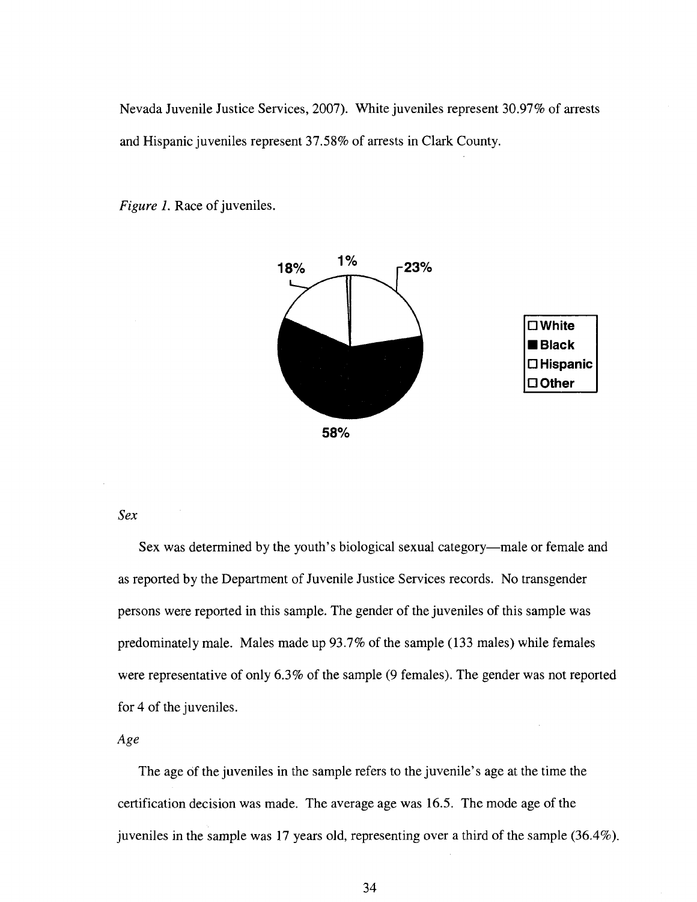Nevada Juvenile Justice Services, 2007). White juveniles represent 30.97% of arrests and Hispanic juveniles represent 37.58% of arrests in Clark County.

*Figure 1.* Race of juveniles.

*Sex*

Sex was determined by the youth's biological sexual category—male or female and as reported by the Department of Juvenile Justice Services records. No transgender persons were reported in this sample. The gender of the juveniles of this sample was predominately male. Males made up 93.7% of the sample (133 males) while females were representative of only 6.3% of the sample (9 females). The gender was not reported for 4 of the juveniles.

*Age*

The age of the juveniles in the sample refers to the juvenile's age at the time the certification decision was made. The average age was 16.5. The mode age of the juveniles in the sample was 17 years old, representing over a third of the sample (36.4%).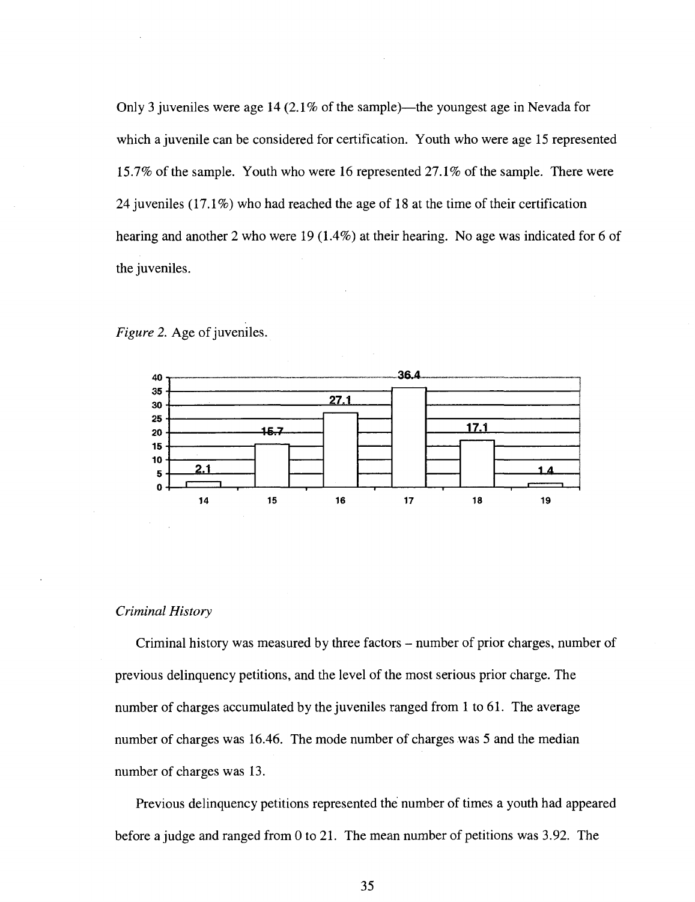Only 3 juveniles were age 14 (2.1% of the sample)—the youngest age in Nevada for which a juvenile can be considered for certification. Youth who were age 15 represented 15.7% of the sample. Youth who were 16 represented 27.1% of the sample. There were 24 juveniles (17.1%) who had reached the age of 18 at the time of their certification hearing and another 2 who were 19 (1.4%) at their hearing. No age was indicated for 6 of the juveniles.

*Figure 2.* Age of juveniles.

| Age | Percent |
|---|---|
| 14 | 2.1 |
| 15 | 15.7 |
| 16 | 27.1 |
| 17 | 36.4 |
| 18 | 17.1 |
| 19 | 1.4 |

### *Criminal History*

Criminal history was measured by three factors – number of prior charges, number of previous delinquency petitions, and the level of the most serious prior charge. The number of charges accumulated by the juveniles ranged from 1 to 61. The average number of charges was 16.46. The mode number of charges was 5 and the median number of charges was 13.

Previous delinquency petitions represented the number of times a youth had appeared before a judge and ranged from 0 to 21. The mean number of petitions was 3.92. The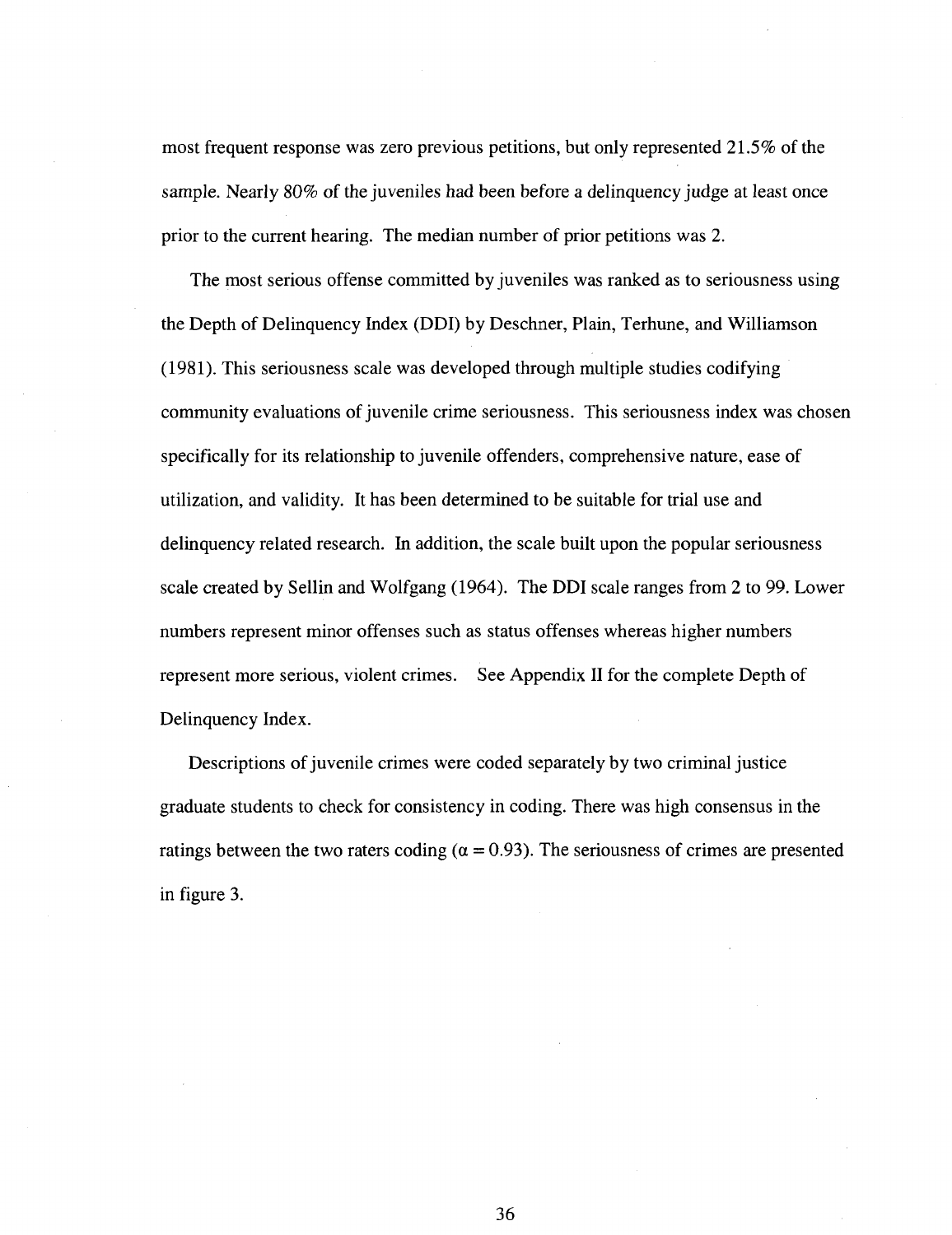most frequent response was zero previous petitions, but only represented 21.5% of the sample. Nearly 80% of the juveniles had been before a delinquency judge at least once prior to the current hearing. The median number of prior petitions was 2.

The most serious offense committed by juveniles was ranked as to seriousness using the Depth of Delinquency Index (DDI) by Deschner, Plain, Terhune, and Williamson (1981). This seriousness scale was developed through multiple studies codifying community evaluations of juvenile crime seriousness. This seriousness index was chosen specifically for its relationship to juvenile offenders, comprehensive nature, ease of utilization, and validity. It has been determined to be suitable for trial use and delinquency related research. In addition, the scale built upon the popular seriousness scale created by Sellin and Wolfgang (1964). The DDI scale ranges from 2 to 99. Lower numbers represent minor offenses such as status offenses whereas higher numbers represent more serious, violent crimes. See Appendix II for the complete Depth of Delinquency Index.

Descriptions of juvenile crimes were coded separately by two criminal justice graduate students to check for consistency in coding. There was high consensus in the ratings between the two raters coding ($\alpha = 0.93$). The seriousness of crimes are presented in figure 3.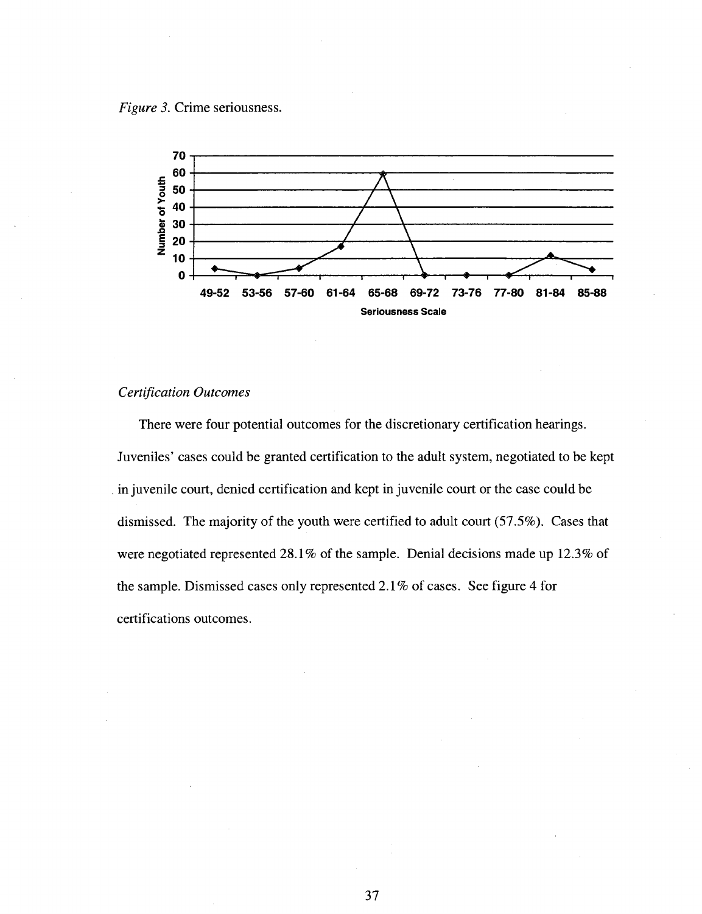*Figure 3.* Crime seriousness.

### *Certification Outcomes*

There were four potential outcomes for the discretionary certification hearings. Juveniles' cases could be granted certification to the adult system, negotiated to be kept in juvenile court, denied certification and kept in juvenile court or the case could be dismissed. The majority of the youth were certified to adult court (57.5%). Cases that were negotiated represented 28.1% of the sample. Denial decisions made up 12.3% of the sample. Dismissed cases only represented 2.1% of cases. See figure 4 for certifications outcomes.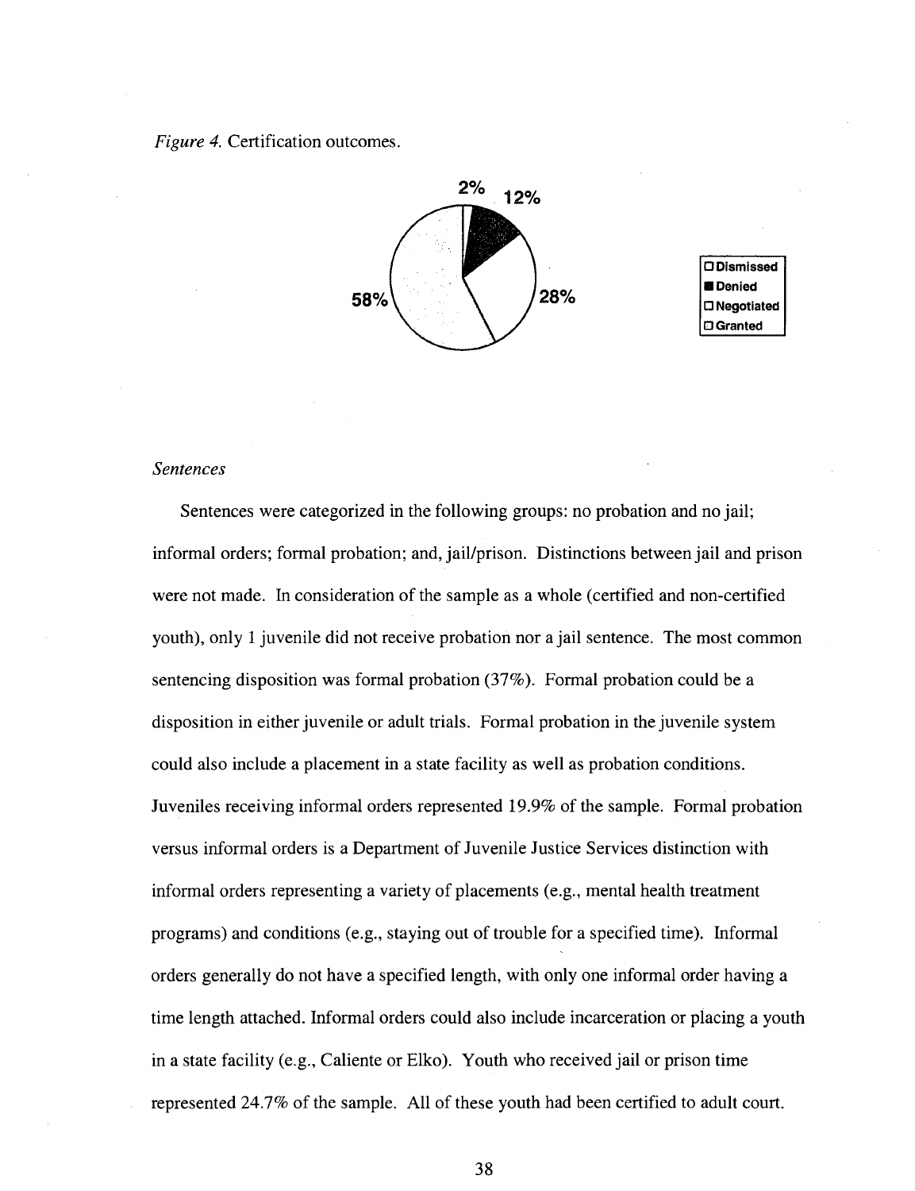*Figure 4.* Certification outcomes.

2% 12% 28% 58%

- Dismissed
- Denied
- Negotiated
- Granted

*Sentences*

Sentences were categorized in the following groups: no probation and no jail; informal orders; formal probation; and, jail/prison. Distinctions between jail and prison were not made. In consideration of the sample as a whole (certified and non-certified youth), only 1 juvenile did not receive probation nor a jail sentence. The most common sentencing disposition was formal probation (37%). Formal probation could be a disposition in either juvenile or adult trials. Formal probation in the juvenile system could also include a placement in a state facility as well as probation conditions. Juveniles receiving informal orders represented 19.9% of the sample. Formal probation versus informal orders is a Department of Juvenile Justice Services distinction with informal orders representing a variety of placements (e.g., mental health treatment programs) and conditions (e.g., staying out of trouble for a specified time). Informal orders generally do not have a specified length, with only one informal order having a time length attached. Informal orders could also include incarceration or placing a youth in a state facility (e.g., Caliente or Elko). Youth who received jail or prison time represented 24.7% of the sample. All of these youth had been certified to adult court.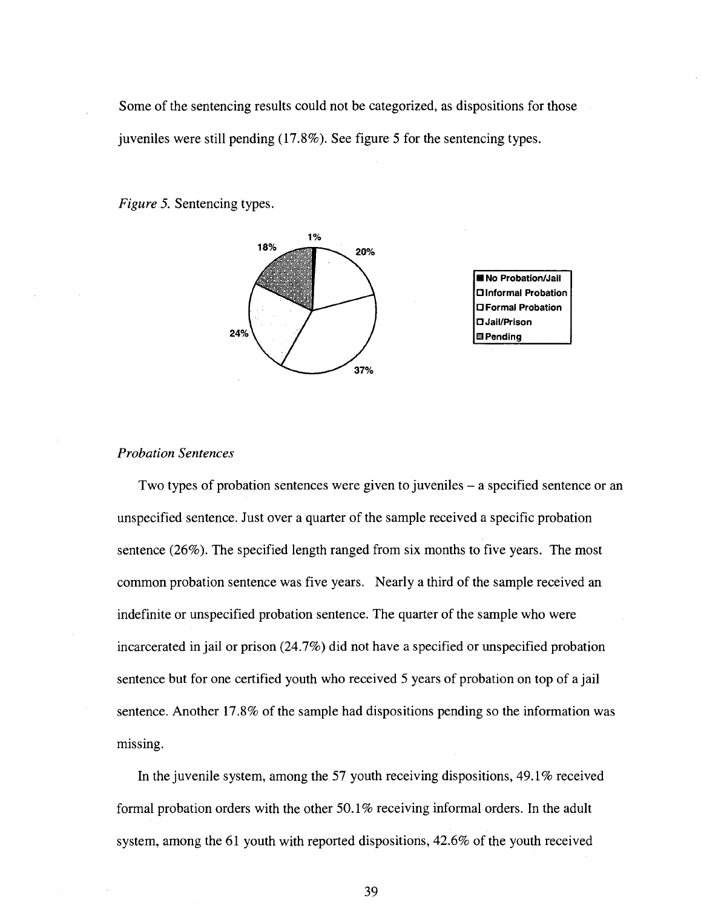Some of the sentencing results could not be categorized, as dispositions for those juveniles were still pending (17.8%). See figure 5 for the sentencing types.

*Figure 5.* Sentencing types.

1%
18%
20%
24%
37%

■ No Probation/Jail
□ Informal Probation
□ Formal Probation
□ Jail/Prison
▩ Pending

*Probation Sentences*

Two types of probation sentences were given to juveniles – a specified sentence or an unspecified sentence. Just over a quarter of the sample received a specific probation sentence (26%). The specified length ranged from six months to five years. The most common probation sentence was five years. Nearly a third of the sample received an indefinite or unspecified probation sentence. The quarter of the sample who were incarcerated in jail or prison (24.7%) did not have a specified or unspecified probation sentence but for one certified youth who received 5 years of probation on top of a jail sentence. Another 17.8% of the sample had dispositions pending so the information was missing.

In the juvenile system, among the 57 youth receiving dispositions, 49.1% received formal probation orders with the other 50.1% receiving informal orders. In the adult system, among the 61 youth with reported dispositions, 42.6% of the youth received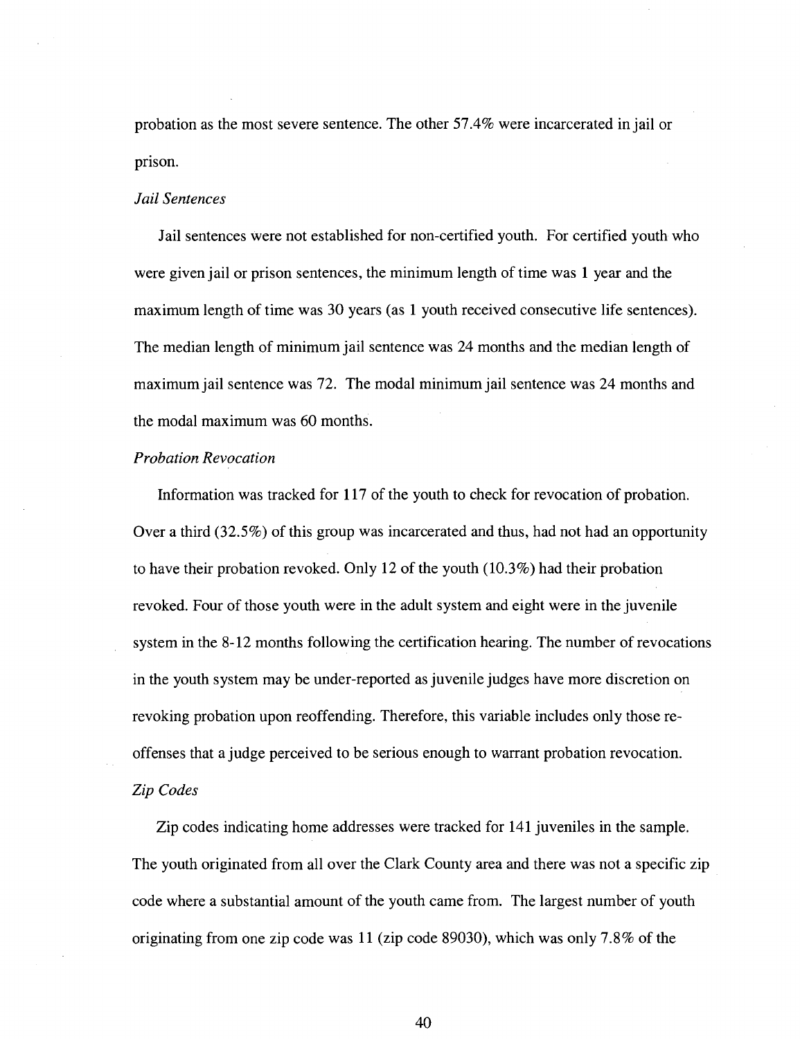probation as the most severe sentence. The other 57.4% were incarcerated in jail or prison.

*Jail Sentences*

Jail sentences were not established for non-certified youth. For certified youth who were given jail or prison sentences, the minimum length of time was 1 year and the maximum length of time was 30 years (as 1 youth received consecutive life sentences). The median length of minimum jail sentence was 24 months and the median length of maximum jail sentence was 72. The modal minimum jail sentence was 24 months and the modal maximum was 60 months.

*Probation Revocation*

Information was tracked for 117 of the youth to check for revocation of probation. Over a third (32.5%) of this group was incarcerated and thus, had not had an opportunity to have their probation revoked. Only 12 of the youth (10.3%) had their probation revoked. Four of those youth were in the adult system and eight were in the juvenile system in the 8-12 months following the certification hearing. The number of revocations in the youth system may be under-reported as juvenile judges have more discretion on revoking probation upon reoffending. Therefore, this variable includes only those re-offenses that a judge perceived to be serious enough to warrant probation revocation.

*Zip Codes*

Zip codes indicating home addresses were tracked for 141 juveniles in the sample. The youth originated from all over the Clark County area and there was not a specific zip code where a substantial amount of the youth came from. The largest number of youth originating from one zip code was 11 (zip code 89030), which was only 7.8% of the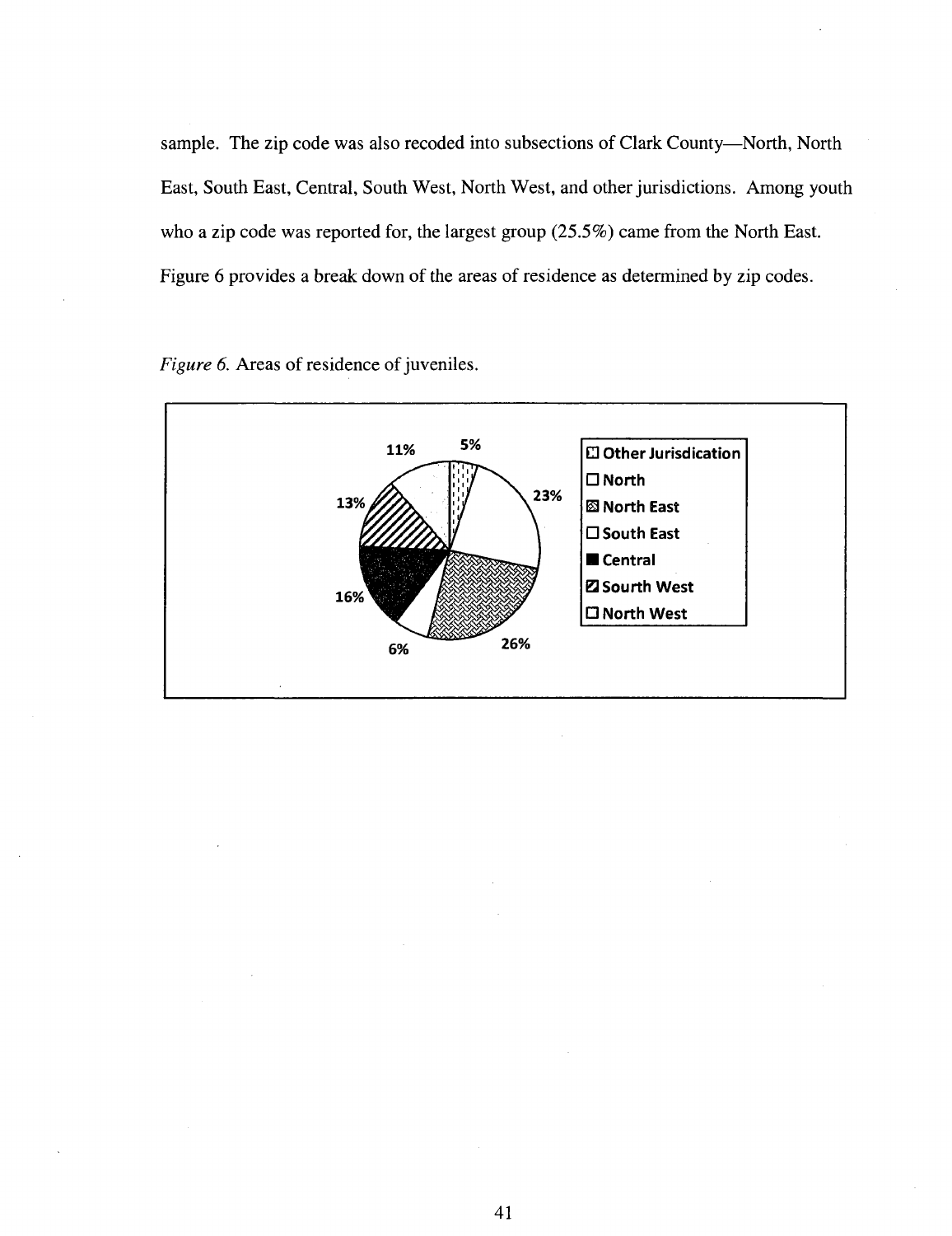sample. The zip code was also recoded into subsections of Clark County—North, North East, South East, Central, South West, North West, and other jurisdictions. Among youth who a zip code was reported for, the largest group (25.5%) came from the North East. Figure 6 provides a break down of the areas of residence as determined by zip codes.

*Figure 6.* Areas of residence of juveniles.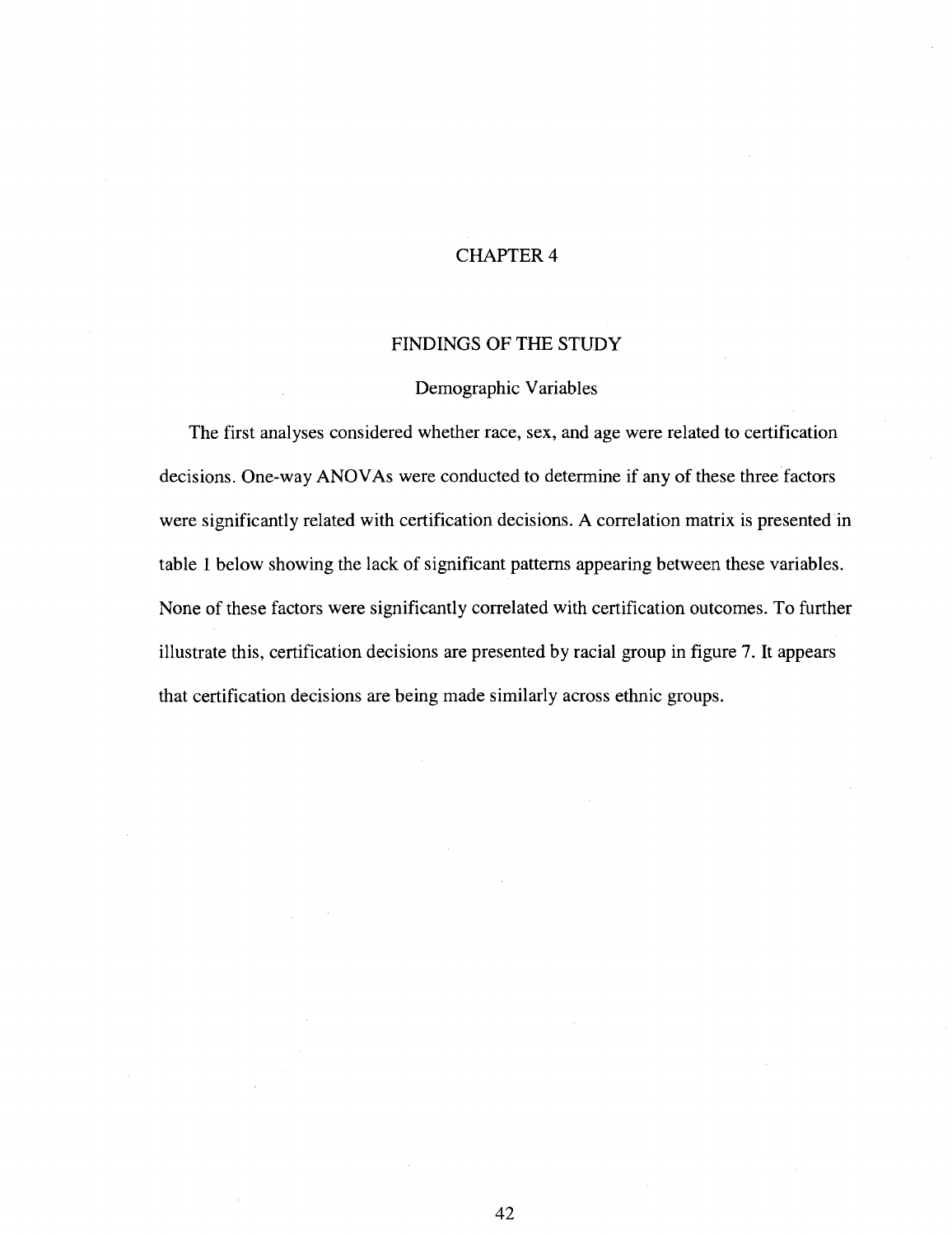# CHAPTER 4

## FINDINGS OF THE STUDY

### Demographic Variables

The first analyses considered whether race, sex, and age were related to certification decisions. One-way ANOVAs were conducted to determine if any of these three factors were significantly related with certification decisions. A correlation matrix is presented in table 1 below showing the lack of significant patterns appearing between these variables. None of these factors were significantly correlated with certification outcomes. To further illustrate this, certification decisions are presented by racial group in figure 7. It appears that certification decisions are being made similarly across ethnic groups.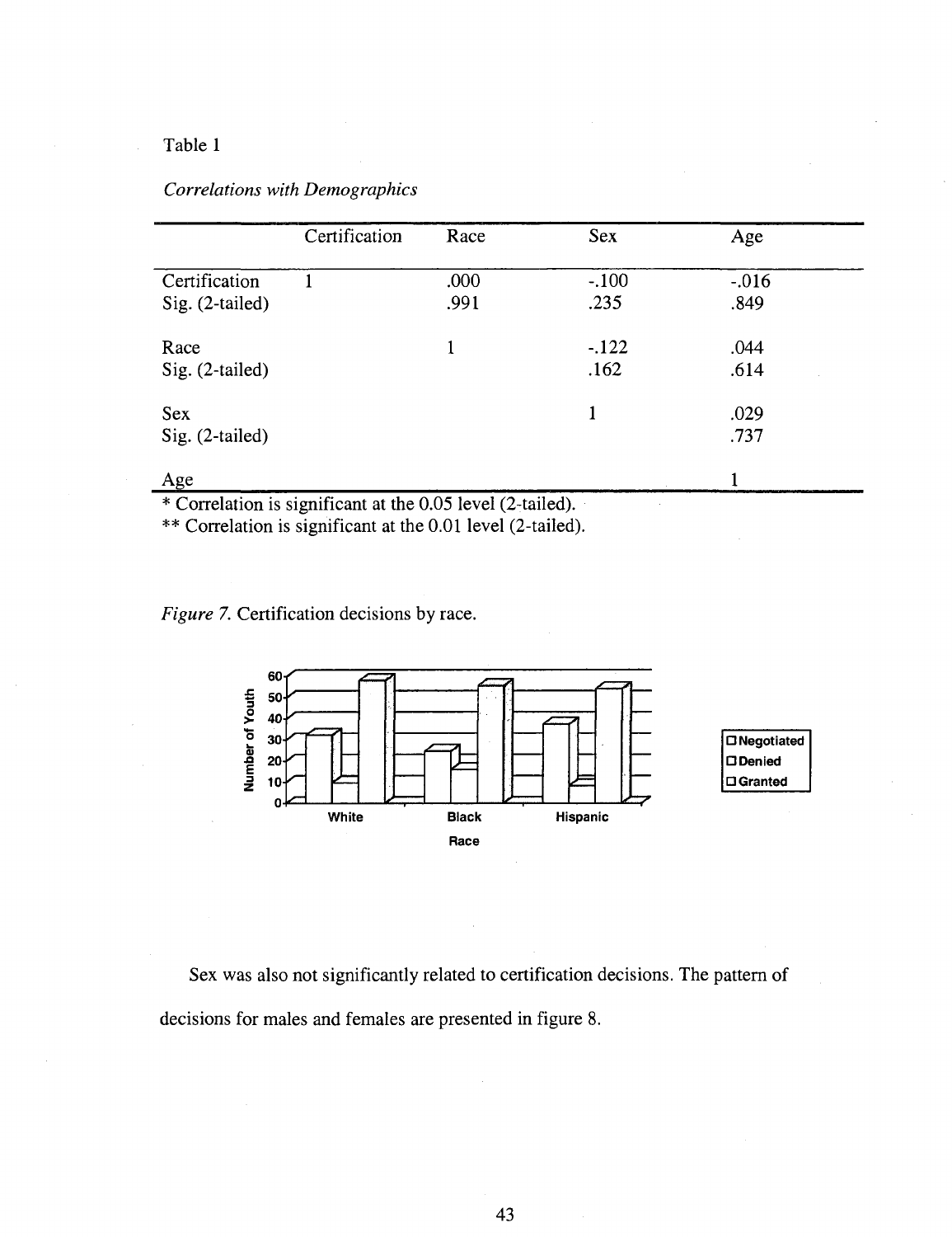Table 1

*Correlations with Demographics*

| | Certification | Race | Sex | Age |
|---|---|---|---|---|
| Certification | 1 | .000 | -.100 | -.016 |
| Sig. (2-tailed) | | .991 | .235 | .849 |
| Race | | 1 | -.122 | .044 |
| Sig. (2-tailed) | | | .162 | .614 |
| Sex | | | 1 | .029 |
| Sig. (2-tailed) | | | | .737 |
| Age | | | | 1 |

\* Correlation is significant at the 0.05 level (2-tailed).
\*\* Correlation is significant at the 0.01 level (2-tailed).

*Figure 7.* Certification decisions by race.

Sex was also not significantly related to certification decisions. The pattern of decisions for males and females are presented in figure 8.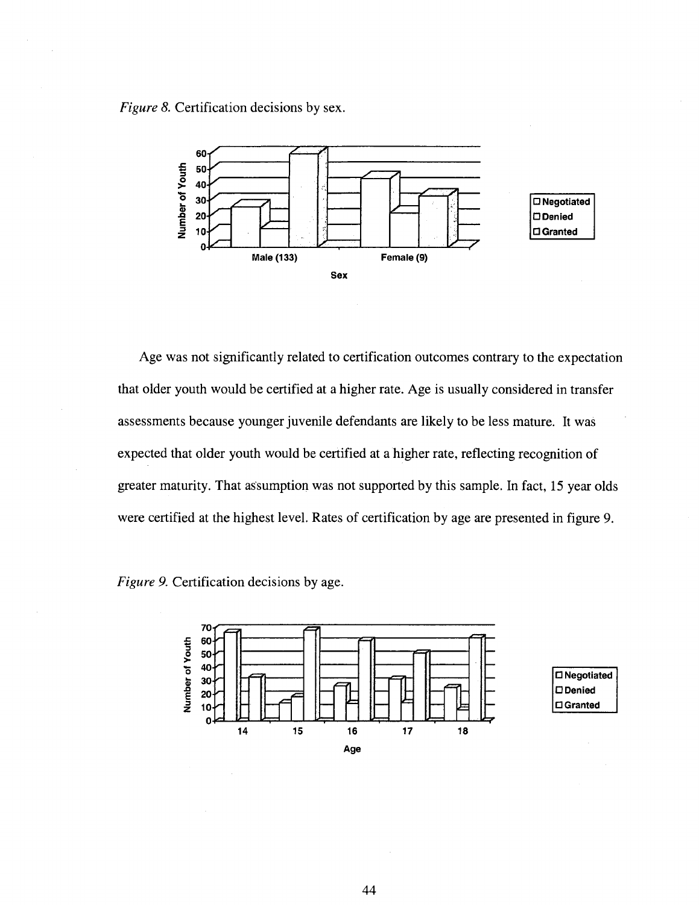*Figure 8.* Certification decisions by sex.

Age was not significantly related to certification outcomes contrary to the expectation that older youth would be certified at a higher rate. Age is usually considered in transfer assessments because younger juvenile defendants are likely to be less mature. It was expected that older youth would be certified at a higher rate, reflecting recognition of greater maturity. That assumption was not supported by this sample. In fact, 15 year olds were certified at the highest level. Rates of certification by age are presented in figure 9.

*Figure 9.* Certification decisions by age.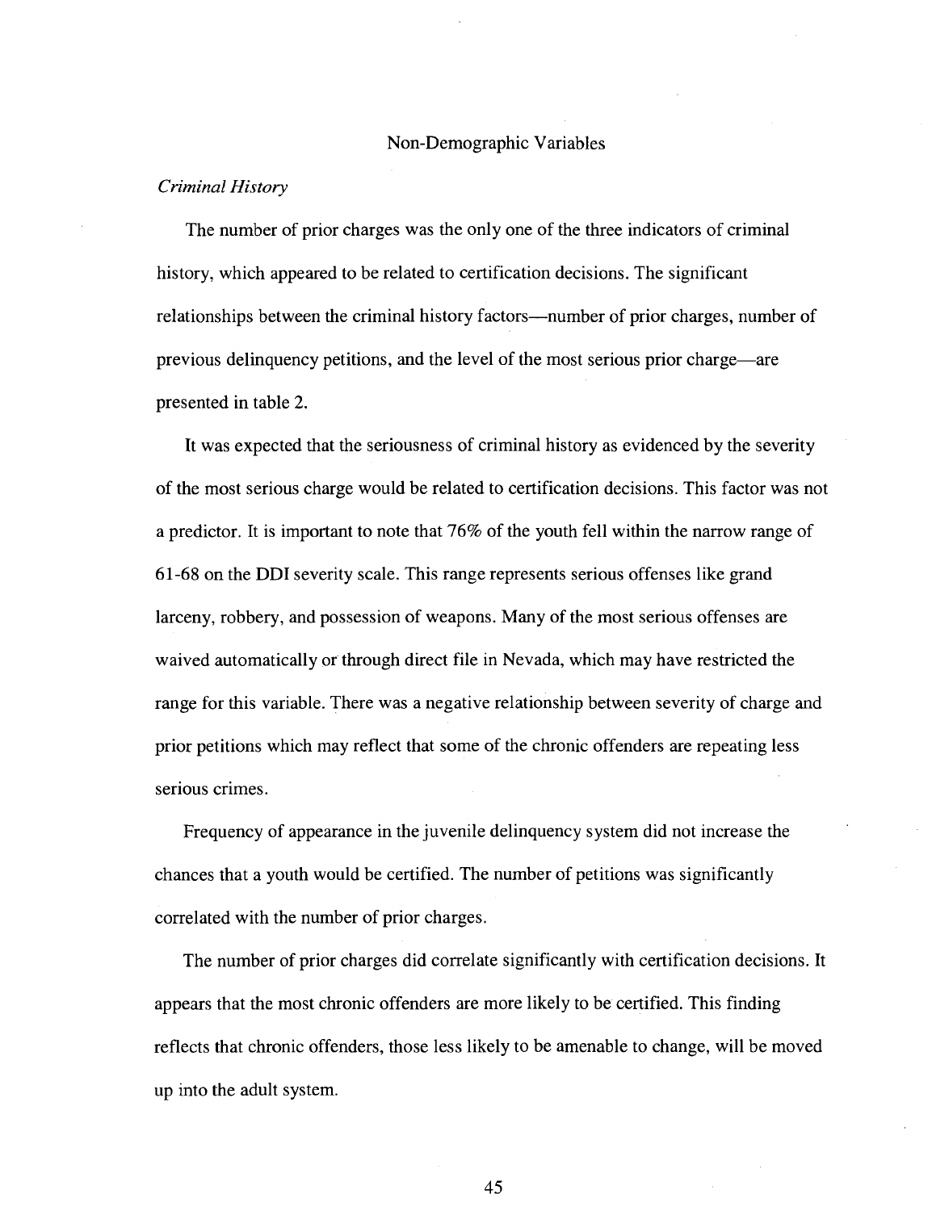## Non-Demographic Variables

*Criminal History*

The number of prior charges was the only one of the three indicators of criminal history, which appeared to be related to certification decisions. The significant relationships between the criminal history factors—number of prior charges, number of previous delinquency petitions, and the level of the most serious prior charge—are presented in table 2.

It was expected that the seriousness of criminal history as evidenced by the severity of the most serious charge would be related to certification decisions. This factor was not a predictor. It is important to note that 76% of the youth fell within the narrow range of 61-68 on the DDI severity scale. This range represents serious offenses like grand larceny, robbery, and possession of weapons. Many of the most serious offenses are waived automatically or through direct file in Nevada, which may have restricted the range for this variable. There was a negative relationship between severity of charge and prior petitions which may reflect that some of the chronic offenders are repeating less serious crimes.

Frequency of appearance in the juvenile delinquency system did not increase the chances that a youth would be certified. The number of petitions was significantly correlated with the number of prior charges.

The number of prior charges did correlate significantly with certification decisions. It appears that the most chronic offenders are more likely to be certified. This finding reflects that chronic offenders, those less likely to be amenable to change, will be moved up into the adult system.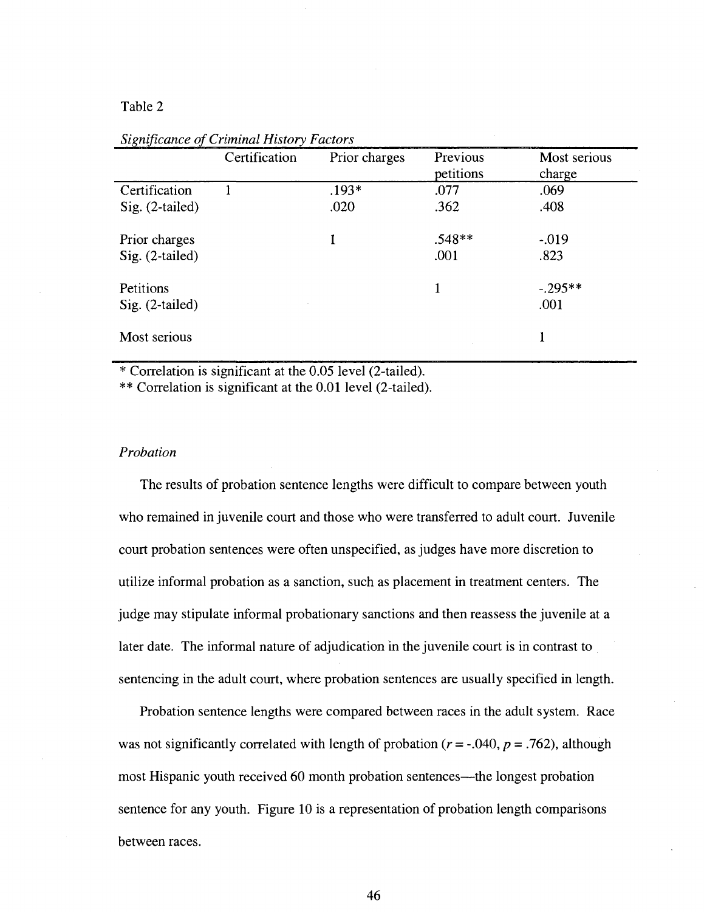Table 2

*Significance of Criminal History Factors*

| | Certification | Prior charges | Previous petitions | Most serious charge |
|---|---|---|---|---|
| Certification | 1 | .193* | .077 | .069 |
| Sig. (2-tailed) | | .020 | .362 | .408 |
| Prior charges | | 1 | .548** | -.019 |
| Sig. (2-tailed) | | | .001 | .823 |
| Petitions | | | 1 | -.295** |
| Sig. (2-tailed) | | | | .001 |
| Most serious | | | | 1 |

\* Correlation is significant at the 0.05 level (2-tailed).

** Correlation is significant at the 0.01 level (2-tailed).

*Probation*

The results of probation sentence lengths were difficult to compare between youth who remained in juvenile court and those who were transferred to adult court. Juvenile court probation sentences were often unspecified, as judges have more discretion to utilize informal probation as a sanction, such as placement in treatment centers. The judge may stipulate informal probationary sanctions and then reassess the juvenile at a later date. The informal nature of adjudication in the juvenile court is in contrast to sentencing in the adult court, where probation sentences are usually specified in length.

Probation sentence lengths were compared between races in the adult system. Race was not significantly correlated with length of probation ($r = -.040$, $p = .762$), although most Hispanic youth received 60 month probation sentences—the longest probation sentence for any youth. Figure 10 is a representation of probation length comparisons between races.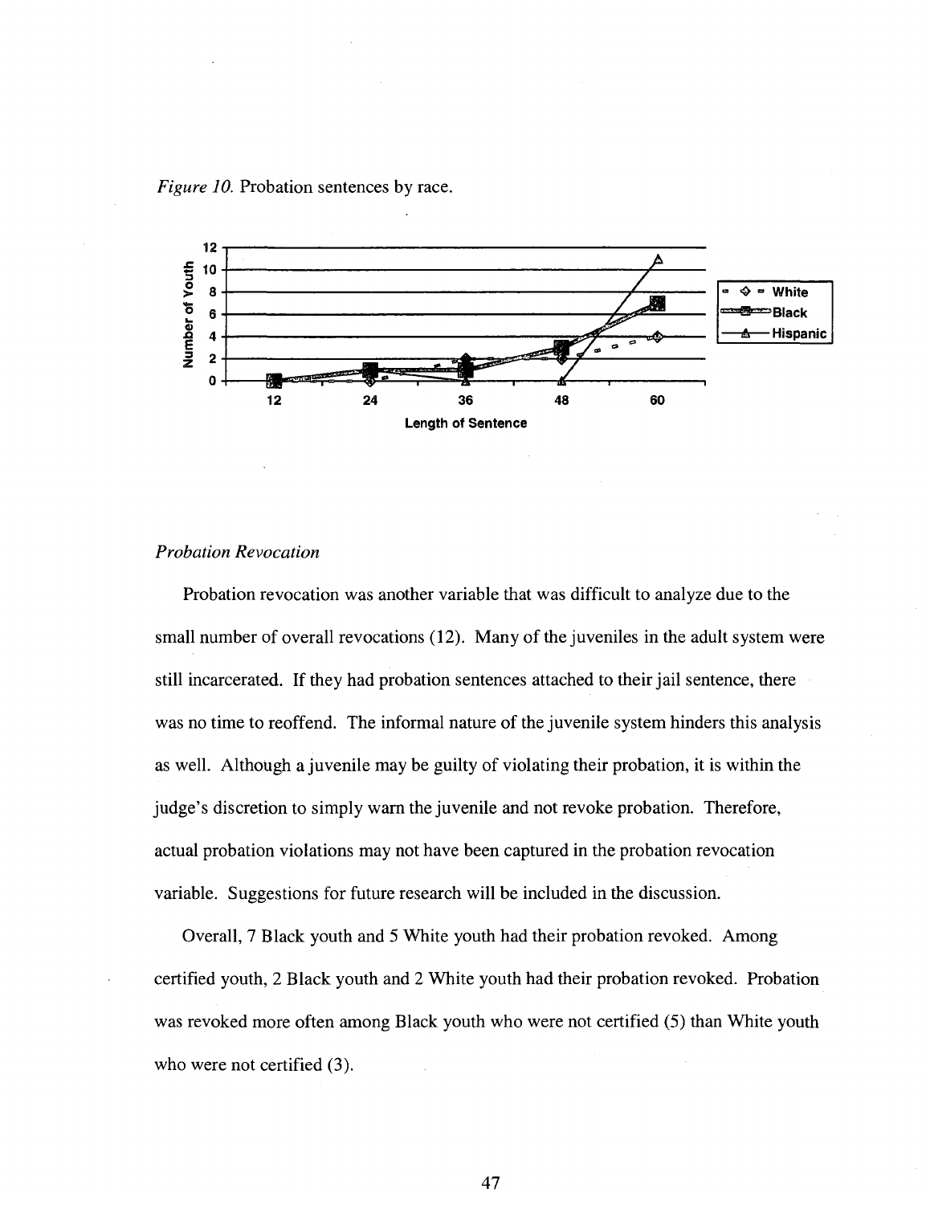*Figure 10.* Probation sentences by race.

## *Probation Revocation*

Probation revocation was another variable that was difficult to analyze due to the small number of overall revocations (12). Many of the juveniles in the adult system were still incarcerated. If they had probation sentences attached to their jail sentence, there was no time to reoffend. The informal nature of the juvenile system hinders this analysis as well. Although a juvenile may be guilty of violating their probation, it is within the judge's discretion to simply warn the juvenile and not revoke probation. Therefore, actual probation violations may not have been captured in the probation revocation variable. Suggestions for future research will be included in the discussion.

Overall, 7 Black youth and 5 White youth had their probation revoked. Among certified youth, 2 Black youth and 2 White youth had their probation revoked. Probation was revoked more often among Black youth who were not certified (5) than White youth who were not certified (3).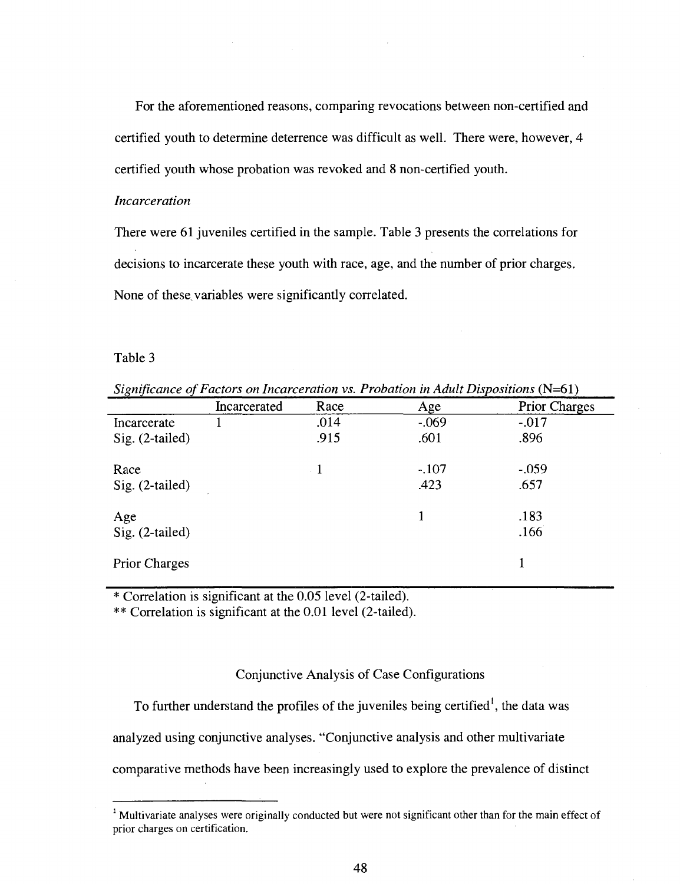For the aforementioned reasons, comparing revocations between non-certified and certified youth to determine deterrence was difficult as well. There were, however, 4 certified youth whose probation was revoked and 8 non-certified youth.

*Incarceration*

There were 61 juveniles certified in the sample. Table 3 presents the correlations for decisions to incarcerate these youth with race, age, and the number of prior charges. None of these variables were significantly correlated.

Table 3

*Significance of Factors on Incarceration vs. Probation in Adult Dispositions* (N=61)

| | Incarcerated | Race | Age | Prior Charges |
|---|---|---|---|---|
| Incarcerate | 1 | .014 | -.069 | -.017 |
| Sig. (2-tailed) | | .915 | .601 | .896 |
| Race | | 1 | -.107 | -.059 |
| Sig. (2-tailed) | | | .423 | .657 |
| Age | | | 1 | .183 |
| Sig. (2-tailed) | | | | .166 |
| Prior Charges | | | | 1 |

* Correlation is significant at the 0.05 level (2-tailed).
** Correlation is significant at the 0.01 level (2-tailed).

## Conjunctive Analysis of Case Configurations

To further understand the profiles of the juveniles being certified[1], the data was analyzed using conjunctive analyses. "Conjunctive analysis and other multivariate comparative methods have been increasingly used to explore the prevalence of distinct

[1] Multivariate analyses were originally conducted but were not significant other than for the main effect of prior charges on certification.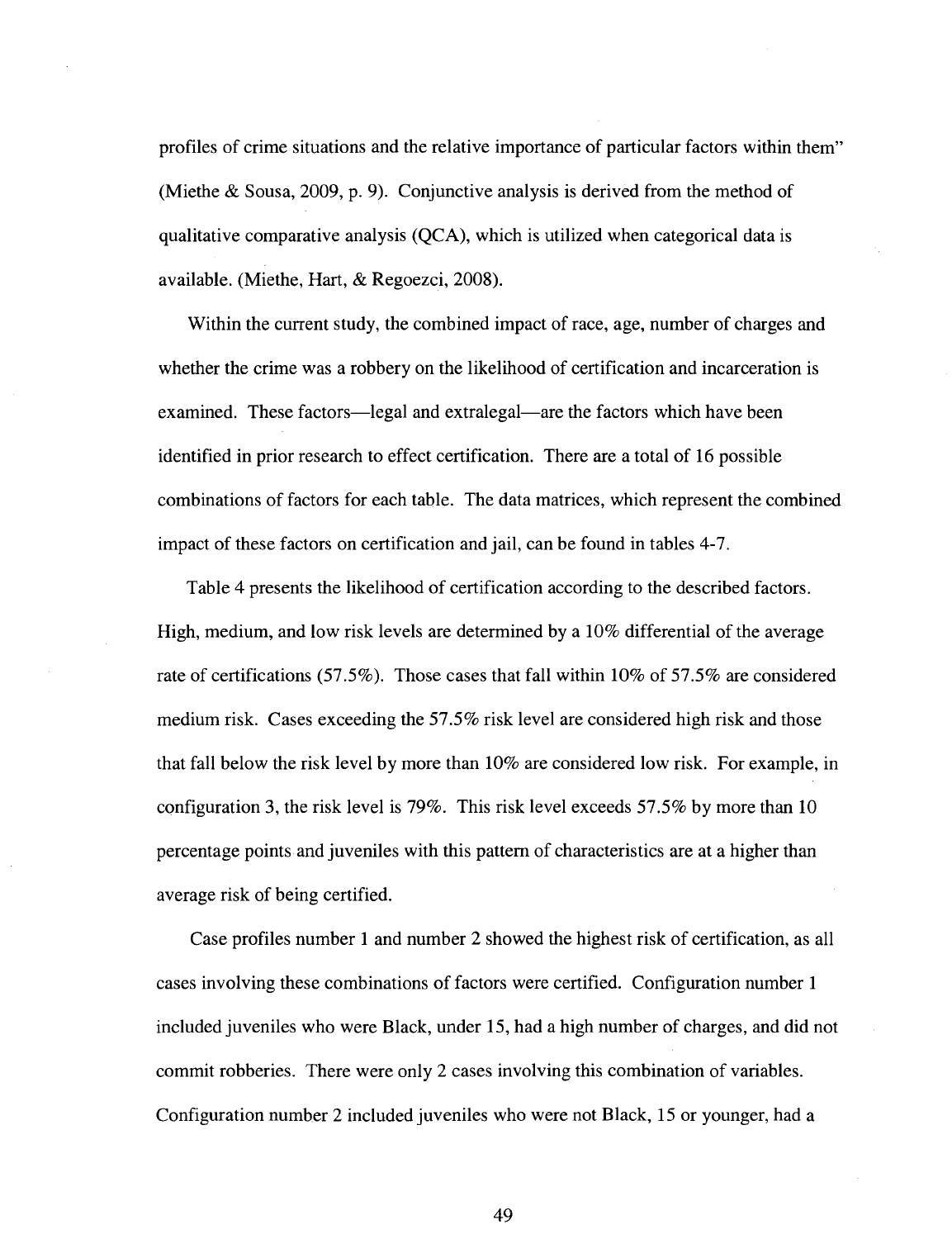profiles of crime situations and the relative importance of particular factors within them" (Miethe & Sousa, 2009, p. 9). Conjunctive analysis is derived from the method of qualitative comparative analysis (QCA), which is utilized when categorical data is available. (Miethe, Hart, & Regoezci, 2008).

Within the current study, the combined impact of race, age, number of charges and whether the crime was a robbery on the likelihood of certification and incarceration is examined. These factors—legal and extralegal—are the factors which have been identified in prior research to effect certification. There are a total of 16 possible combinations of factors for each table. The data matrices, which represent the combined impact of these factors on certification and jail, can be found in tables 4-7.

Table 4 presents the likelihood of certification according to the described factors. High, medium, and low risk levels are determined by a 10% differential of the average rate of certifications (57.5%). Those cases that fall within 10% of 57.5% are considered medium risk. Cases exceeding the 57.5% risk level are considered high risk and those that fall below the risk level by more than 10% are considered low risk. For example, in configuration 3, the risk level is 79%. This risk level exceeds 57.5% by more than 10 percentage points and juveniles with this pattern of characteristics are at a higher than average risk of being certified.

Case profiles number 1 and number 2 showed the highest risk of certification, as all cases involving these combinations of factors were certified. Configuration number 1 included juveniles who were Black, under 15, had a high number of charges, and did not commit robberies. There were only 2 cases involving this combination of variables. Configuration number 2 included juveniles who were not Black, 15 or younger, had a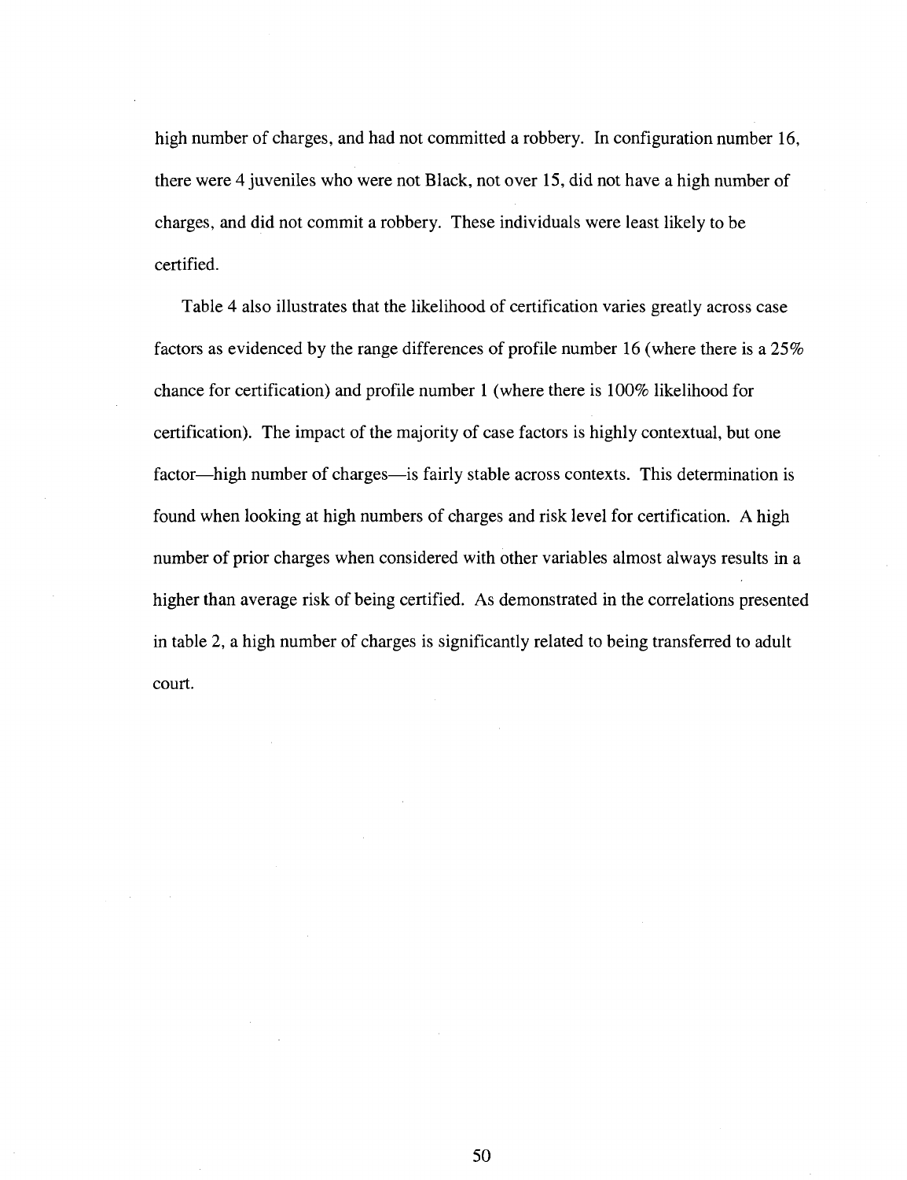high number of charges, and had not committed a robbery. In configuration number 16, there were 4 juveniles who were not Black, not over 15, did not have a high number of charges, and did not commit a robbery. These individuals were least likely to be certified.

Table 4 also illustrates that the likelihood of certification varies greatly across case factors as evidenced by the range differences of profile number 16 (where there is a 25% chance for certification) and profile number 1 (where there is 100% likelihood for certification). The impact of the majority of case factors is highly contextual, but one factor—high number of charges—is fairly stable across contexts. This determination is found when looking at high numbers of charges and risk level for certification. A high number of prior charges when considered with other variables almost always results in a higher than average risk of being certified. As demonstrated in the correlations presented in table 2, a high number of charges is significantly related to being transferred to adult court.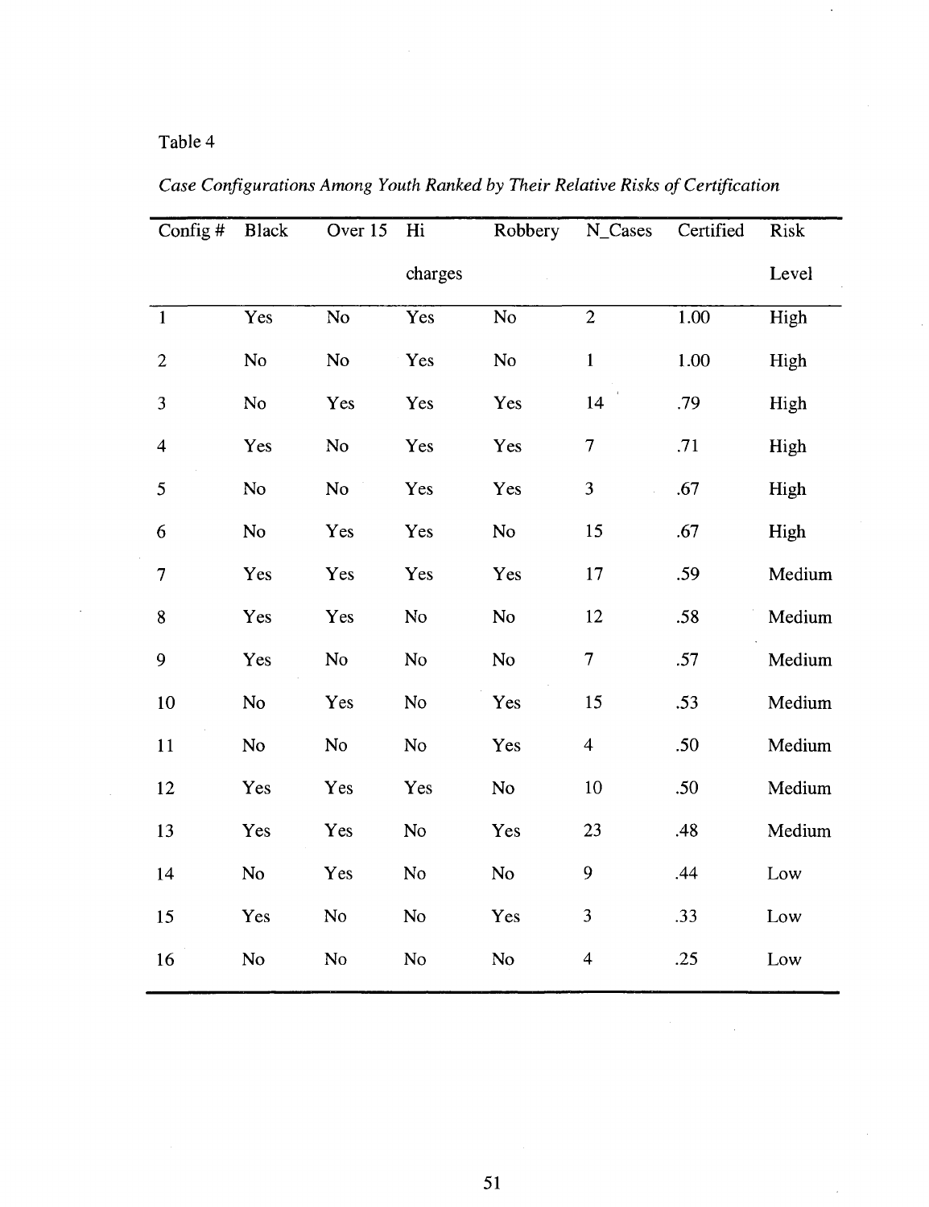Table 4

*Case Configurations Among Youth Ranked by Their Relative Risks of Certification*

| Config # | Black | Over 15 | Hi charges | Robbery | N_Cases | Certified | Risk Level |
|---|---|---|---|---|---|---|---|
| 1 | Yes | No | Yes | No | 2 | 1.00 | High |
| 2 | No | No | Yes | No | 1 | 1.00 | High |
| 3 | No | Yes | Yes | Yes | 14 | .79 | High |
| 4 | Yes | No | Yes | Yes | 7 | .71 | High |
| 5 | No | No | Yes | Yes | 3 | .67 | High |
| 6 | No | Yes | Yes | No | 15 | .67 | High |
| 7 | Yes | Yes | Yes | Yes | 17 | .59 | Medium |
| 8 | Yes | Yes | No | No | 12 | .58 | Medium |
| 9 | Yes | No | No | No | 7 | .57 | Medium |
| 10 | No | Yes | No | Yes | 15 | .53 | Medium |
| 11 | No | No | No | Yes | 4 | .50 | Medium |
| 12 | Yes | Yes | Yes | No | 10 | .50 | Medium |
| 13 | Yes | Yes | No | Yes | 23 | .48 | Medium |
| 14 | No | Yes | No | No | 9 | .44 | Low |
| 15 | Yes | No | No | Yes | 3 | .33 | Low |
| 16 | No | No | No | No | 4 | .25 | Low |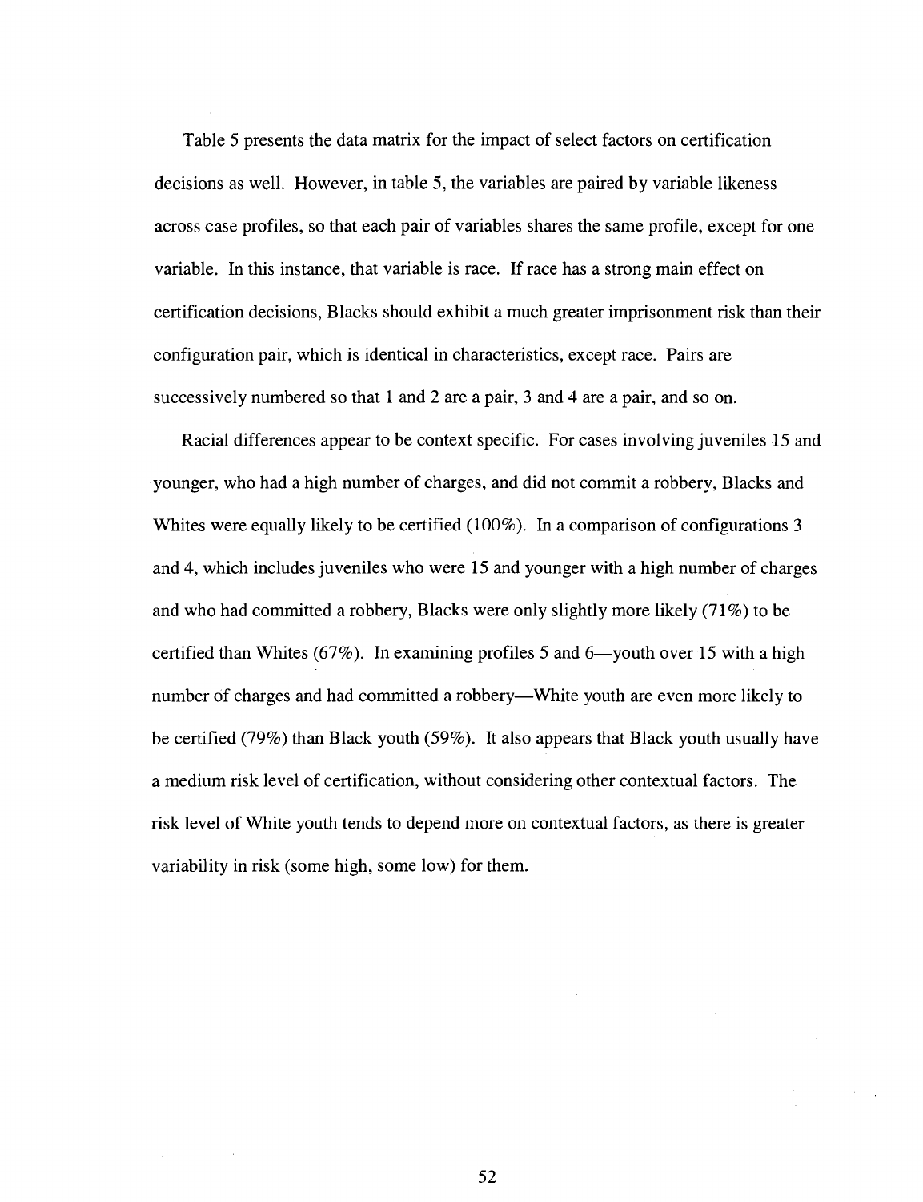Table 5 presents the data matrix for the impact of select factors on certification decisions as well. However, in table 5, the variables are paired by variable likeness across case profiles, so that each pair of variables shares the same profile, except for one variable. In this instance, that variable is race. If race has a strong main effect on certification decisions, Blacks should exhibit a much greater imprisonment risk than their configuration pair, which is identical in characteristics, except race. Pairs are successively numbered so that 1 and 2 are a pair, 3 and 4 are a pair, and so on.

Racial differences appear to be context specific. For cases involving juveniles 15 and younger, who had a high number of charges, and did not commit a robbery, Blacks and Whites were equally likely to be certified (100%). In a comparison of configurations 3 and 4, which includes juveniles who were 15 and younger with a high number of charges and who had committed a robbery, Blacks were only slightly more likely (71%) to be certified than Whites (67%). In examining profiles 5 and 6—youth over 15 with a high number of charges and had committed a robbery—White youth are even more likely to be certified (79%) than Black youth (59%). It also appears that Black youth usually have a medium risk level of certification, without considering other contextual factors. The risk level of White youth tends to depend more on contextual factors, as there is greater variability in risk (some high, some low) for them.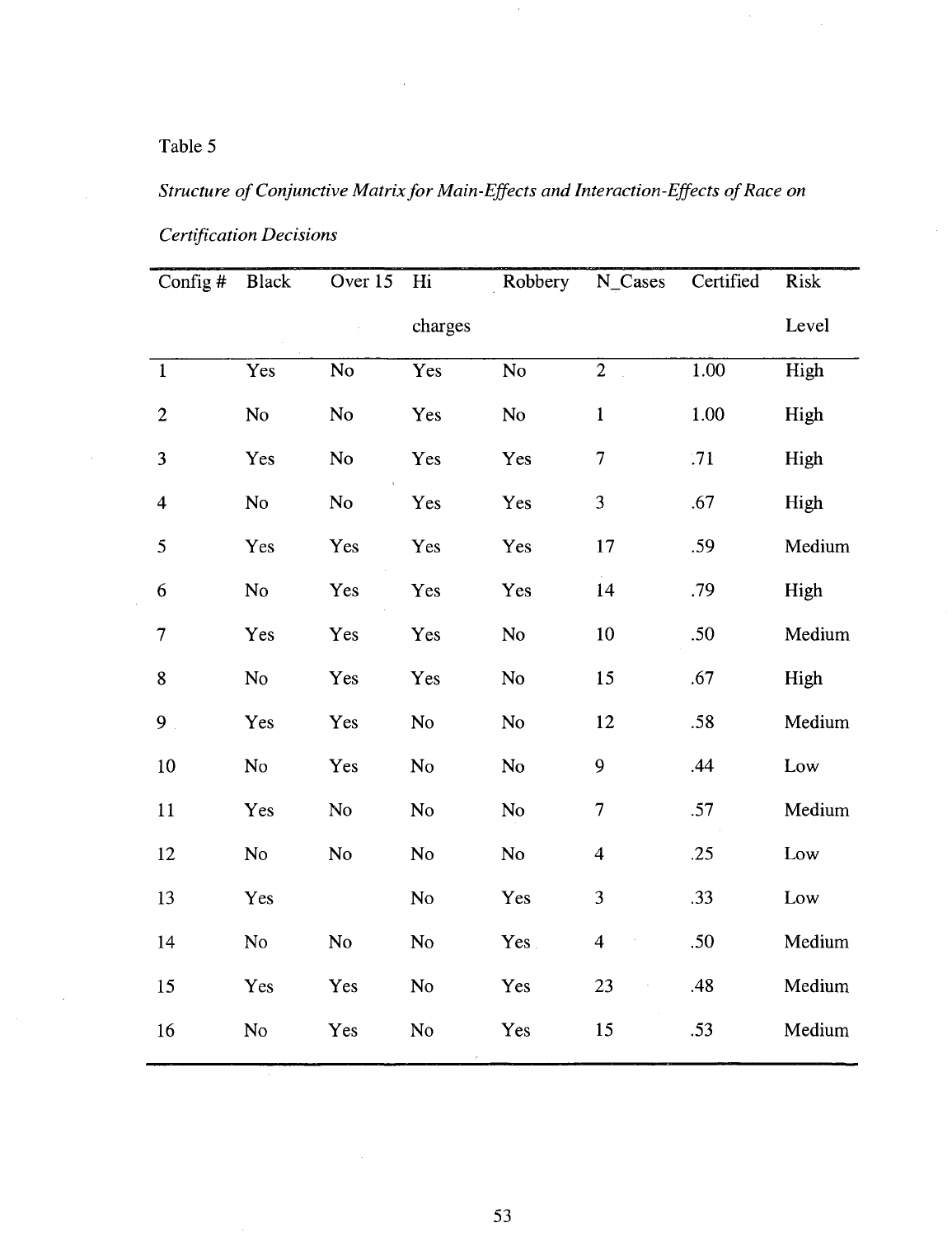Table 5

*Structure of Conjunctive Matrix for Main-Effects and Interaction-Effects of Race on Certification Decisions*

| Config # | Black | Over 15 | Hi charges | Robbery | N_Cases | Certified | Risk Level |
|---|---|---|---|---|---|---|---|
| 1 | Yes | No | Yes | No | 2 | 1.00 | High |
| 2 | No | No | Yes | No | 1 | 1.00 | High |
| 3 | Yes | No | Yes | Yes | 7 | .71 | High |
| 4 | No | No | Yes | Yes | 3 | .67 | High |
| 5 | Yes | Yes | Yes | Yes | 17 | .59 | Medium |
| 6 | No | Yes | Yes | Yes | 14 | .79 | High |
| 7 | Yes | Yes | Yes | No | 10 | .50 | Medium |
| 8 | No | Yes | Yes | No | 15 | .67 | High |
| 9 | Yes | Yes | No | No | 12 | .58 | Medium |
| 10 | No | Yes | No | No | 9 | .44 | Low |
| 11 | Yes | No | No | No | 7 | .57 | Medium |
| 12 | No | No | No | No | 4 | .25 | Low |
| 13 | Yes | | No | Yes | 3 | .33 | Low |
| 14 | No | No | No | Yes | 4 | .50 | Medium |
| 15 | Yes | Yes | No | Yes | 23 | .48 | Medium |
| 16 | No | Yes | No | Yes | 15 | .53 | Medium |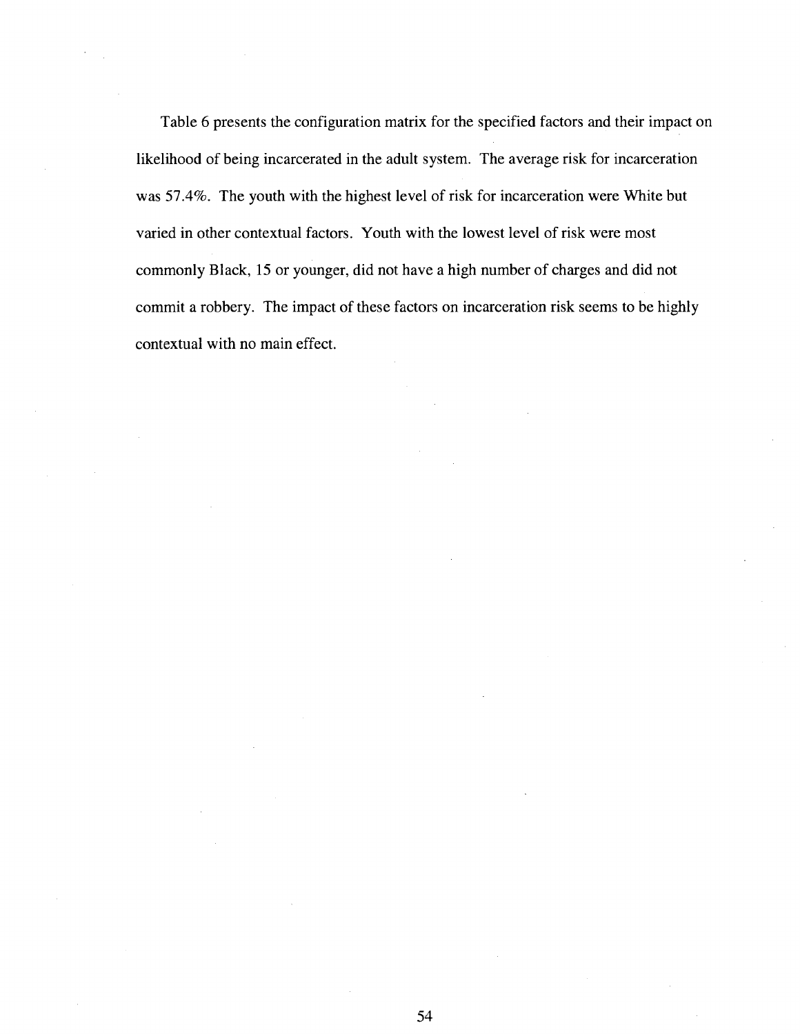Table 6 presents the configuration matrix for the specified factors and their impact on likelihood of being incarcerated in the adult system. The average risk for incarceration was 57.4%. The youth with the highest level of risk for incarceration were White but varied in other contextual factors. Youth with the lowest level of risk were most commonly Black, 15 or younger, did not have a high number of charges and did not commit a robbery. The impact of these factors on incarceration risk seems to be highly contextual with no main effect.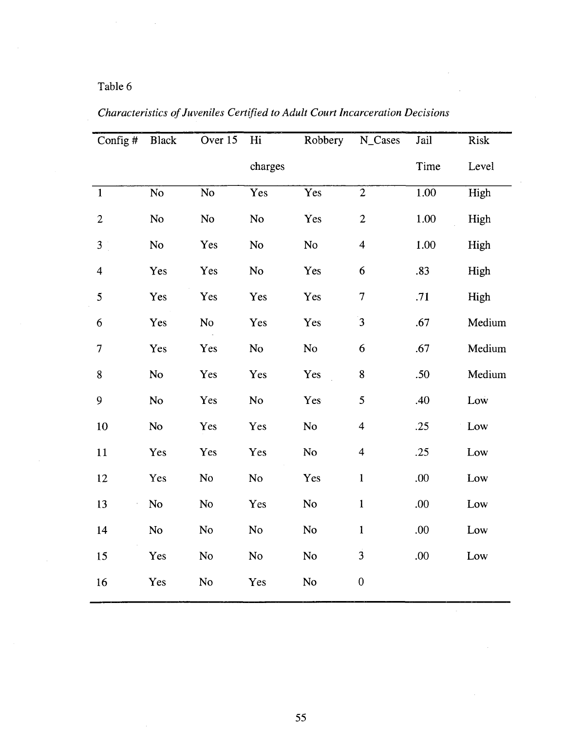Table 6

*Characteristics of Juveniles Certified to Adult Court Incarceration Decisions*

| Config # | Black | Over 15 | Hi charges | Robbery | N_Cases | Jail Time | Risk Level |
|---|---|---|---|---|---|---|---|
| 1 | No | No | Yes | Yes | 2 | 1.00 | High |
| 2 | No | No | No | Yes | 2 | 1.00 | High |
| 3 | No | Yes | No | No | 4 | 1.00 | High |
| 4 | Yes | Yes | No | Yes | 6 | .83 | High |
| 5 | Yes | Yes | Yes | Yes | 7 | .71 | High |
| 6 | Yes | No | Yes | Yes | 3 | .67 | Medium |
| 7 | Yes | Yes | No | No | 6 | .67 | Medium |
| 8 | No | Yes | Yes | Yes | 8 | .50 | Medium |
| 9 | No | Yes | No | Yes | 5 | .40 | Low |
| 10 | No | Yes | Yes | No | 4 | .25 | Low |
| 11 | Yes | Yes | Yes | No | 4 | .25 | Low |
| 12 | Yes | No | No | Yes | 1 | .00 | Low |
| 13 | No | No | Yes | No | 1 | .00 | Low |
| 14 | No | No | No | No | 1 | .00 | Low |
| 15 | Yes | No | No | No | 3 | .00 | Low |
| 16 | Yes | No | Yes | No | 0 | | |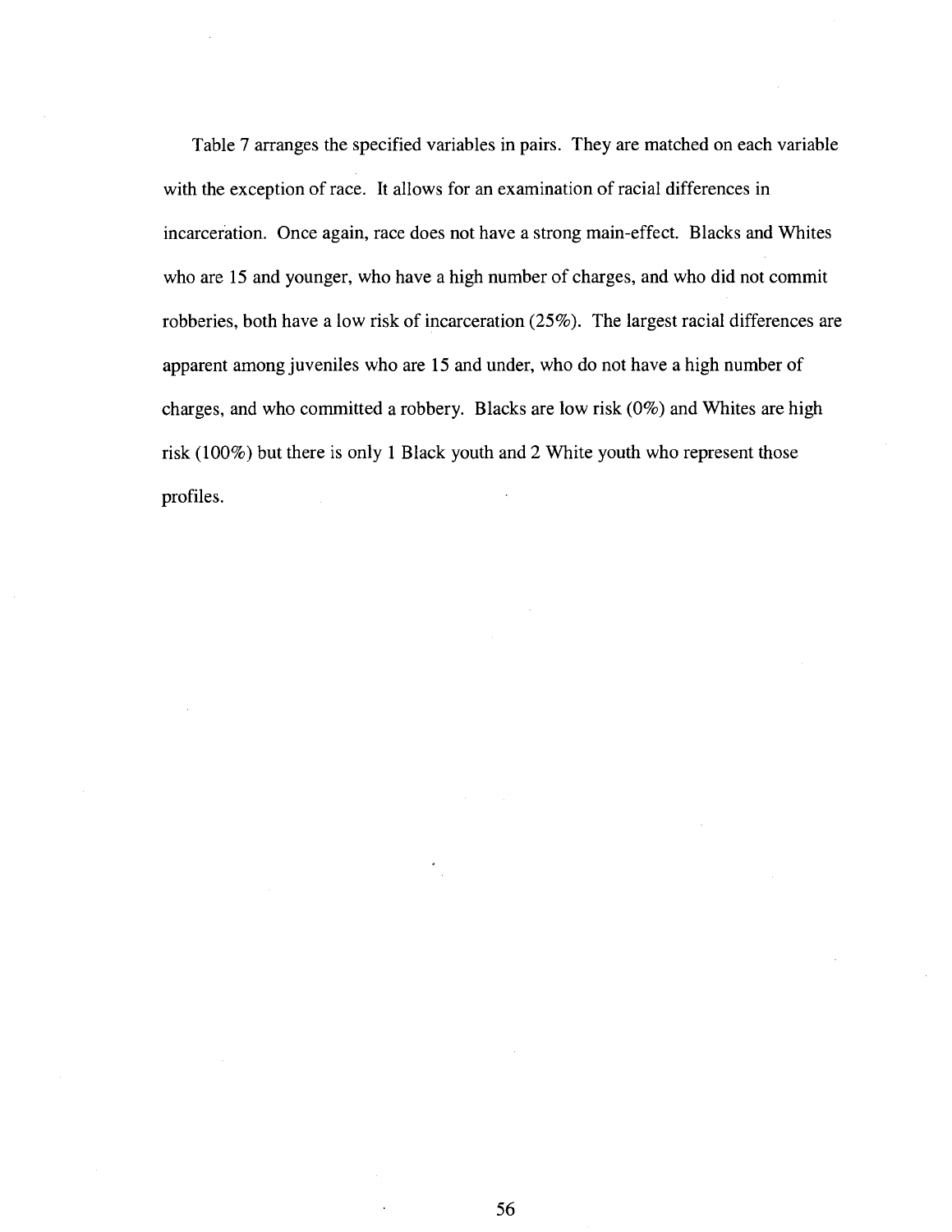Table 7 arranges the specified variables in pairs. They are matched on each variable with the exception of race. It allows for an examination of racial differences in incarceration. Once again, race does not have a strong main-effect. Blacks and Whites who are 15 and younger, who have a high number of charges, and who did not commit robberies, both have a low risk of incarceration (25%). The largest racial differences are apparent among juveniles who are 15 and under, who do not have a high number of charges, and who committed a robbery. Blacks are low risk (0%) and Whites are high risk (100%) but there is only 1 Black youth and 2 White youth who represent those profiles.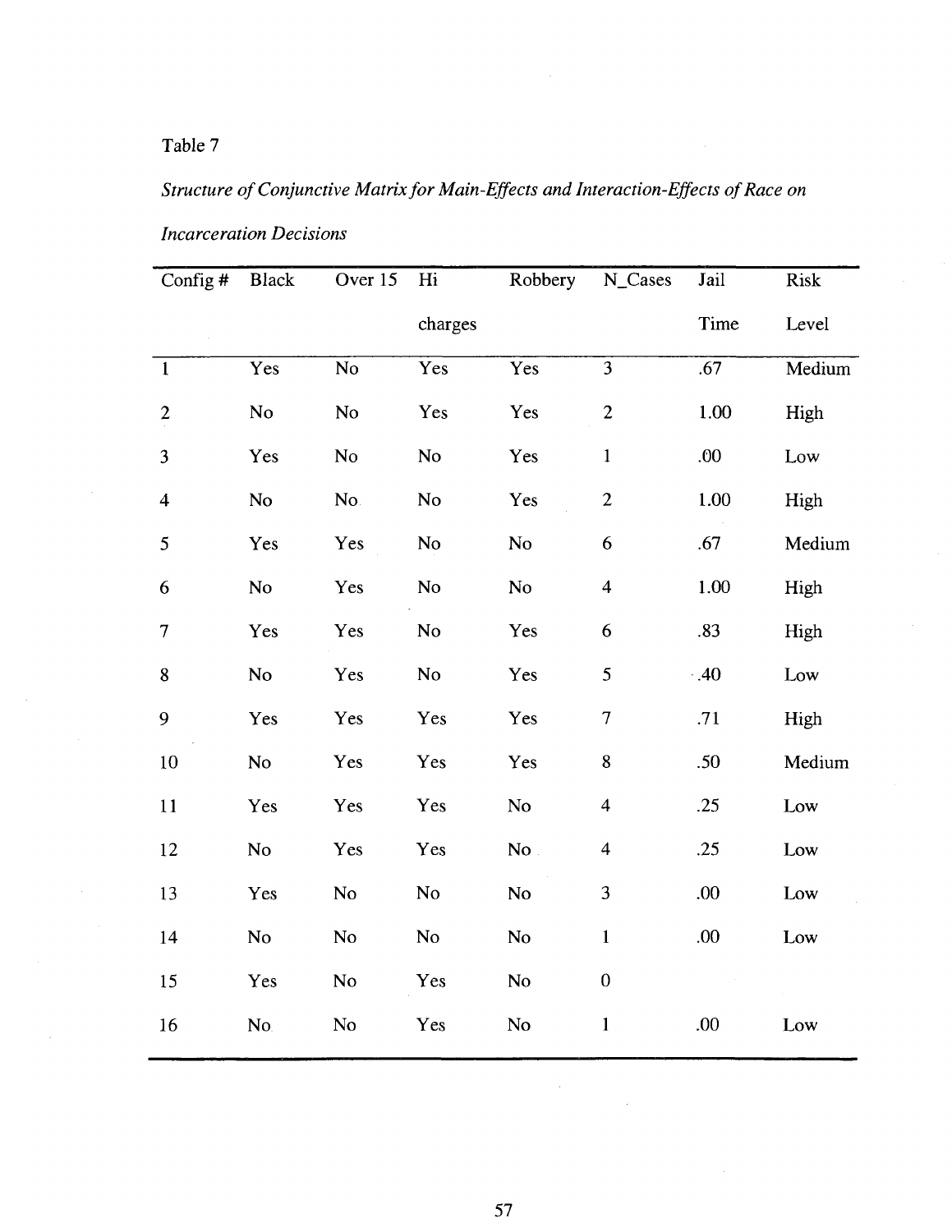Table 7

*Structure of Conjunctive Matrix for Main-Effects and Interaction-Effects of Race on Incarceration Decisions*

| Config # | Black | Over 15 | Hi charges | Robbery | N_Cases | Jail Time | Risk Level |
|---|---|---|---|---|---|---|---|
| 1 | Yes | No | Yes | Yes | 3 | .67 | Medium |
| 2 | No | No | Yes | Yes | 2 | 1.00 | High |
| 3 | Yes | No | No | Yes | 1 | .00 | Low |
| 4 | No | No | No | Yes | 2 | 1.00 | High |
| 5 | Yes | Yes | No | No | 6 | .67 | Medium |
| 6 | No | Yes | No | No | 4 | 1.00 | High |
| 7 | Yes | Yes | No | Yes | 6 | .83 | High |
| 8 | No | Yes | No | Yes | 5 | .40 | Low |
| 9 | Yes | Yes | Yes | Yes | 7 | .71 | High |
| 10 | No | Yes | Yes | Yes | 8 | .50 | Medium |
| 11 | Yes | Yes | Yes | No | 4 | .25 | Low |
| 12 | No | Yes | Yes | No | 4 | .25 | Low |
| 13 | Yes | No | No | No | 3 | .00 | Low |
| 14 | No | No | No | No | 1 | .00 | Low |
| 15 | Yes | No | Yes | No | 0 | | |
| 16 | No | No | Yes | No | 1 | .00 | Low |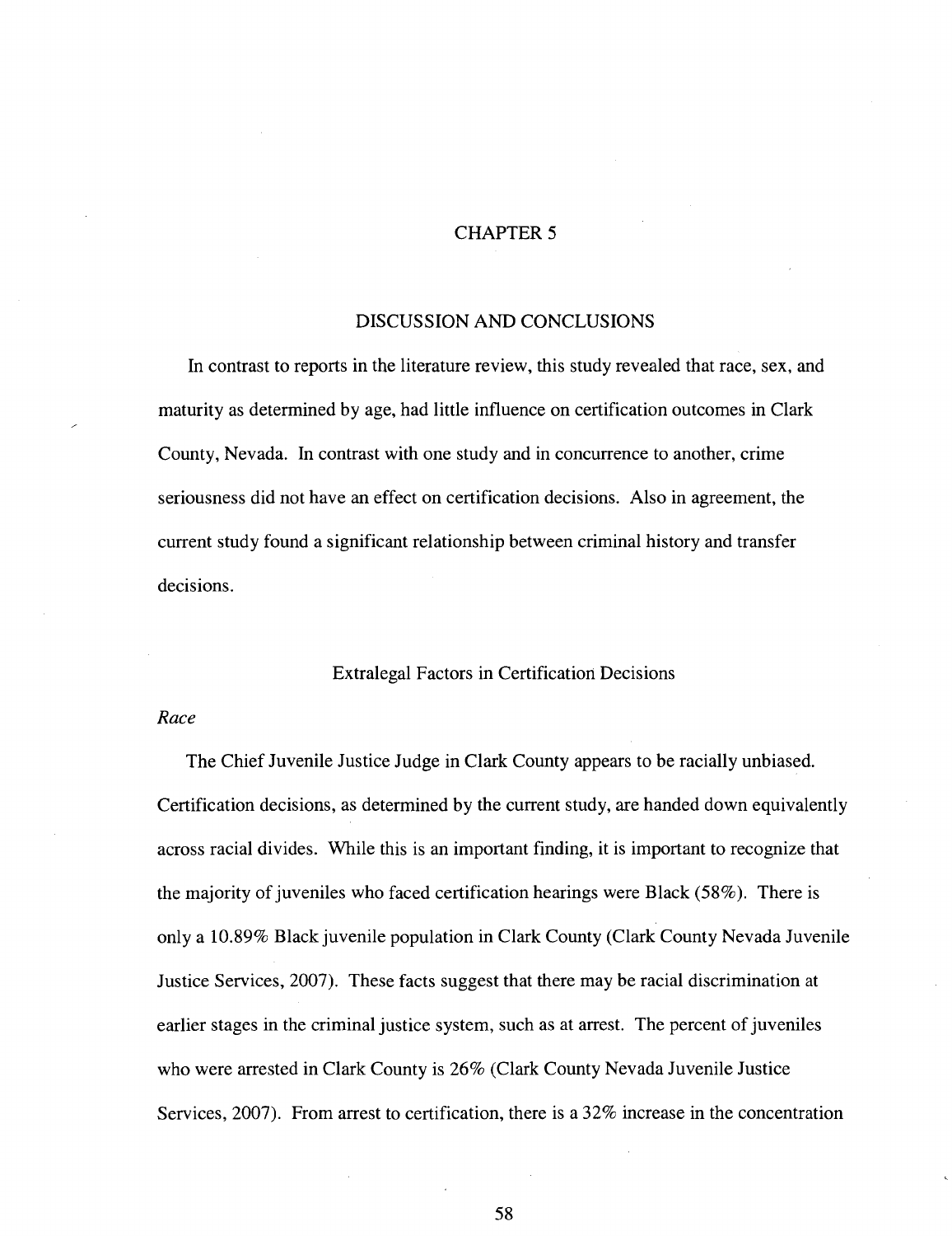# CHAPTER 5

## DISCUSSION AND CONCLUSIONS

In contrast to reports in the literature review, this study revealed that race, sex, and maturity as determined by age, had little influence on certification outcomes in Clark County, Nevada. In contrast with one study and in concurrence to another, crime seriousness did not have an effect on certification decisions. Also in agreement, the current study found a significant relationship between criminal history and transfer decisions.

### Extralegal Factors in Certification Decisions

*Race*

The Chief Juvenile Justice Judge in Clark County appears to be racially unbiased. Certification decisions, as determined by the current study, are handed down equivalently across racial divides. While this is an important finding, it is important to recognize that the majority of juveniles who faced certification hearings were Black (58%). There is only a 10.89% Black juvenile population in Clark County (Clark County Nevada Juvenile Justice Services, 2007). These facts suggest that there may be racial discrimination at earlier stages in the criminal justice system, such as at arrest. The percent of juveniles who were arrested in Clark County is 26% (Clark County Nevada Juvenile Justice Services, 2007). From arrest to certification, there is a 32% increase in the concentration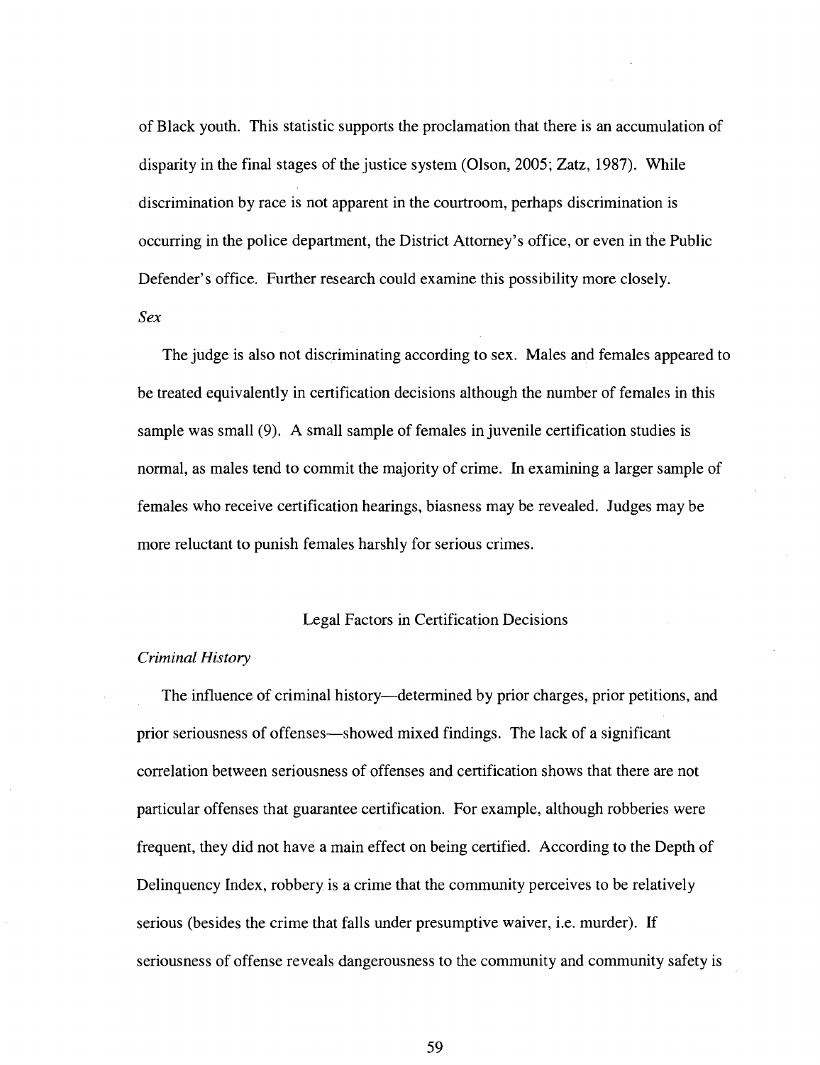of Black youth. This statistic supports the proclamation that there is an accumulation of disparity in the final stages of the justice system (Olson, 2005; Zatz, 1987). While discrimination by race is not apparent in the courtroom, perhaps discrimination is occurring in the police department, the District Attorney's office, or even in the Public Defender's office. Further research could examine this possibility more closely.

*Sex*

The judge is also not discriminating according to sex. Males and females appeared to be treated equivalently in certification decisions although the number of females in this sample was small (9). A small sample of females in juvenile certification studies is normal, as males tend to commit the majority of crime. In examining a larger sample of females who receive certification hearings, biasness may be revealed. Judges may be more reluctant to punish females harshly for serious crimes.

## Legal Factors in Certification Decisions

*Criminal History*

The influence of criminal history—determined by prior charges, prior petitions, and prior seriousness of offenses—showed mixed findings. The lack of a significant correlation between seriousness of offenses and certification shows that there are not particular offenses that guarantee certification. For example, although robberies were frequent, they did not have a main effect on being certified. According to the Depth of Delinquency Index, robbery is a crime that the community perceives to be relatively serious (besides the crime that falls under presumptive waiver, i.e. murder). If seriousness of offense reveals dangerousness to the community and community safety is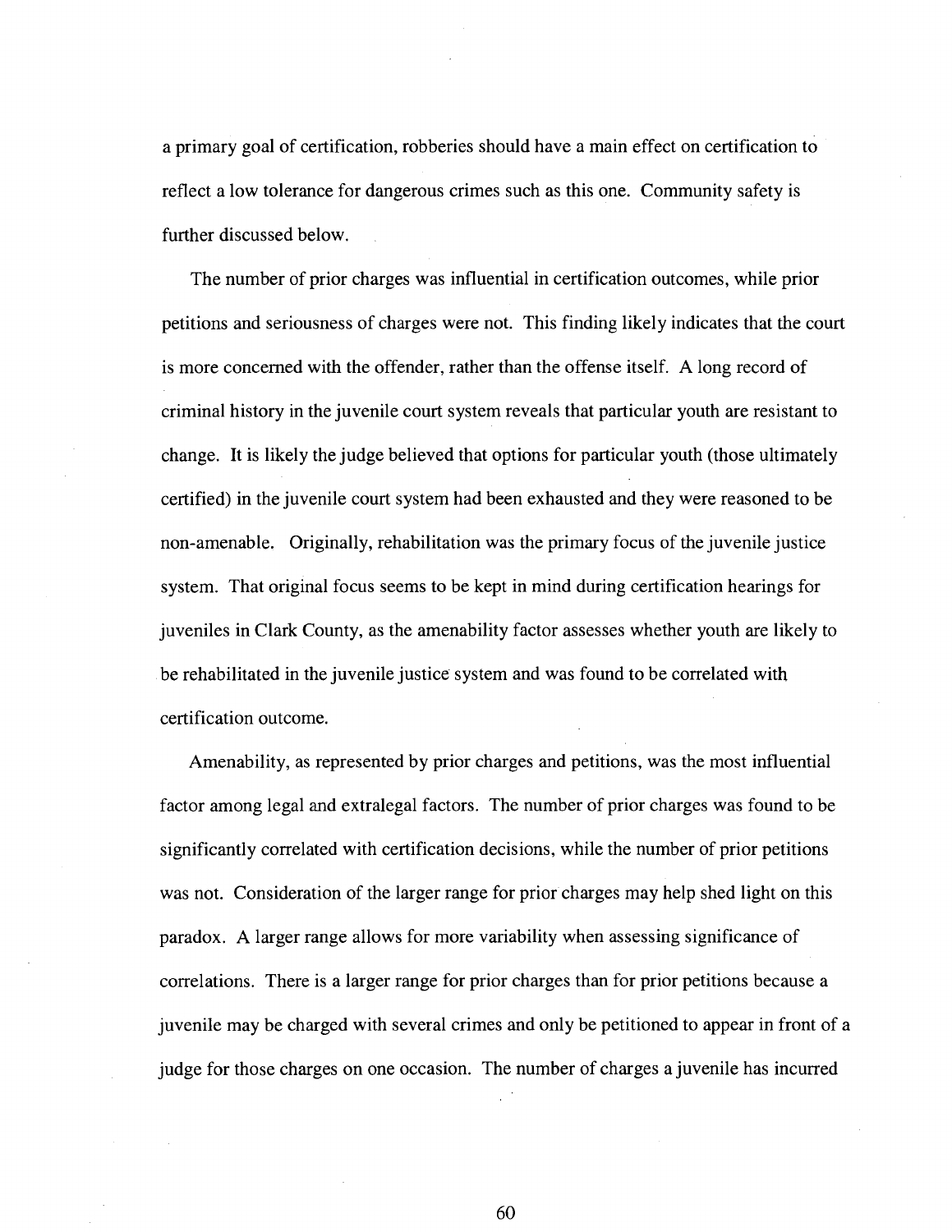a primary goal of certification, robberies should have a main effect on certification to reflect a low tolerance for dangerous crimes such as this one. Community safety is further discussed below.

The number of prior charges was influential in certification outcomes, while prior petitions and seriousness of charges were not. This finding likely indicates that the court is more concerned with the offender, rather than the offense itself. A long record of criminal history in the juvenile court system reveals that particular youth are resistant to change. It is likely the judge believed that options for particular youth (those ultimately certified) in the juvenile court system had been exhausted and they were reasoned to be non-amenable. Originally, rehabilitation was the primary focus of the juvenile justice system. That original focus seems to be kept in mind during certification hearings for juveniles in Clark County, as the amenability factor assesses whether youth are likely to be rehabilitated in the juvenile justice system and was found to be correlated with certification outcome.

Amenability, as represented by prior charges and petitions, was the most influential factor among legal and extralegal factors. The number of prior charges was found to be significantly correlated with certification decisions, while the number of prior petitions was not. Consideration of the larger range for prior charges may help shed light on this paradox. A larger range allows for more variability when assessing significance of correlations. There is a larger range for prior charges than for prior petitions because a juvenile may be charged with several crimes and only be petitioned to appear in front of a judge for those charges on one occasion. The number of charges a juvenile has incurred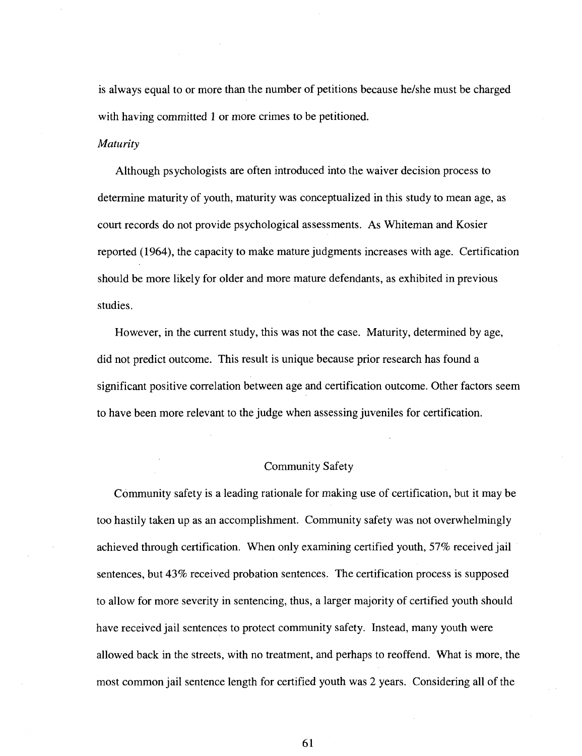is always equal to or more than the number of petitions because he/she must be charged with having committed 1 or more crimes to be petitioned.

*Maturity*

Although psychologists are often introduced into the waiver decision process to determine maturity of youth, maturity was conceptualized in this study to mean age, as court records do not provide psychological assessments. As Whiteman and Kosier reported (1964), the capacity to make mature judgments increases with age. Certification should be more likely for older and more mature defendants, as exhibited in previous studies.

However, in the current study, this was not the case. Maturity, determined by age, did not predict outcome. This result is unique because prior research has found a significant positive correlation between age and certification outcome. Other factors seem to have been more relevant to the judge when assessing juveniles for certification.

## Community Safety

Community safety is a leading rationale for making use of certification, but it may be too hastily taken up as an accomplishment. Community safety was not overwhelmingly achieved through certification. When only examining certified youth, 57% received jail sentences, but 43% received probation sentences. The certification process is supposed to allow for more severity in sentencing, thus, a larger majority of certified youth should have received jail sentences to protect community safety. Instead, many youth were allowed back in the streets, with no treatment, and perhaps to reoffend. What is more, the most common jail sentence length for certified youth was 2 years. Considering all of the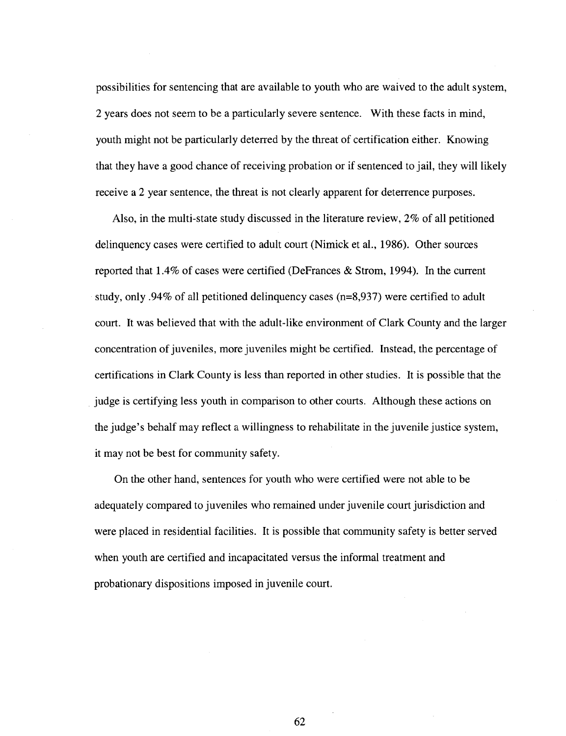possibilities for sentencing that are available to youth who are waived to the adult system, 2 years does not seem to be a particularly severe sentence. With these facts in mind, youth might not be particularly deterred by the threat of certification either. Knowing that they have a good chance of receiving probation or if sentenced to jail, they will likely receive a 2 year sentence, the threat is not clearly apparent for deterrence purposes.

Also, in the multi-state study discussed in the literature review, 2% of all petitioned delinquency cases were certified to adult court (Nimick et al., 1986). Other sources reported that 1.4% of cases were certified (DeFrances & Strom, 1994). In the current study, only .94% of all petitioned delinquency cases (n=8,937) were certified to adult court. It was believed that with the adult-like environment of Clark County and the larger concentration of juveniles, more juveniles might be certified. Instead, the percentage of certifications in Clark County is less than reported in other studies. It is possible that the judge is certifying less youth in comparison to other courts. Although these actions on the judge's behalf may reflect a willingness to rehabilitate in the juvenile justice system, it may not be best for community safety.

On the other hand, sentences for youth who were certified were not able to be adequately compared to juveniles who remained under juvenile court jurisdiction and were placed in residential facilities. It is possible that community safety is better served when youth are certified and incapacitated versus the informal treatment and probationary dispositions imposed in juvenile court.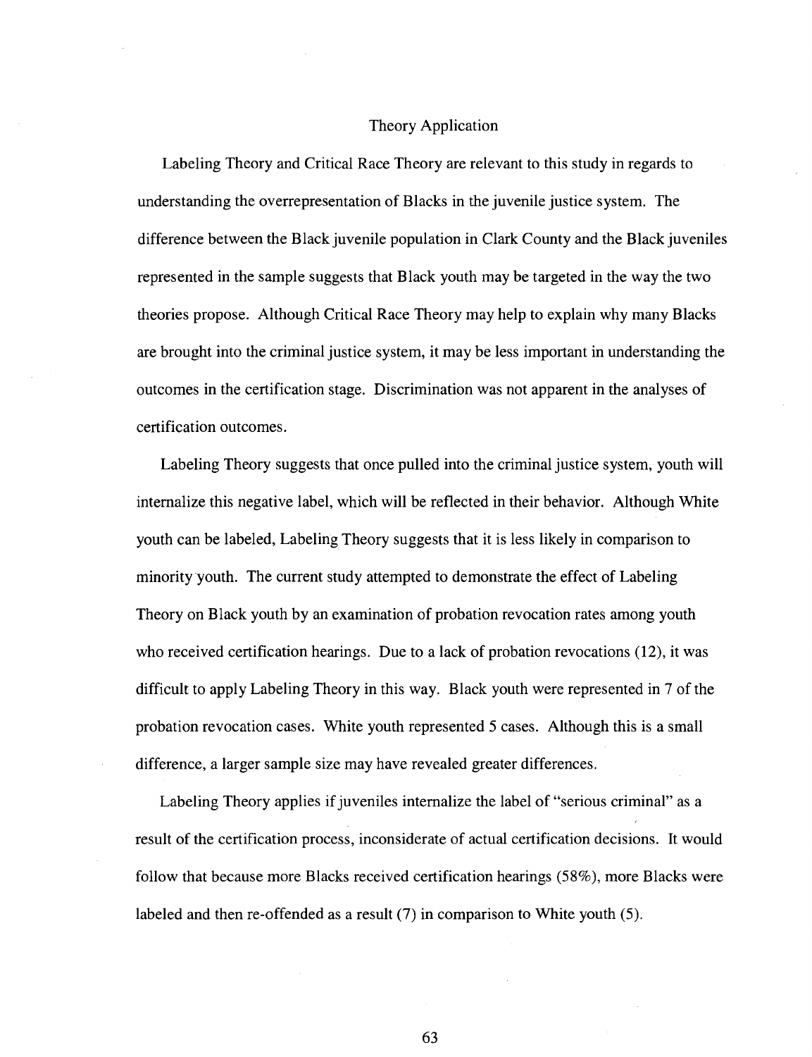## Theory Application

Labeling Theory and Critical Race Theory are relevant to this study in regards to understanding the overrepresentation of Blacks in the juvenile justice system. The difference between the Black juvenile population in Clark County and the Black juveniles represented in the sample suggests that Black youth may be targeted in the way the two theories propose. Although Critical Race Theory may help to explain why many Blacks are brought into the criminal justice system, it may be less important in understanding the outcomes in the certification stage. Discrimination was not apparent in the analyses of certification outcomes.

Labeling Theory suggests that once pulled into the criminal justice system, youth will internalize this negative label, which will be reflected in their behavior. Although White youth can be labeled, Labeling Theory suggests that it is less likely in comparison to minority youth. The current study attempted to demonstrate the effect of Labeling Theory on Black youth by an examination of probation revocation rates among youth who received certification hearings. Due to a lack of probation revocations (12), it was difficult to apply Labeling Theory in this way. Black youth were represented in 7 of the probation revocation cases. White youth represented 5 cases. Although this is a small difference, a larger sample size may have revealed greater differences.

Labeling Theory applies if juveniles internalize the label of "serious criminal" as a result of the certification process, inconsiderate of actual certification decisions. It would follow that because more Blacks received certification hearings (58%), more Blacks were labeled and then re-offended as a result (7) in comparison to White youth (5).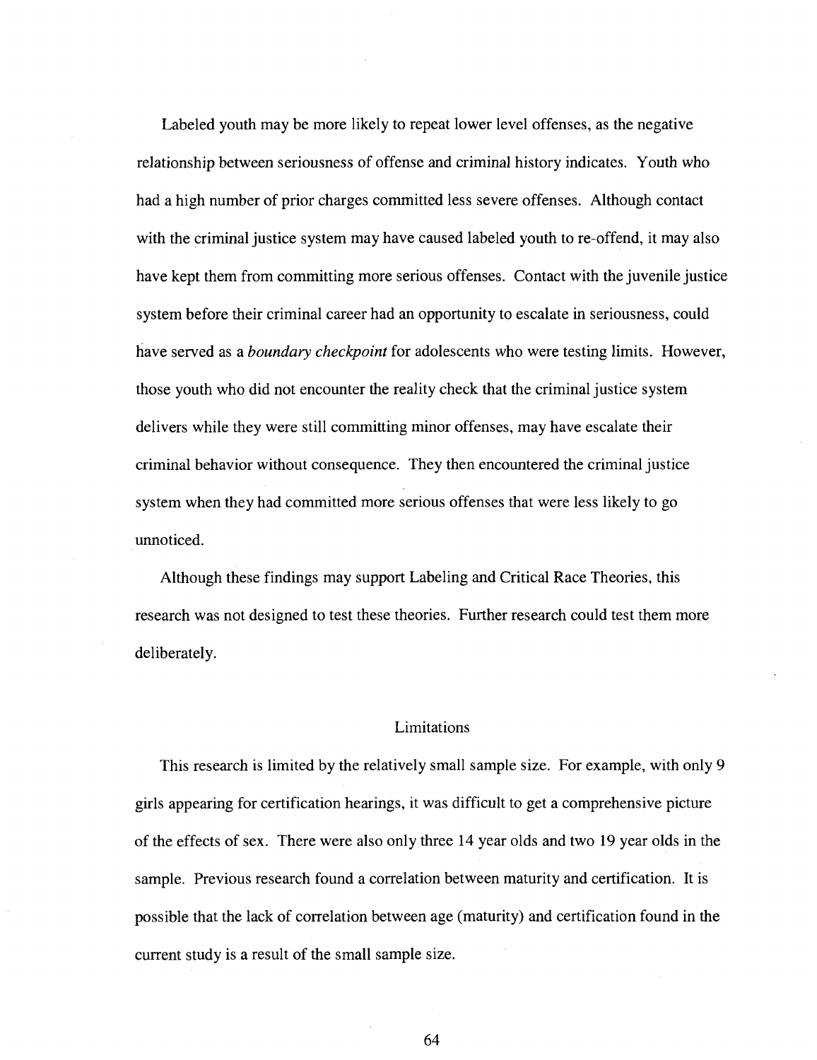Labeled youth may be more likely to repeat lower level offenses, as the negative relationship between seriousness of offense and criminal history indicates. Youth who had a high number of prior charges committed less severe offenses. Although contact with the criminal justice system may have caused labeled youth to re-offend, it may also have kept them from committing more serious offenses. Contact with the juvenile justice system before their criminal career had an opportunity to escalate in seriousness, could have served as a *boundary checkpoint* for adolescents who were testing limits. However, those youth who did not encounter the reality check that the criminal justice system delivers while they were still committing minor offenses, may have escalate their criminal behavior without consequence. They then encountered the criminal justice system when they had committed more serious offenses that were less likely to go unnoticed.

Although these findings may support Labeling and Critical Race Theories, this research was not designed to test these theories. Further research could test them more deliberately.

## Limitations

This research is limited by the relatively small sample size. For example, with only 9 girls appearing for certification hearings, it was difficult to get a comprehensive picture of the effects of sex. There were also only three 14 year olds and two 19 year olds in the sample. Previous research found a correlation between maturity and certification. It is possible that the lack of correlation between age (maturity) and certification found in the current study is a result of the small sample size.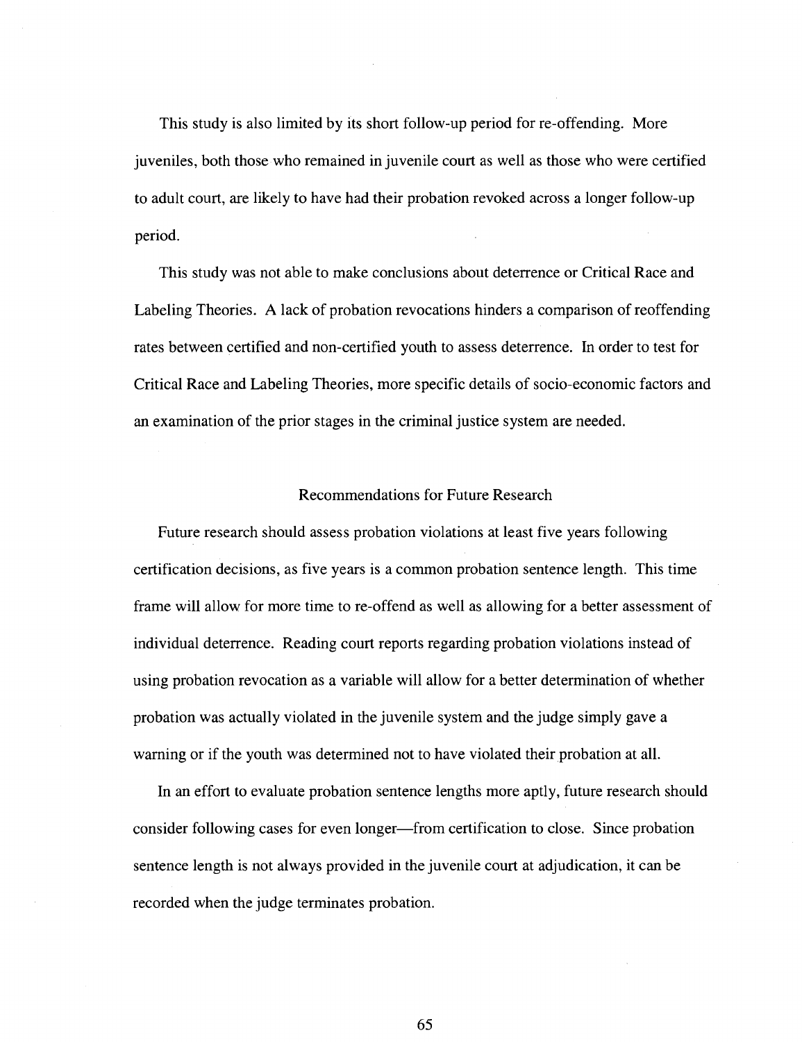This study is also limited by its short follow-up period for re-offending. More juveniles, both those who remained in juvenile court as well as those who were certified to adult court, are likely to have had their probation revoked across a longer follow-up period.

This study was not able to make conclusions about deterrence or Critical Race and Labeling Theories. A lack of probation revocations hinders a comparison of reoffending rates between certified and non-certified youth to assess deterrence. In order to test for Critical Race and Labeling Theories, more specific details of socio-economic factors and an examination of the prior stages in the criminal justice system are needed.

## Recommendations for Future Research

Future research should assess probation violations at least five years following certification decisions, as five years is a common probation sentence length. This time frame will allow for more time to re-offend as well as allowing for a better assessment of individual deterrence. Reading court reports regarding probation violations instead of using probation revocation as a variable will allow for a better determination of whether probation was actually violated in the juvenile system and the judge simply gave a warning or if the youth was determined not to have violated their probation at all.

In an effort to evaluate probation sentence lengths more aptly, future research should consider following cases for even longer—from certification to close. Since probation sentence length is not always provided in the juvenile court at adjudication, it can be recorded when the judge terminates probation.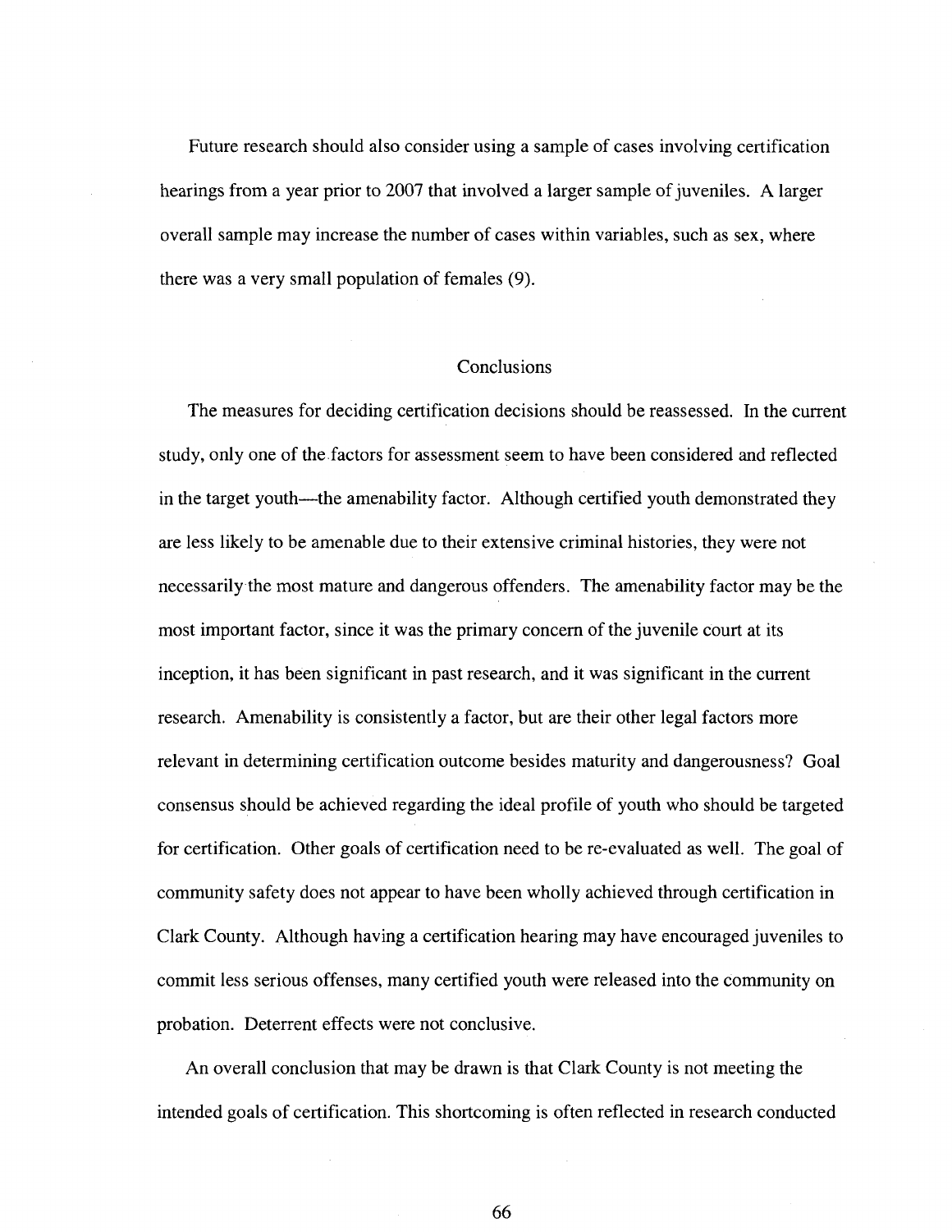Future research should also consider using a sample of cases involving certification hearings from a year prior to 2007 that involved a larger sample of juveniles. A larger overall sample may increase the number of cases within variables, such as sex, where there was a very small population of females (9).

## Conclusions

The measures for deciding certification decisions should be reassessed. In the current study, only one of the factors for assessment seem to have been considered and reflected in the target youth—the amenability factor. Although certified youth demonstrated they are less likely to be amenable due to their extensive criminal histories, they were not necessarily the most mature and dangerous offenders. The amenability factor may be the most important factor, since it was the primary concern of the juvenile court at its inception, it has been significant in past research, and it was significant in the current research. Amenability is consistently a factor, but are their other legal factors more relevant in determining certification outcome besides maturity and dangerousness? Goal consensus should be achieved regarding the ideal profile of youth who should be targeted for certification. Other goals of certification need to be re-evaluated as well. The goal of community safety does not appear to have been wholly achieved through certification in Clark County. Although having a certification hearing may have encouraged juveniles to commit less serious offenses, many certified youth were released into the community on probation. Deterrent effects were not conclusive.

An overall conclusion that may be drawn is that Clark County is not meeting the intended goals of certification. This shortcoming is often reflected in research conducted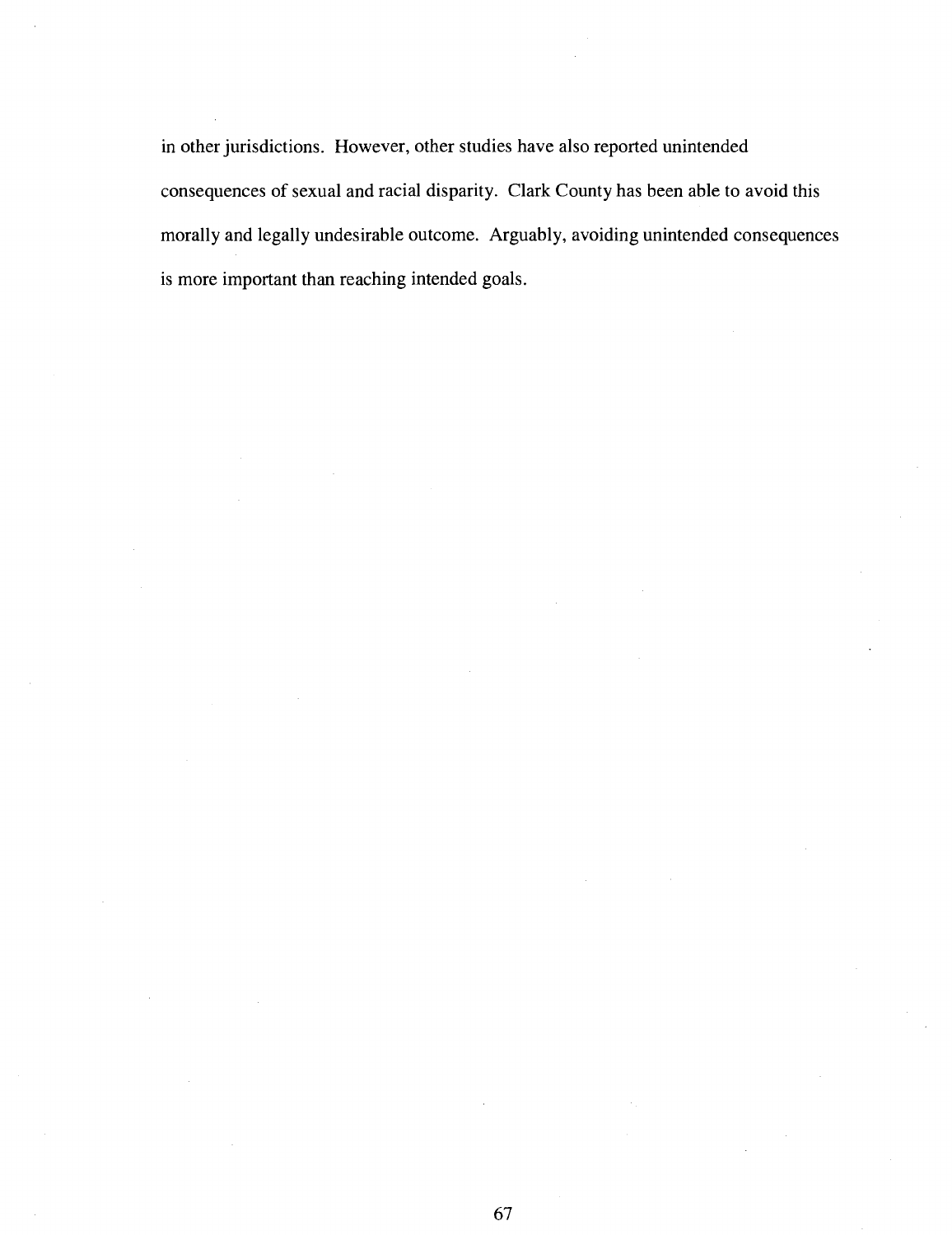in other jurisdictions. However, other studies have also reported unintended consequences of sexual and racial disparity. Clark County has been able to avoid this morally and legally undesirable outcome. Arguably, avoiding unintended consequences is more important than reaching intended goals.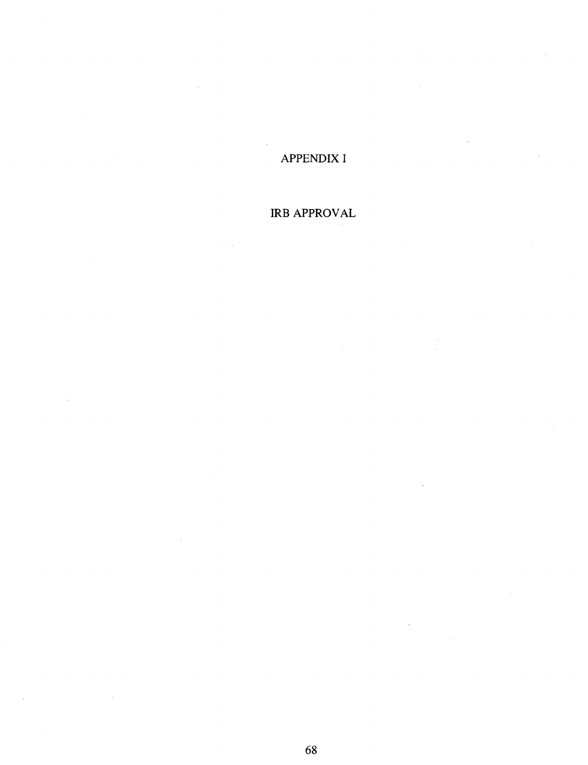# APPENDIX I

# IRB APPROVAL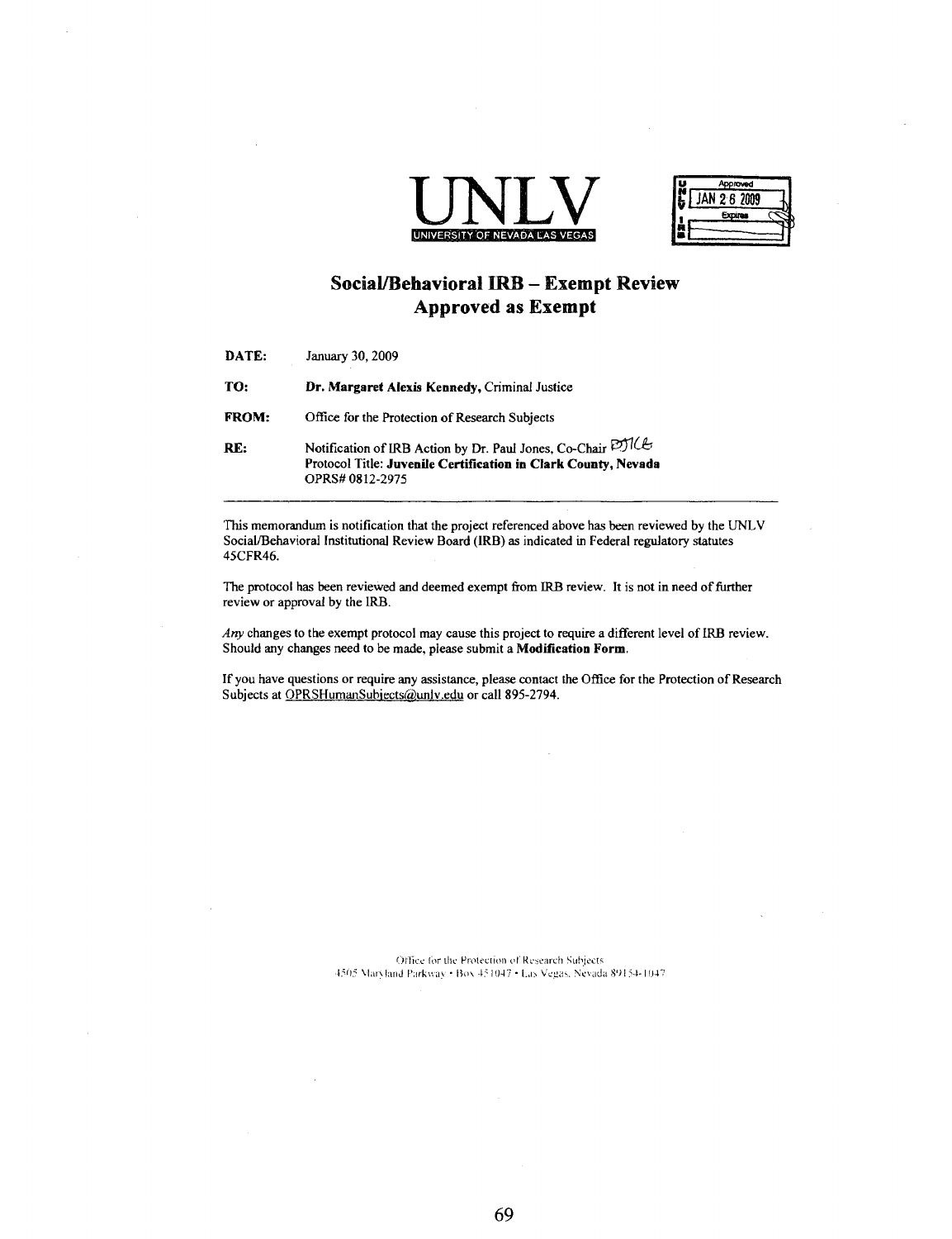**UNLV**

UNIVERSITY OF NEVADA LAS VEGAS

Approved
JAN 26 2009
Expires

## Social/Behavioral IRB – Exempt Review
## Approved as Exempt

**DATE:** January 30, 2009

**TO:** **Dr. Margaret Alexis Kennedy,** Criminal Justice

**FROM:** Office for the Protection of Research Subjects

**RE:** Notification of IRB Action by Dr. Paul Jones, Co-Chair PJICL
Protocol Title: **Juvenile Certification in Clark County, Nevada**
OPRS# 0812-2975

---

This memorandum is notification that the project referenced above has been reviewed by the UNLV Social/Behavioral Institutional Review Board (IRB) as indicated in Federal regulatory statutes 45CFR46.

The protocol has been reviewed and deemed exempt from IRB review. It is not in need of further review or approval by the IRB.

*Any* changes to the exempt protocol may cause this project to require a different level of IRB review. Should any changes need to be made, please submit a **Modification Form.**

If you have questions or require any assistance, please contact the Office for the Protection of Research Subjects at OPRSHumanSubjects@unlv.edu or call 895-2794.

Office for the Protection of Research Subjects
4505 Maryland Parkway • Box 451047 • Las Vegas, Nevada 89154-1047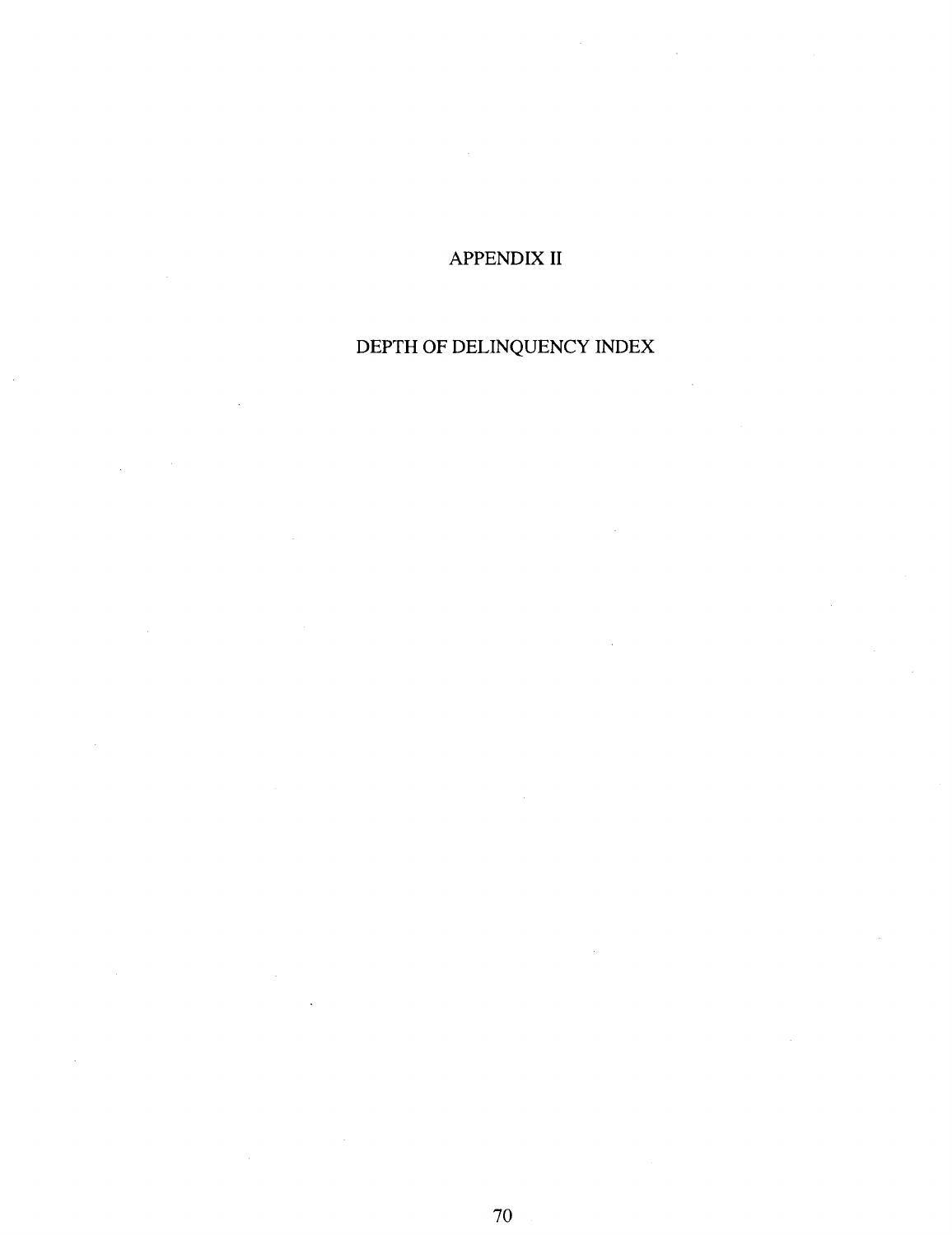# APPENDIX II

## DEPTH OF DELINQUENCY INDEX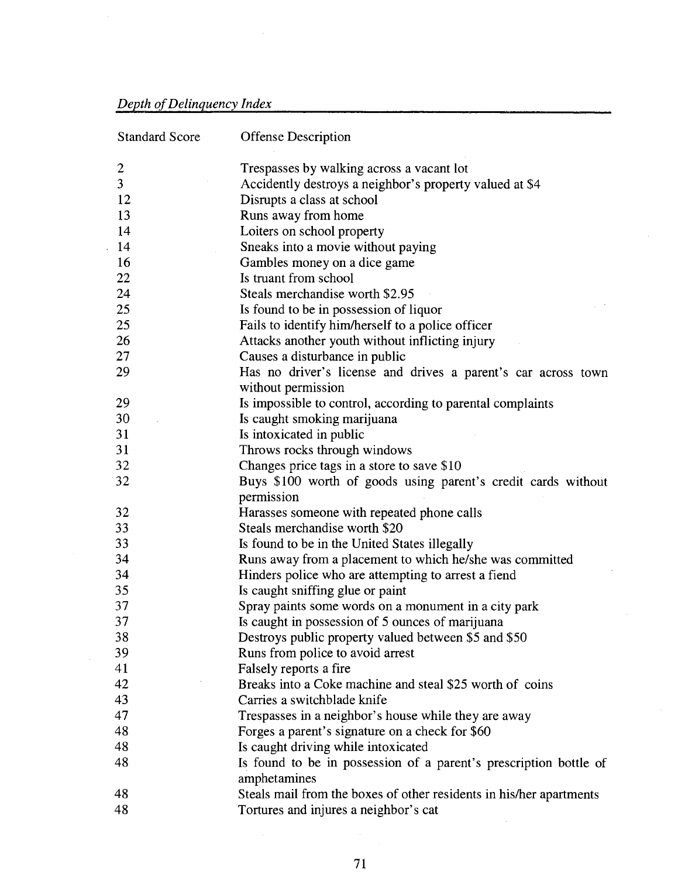*Depth of Delinquency Index*

| Standard Score | Offense Description |
|---|---|
| 2 | Trespasses by walking across a vacant lot |
| 3 | Accidently destroys a neighbor's property valued at $4 |
| 12 | Disrupts a class at school |
| 13 | Runs away from home |
| 14 | Loiters on school property |
| 14 | Sneaks into a movie without paying |
| 16 | Gambles money on a dice game |
| 22 | Is truant from school |
| 24 | Steals merchandise worth $2.95 |
| 25 | Is found to be in possession of liquor |
| 25 | Fails to identify him/herself to a police officer |
| 26 | Attacks another youth without inflicting injury |
| 27 | Causes a disturbance in public |
| 29 | Has no driver's license and drives a parent's car across town without permission |
| 29 | Is impossible to control, according to parental complaints |
| 30 | Is caught smoking marijuana |
| 31 | Is intoxicated in public |
| 31 | Throws rocks through windows |
| 32 | Changes price tags in a store to save $10 |
| 32 | Buys $100 worth of goods using parent's credit cards without permission |
| 32 | Harasses someone with repeated phone calls |
| 33 | Steals merchandise worth $20 |
| 33 | Is found to be in the United States illegally |
| 34 | Runs away from a placement to which he/she was committed |
| 34 | Hinders police who are attempting to arrest a fiend |
| 35 | Is caught sniffing glue or paint |
| 37 | Spray paints some words on a monument in a city park |
| 37 | Is caught in possession of 5 ounces of marijuana |
| 38 | Destroys public property valued between $5 and $50 |
| 39 | Runs from police to avoid arrest |
| 41 | Falsely reports a fire |
| 42 | Breaks into a Coke machine and steal $25 worth of coins |
| 43 | Carries a switchblade knife |
| 47 | Trespasses in a neighbor's house while they are away |
| 48 | Forges a parent's signature on a check for $60 |
| 48 | Is caught driving while intoxicated |
| 48 | Is found to be in possession of a parent's prescription bottle of amphetamines |
| 48 | Steals mail from the boxes of other residents in his/her apartments |
| 48 | Tortures and injures a neighbor's cat |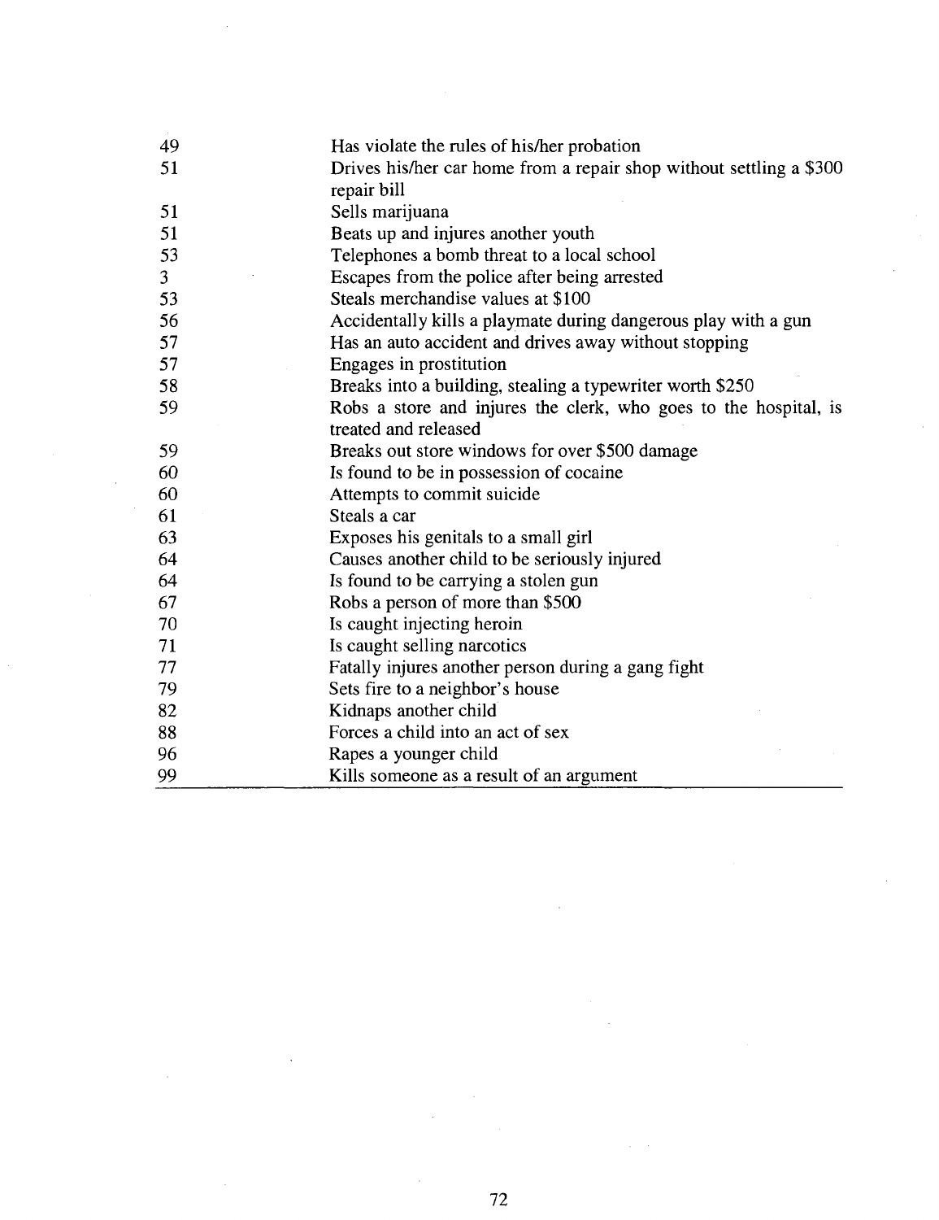| | |
|---|---|
| 49 | Has violate the rules of his/her probation |
| 51 | Drives his/her car home from a repair shop without settling a $300 repair bill |
| 51 | Sells marijuana |
| 51 | Beats up and injures another youth |
| 53 | Telephones a bomb threat to a local school |
| 3 | Escapes from the police after being arrested |
| 53 | Steals merchandise values at $100 |
| 56 | Accidentally kills a playmate during dangerous play with a gun |
| 57 | Has an auto accident and drives away without stopping |
| 57 | Engages in prostitution |
| 58 | Breaks into a building, stealing a typewriter worth $250 |
| 59 | Robs a store and injures the clerk, who goes to the hospital, is treated and released |
| 59 | Breaks out store windows for over $500 damage |
| 60 | Is found to be in possession of cocaine |
| 60 | Attempts to commit suicide |
| 61 | Steals a car |
| 63 | Exposes his genitals to a small girl |
| 64 | Causes another child to be seriously injured |
| 64 | Is found to be carrying a stolen gun |
| 67 | Robs a person of more than $500 |
| 70 | Is caught injecting heroin |
| 71 | Is caught selling narcotics |
| 77 | Fatally injures another person during a gang fight |
| 79 | Sets fire to a neighbor's house |
| 82 | Kidnaps another child |
| 88 | Forces a child into an act of sex |
| 96 | Rapes a younger child |
| 99 | Kills someone as a result of an argument |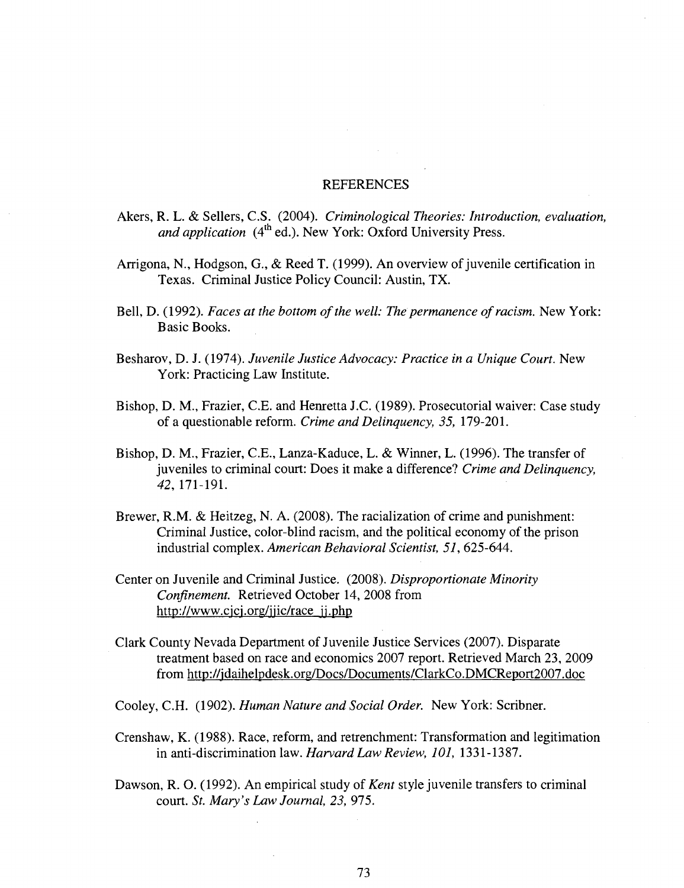# REFERENCES

Akers, R. L. & Sellers, C.S. (2004). *Criminological Theories: Introduction, evaluation, and application* ($4^{th}$ ed.). New York: Oxford University Press.

Arrigona, N., Hodgson, G., & Reed T. (1999). An overview of juvenile certification in Texas. Criminal Justice Policy Council: Austin, TX.

Bell, D. (1992). *Faces at the bottom of the well: The permanence of racism.* New York: Basic Books.

Besharov, D. J. (1974). *Juvenile Justice Advocacy: Practice in a Unique Court.* New York: Practicing Law Institute.

Bishop, D. M., Frazier, C.E. and Henretta J.C. (1989). Prosecutorial waiver: Case study of a questionable reform. *Crime and Delinquency, 35,* 179-201.

Bishop, D. M., Frazier, C.E., Lanza-Kaduce, L. & Winner, L. (1996). The transfer of juveniles to criminal court: Does it make a difference? *Crime and Delinquency, 42,* 171-191.

Brewer, R.M. & Heitzeg, N. A. (2008). The racialization of crime and punishment: Criminal Justice, color-blind racism, and the political economy of the prison industrial complex. *American Behavioral Scientist, 51,* 625-644.

Center on Juvenile and Criminal Justice. (2008). *Disproportionate Minority Confinement.* Retrieved October 14, 2008 from http://www.cjcj.org/jjic/race_jj.php

Clark County Nevada Department of Juvenile Justice Services (2007). Disparate treatment based on race and economics 2007 report. Retrieved March 23, 2009 from http://jdaihelpdesk.org/Docs/Documents/ClarkCo.DMCReport2007.doc

Cooley, C.H. (1902). *Human Nature and Social Order.* New York: Scribner.

Crenshaw, K. (1988). Race, reform, and retrenchment: Transformation and legitimation in anti-discrimination law. *Harvard Law Review, 101,* 1331-1387.

Dawson, R. O. (1992). An empirical study of *Kent* style juvenile transfers to criminal court. *St. Mary's Law Journal, 23,* 975.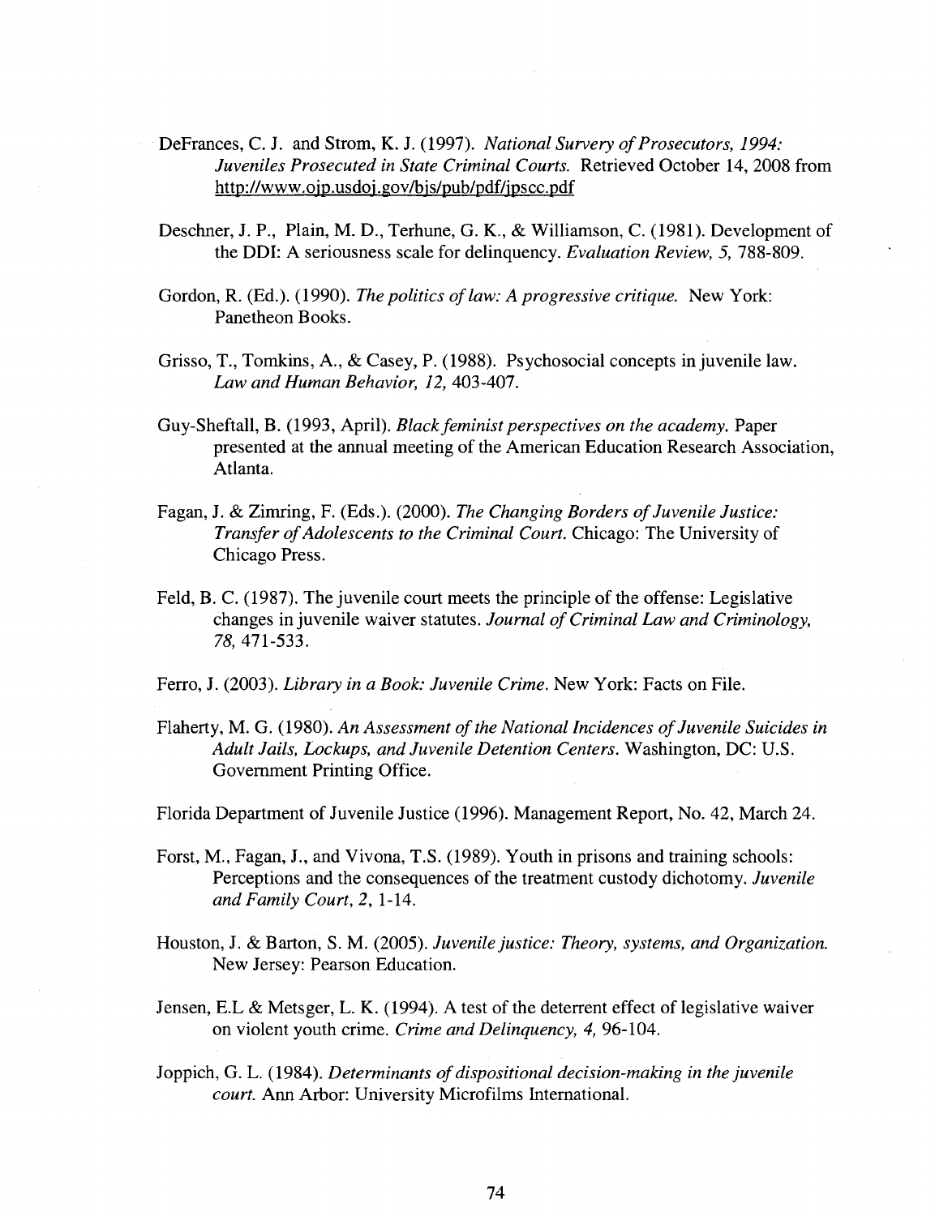DeFrances, C. J. and Strom, K. J. (1997). *National Survery of Prosecutors, 1994: Juveniles Prosecuted in State Criminal Courts.* Retrieved October 14, 2008 from http://www.ojp.usdoj.gov/bjs/pub/pdf/jpscc.pdf

Deschner, J. P., Plain, M. D., Terhune, G. K., & Williamson, C. (1981). Development of the DDI: A seriousness scale for delinquency. *Evaluation Review, 5,* 788-809.

Gordon, R. (Ed.). (1990). *The politics of law: A progressive critique.* New York: Panetheon Books.

Grisso, T., Tomkins, A., & Casey, P. (1988). Psychosocial concepts in juvenile law. *Law and Human Behavior, 12,* 403-407.

Guy-Sheftall, B. (1993, April). *Black feminist perspectives on the academy.* Paper presented at the annual meeting of the American Education Research Association, Atlanta.

Fagan, J. & Zimring, F. (Eds.). (2000). *The Changing Borders of Juvenile Justice: Transfer of Adolescents to the Criminal Court.* Chicago: The University of Chicago Press.

Feld, B. C. (1987). The juvenile court meets the principle of the offense: Legislative changes in juvenile waiver statutes. *Journal of Criminal Law and Criminology, 78,* 471-533.

Ferro, J. (2003). *Library in a Book: Juvenile Crime.* New York: Facts on File.

Flaherty, M. G. (1980). *An Assessment of the National Incidences of Juvenile Suicides in Adult Jails, Lockups, and Juvenile Detention Centers.* Washington, DC: U.S. Government Printing Office.

Florida Department of Juvenile Justice (1996). Management Report, No. 42, March 24.

Forst, M., Fagan, J., and Vivona, T.S. (1989). Youth in prisons and training schools: Perceptions and the consequences of the treatment custody dichotomy. *Juvenile and Family Court, 2,* 1-14.

Houston, J. & Barton, S. M. (2005). *Juvenile justice: Theory, systems, and Organization.* New Jersey: Pearson Education.

Jensen, E.L & Metsger, L. K. (1994). A test of the deterrent effect of legislative waiver on violent youth crime. *Crime and Delinquency, 4,* 96-104.

Joppich, G. L. (1984). *Determinants of dispositional decision-making in the juvenile court.* Ann Arbor: University Microfilms International.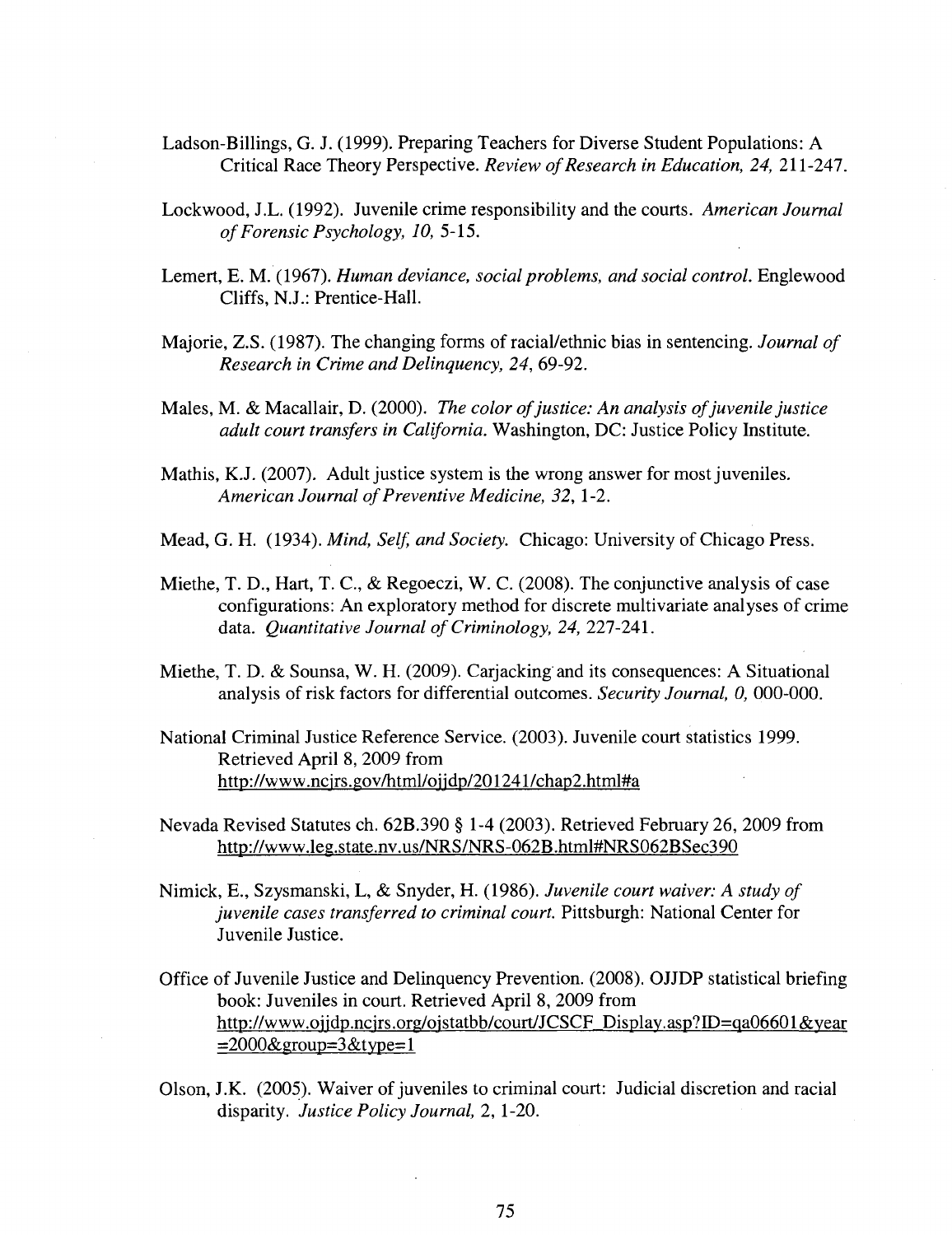Ladson-Billings, G. J. (1999). Preparing Teachers for Diverse Student Populations: A Critical Race Theory Perspective. *Review of Research in Education, 24,* 211-247.

Lockwood, J.L. (1992). Juvenile crime responsibility and the courts. *American Journal of Forensic Psychology, 10,* 5-15.

Lemert, E. M. (1967). *Human deviance, social problems, and social control.* Englewood Cliffs, N.J.: Prentice-Hall.

Majorie, Z.S. (1987). The changing forms of racial/ethnic bias in sentencing. *Journal of Research in Crime and Delinquency, 24,* 69-92.

Males, M. & Macallair, D. (2000). *The color of justice: An analysis of juvenile justice adult court transfers in California.* Washington, DC: Justice Policy Institute.

Mathis, K.J. (2007). Adult justice system is the wrong answer for most juveniles. *American Journal of Preventive Medicine, 32,* 1-2.

Mead, G. H. (1934). *Mind, Self, and Society.* Chicago: University of Chicago Press.

Miethe, T. D., Hart, T. C., & Regoeczi, W. C. (2008). The conjunctive analysis of case configurations: An exploratory method for discrete multivariate analyses of crime data. *Quantitative Journal of Criminology, 24,* 227-241.

Miethe, T. D. & Sounsa, W. H. (2009). Carjacking and its consequences: A Situational analysis of risk factors for differential outcomes. *Security Journal, 0,* 000-000.

National Criminal Justice Reference Service. (2003). Juvenile court statistics 1999. Retrieved April 8, 2009 from http://www.ncjrs.gov/html/ojjdp/201241/chap2.html#a

Nevada Revised Statutes ch. 62B.390 § 1-4 (2003). Retrieved February 26, 2009 from http://www.leg.state.nv.us/NRS/NRS-062B.html#NRS062BSec390

Nimick, E., Szysmanski, L, & Snyder, H. (1986). *Juvenile court waiver: A study of juvenile cases transferred to criminal court.* Pittsburgh: National Center for Juvenile Justice.

Office of Juvenile Justice and Delinquency Prevention. (2008). OJJDP statistical briefing book: Juveniles in court. Retrieved April 8, 2009 from http://www.ojjdp.ncjrs.org/ojstatbb/court/JCSCF_Display.asp?ID=qa06601&year=2000&group=3&type=1

Olson, J.K. (2005). Waiver of juveniles to criminal court: Judicial discretion and racial disparity. *Justice Policy Journal,* 2, 1-20.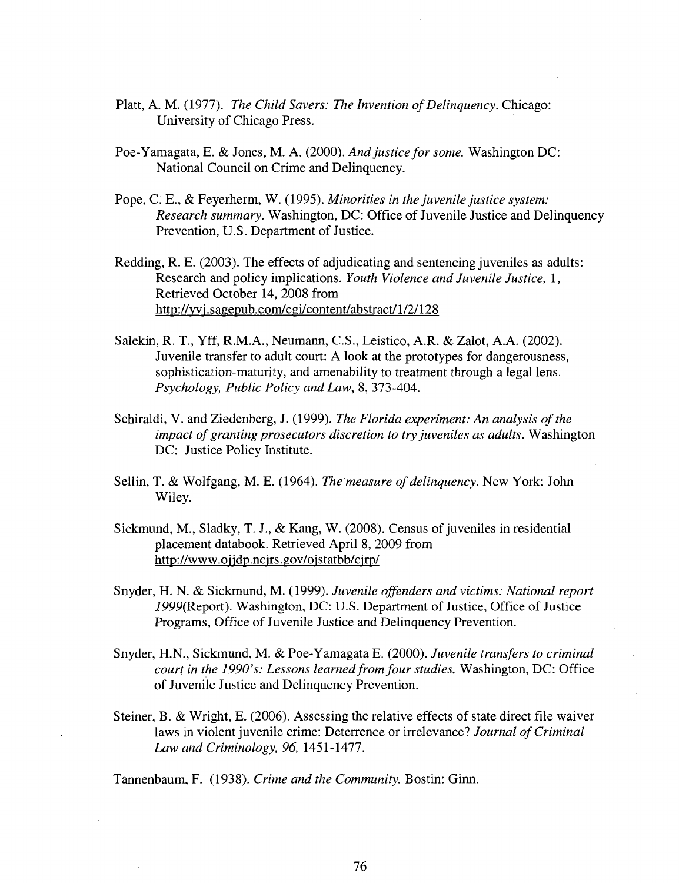Platt, A. M. (1977). *The Child Savers: The Invention of Delinquency*. Chicago: University of Chicago Press.

Poe-Yamagata, E. & Jones, M. A. (2000). *And justice for some.* Washington DC: National Council on Crime and Delinquency.

Pope, C. E., & Feyerherm, W. (1995). *Minorities in the juvenile justice system: Research summary.* Washington, DC: Office of Juvenile Justice and Delinquency Prevention, U.S. Department of Justice.

Redding, R. E. (2003). The effects of adjudicating and sentencing juveniles as adults: Research and policy implications. *Youth Violence and Juvenile Justice,* 1, Retrieved October 14, 2008 from http://yvj.sagepub.com/cgi/content/abstract/1/2/128

Salekin, R. T., Yff, R.M.A., Neumann, C.S., Leistico, A.R. & Zalot, A.A. (2002). Juvenile transfer to adult court: A look at the prototypes for dangerousness, sophistication-maturity, and amenability to treatment through a legal lens. *Psychology, Public Policy and Law*, 8, 373-404.

Schiraldi, V. and Ziedenberg, J. (1999). *The Florida experiment: An analysis of the impact of granting prosecutors discretion to try juveniles as adults.* Washington DC: Justice Policy Institute.

Sellin, T. & Wolfgang, M. E. (1964). *The measure of delinquency.* New York: John Wiley.

Sickmund, M., Sladky, T. J., & Kang, W. (2008). Census of juveniles in residential placement databook. Retrieved April 8, 2009 from http://www.ojjdp.ncjrs.gov/ojstatbb/cjrp/

Snyder, H. N. & Sickmund, M. (1999). *Juvenile offenders and victims: National report 1999*(Report). Washington, DC: U.S. Department of Justice, Office of Justice Programs, Office of Juvenile Justice and Delinquency Prevention.

Snyder, H.N., Sickmund, M. & Poe-Yamagata E. (2000). *Juvenile transfers to criminal court in the 1990's: Lessons learned from four studies.* Washington, DC: Office of Juvenile Justice and Delinquency Prevention.

Steiner, B. & Wright, E. (2006). Assessing the relative effects of state direct file waiver laws in violent juvenile crime: Deterrence or irrelevance? *Journal of Criminal Law and Criminology, 96,* 1451-1477.

Tannenbaum, F. (1938). *Crime and the Community.* Bostin: Ginn.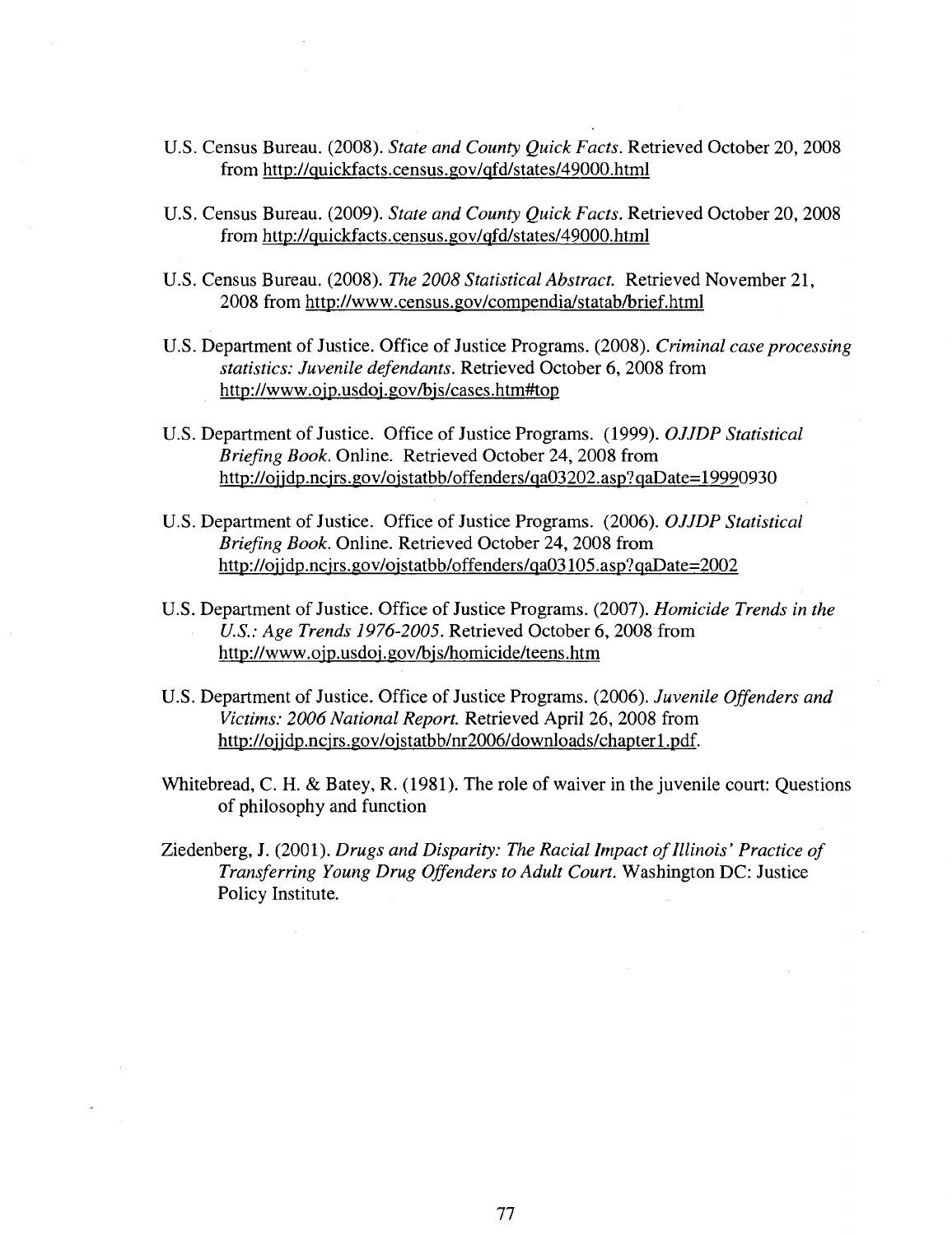U.S. Census Bureau. (2008). *State and County Quick Facts.* Retrieved October 20, 2008 from http://quickfacts.census.gov/qfd/states/49000.html

U.S. Census Bureau. (2009). *State and County Quick Facts.* Retrieved October 20, 2008 from http://quickfacts.census.gov/qfd/states/49000.html

U.S. Census Bureau. (2008). *The 2008 Statistical Abstract.* Retrieved November 21, 2008 from http://www.census.gov/compendia/statab/brief.html

U.S. Department of Justice. Office of Justice Programs. (2008). *Criminal case processing statistics: Juvenile defendants.* Retrieved October 6, 2008 from http://www.ojp.usdoj.gov/bjs/cases.htm#top

U.S. Department of Justice. Office of Justice Programs. (1999). *OJJDP Statistical Briefing Book.* Online. Retrieved October 24, 2008 from http://ojjdp.ncjrs.gov/ojstatbb/offenders/qa03202.asp?qaDate=19990930

U.S. Department of Justice. Office of Justice Programs. (2006). *OJJDP Statistical Briefing Book.* Online. Retrieved October 24, 2008 from http://ojjdp.ncjrs.gov/ojstatbb/offenders/qa03105.asp?qaDate=2002

U.S. Department of Justice. Office of Justice Programs. (2007). *Homicide Trends in the U.S.: Age Trends 1976-2005.* Retrieved October 6, 2008 from http://www.ojp.usdoj.gov/bjs/homicide/teens.htm

U.S. Department of Justice. Office of Justice Programs. (2006). *Juvenile Offenders and Victims: 2006 National Report.* Retrieved April 26, 2008 from http://ojjdp.ncjrs.gov/ojstatbb/nr2006/downloads/chapter1.pdf.

Whitebread, C. H. & Batey, R. (1981). The role of waiver in the juvenile court: Questions of philosophy and function

Ziedenberg, J. (2001). *Drugs and Disparity: The Racial Impact of Illinois' Practice of Transferring Young Drug Offenders to Adult Court.* Washington DC: Justice Policy Institute.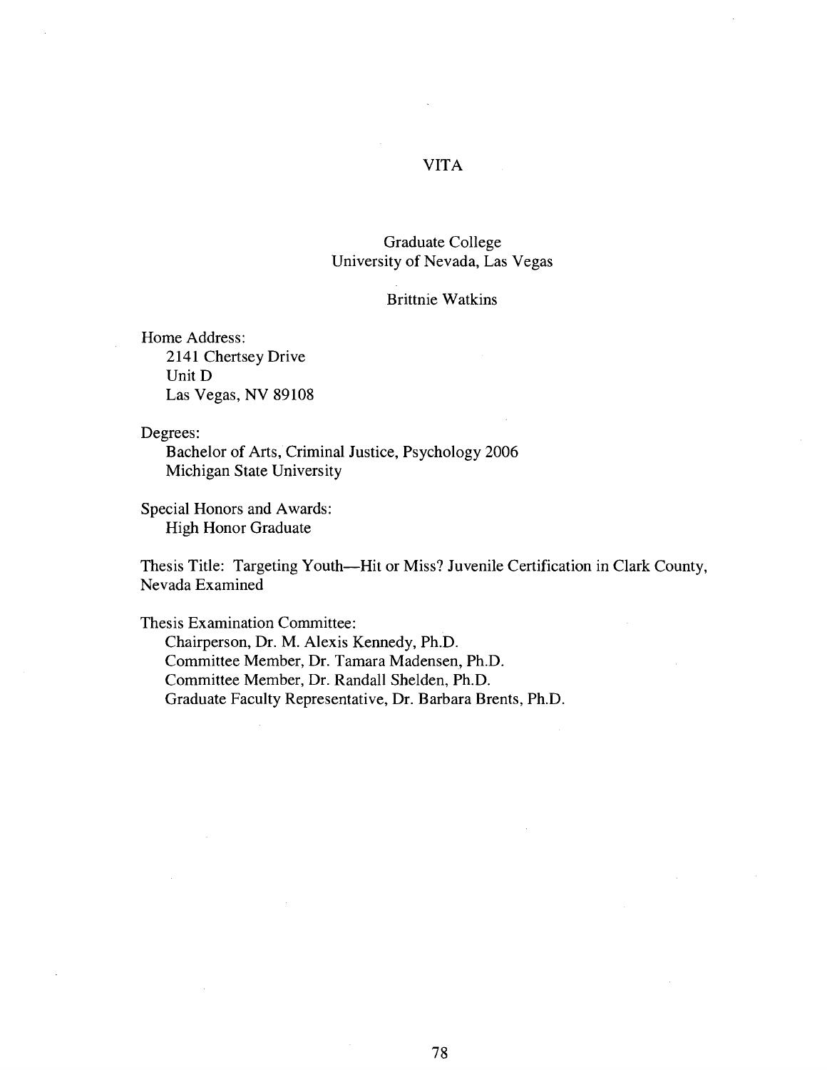# VITA

Graduate College
University of Nevada, Las Vegas

Brittnie Watkins

Home Address:
2141 Chertsey Drive
Unit D
Las Vegas, NV 89108

Degrees:
Bachelor of Arts, Criminal Justice, Psychology 2006
Michigan State University

Special Honors and Awards:
High Honor Graduate

Thesis Title: Targeting Youth—Hit or Miss? Juvenile Certification in Clark County, Nevada Examined

Thesis Examination Committee:
Chairperson, Dr. M. Alexis Kennedy, Ph.D.
Committee Member, Dr. Tamara Madensen, Ph.D.
Committee Member, Dr. Randall Shelden, Ph.D.
Graduate Faculty Representative, Dr. Barbara Brents, Ph.D.